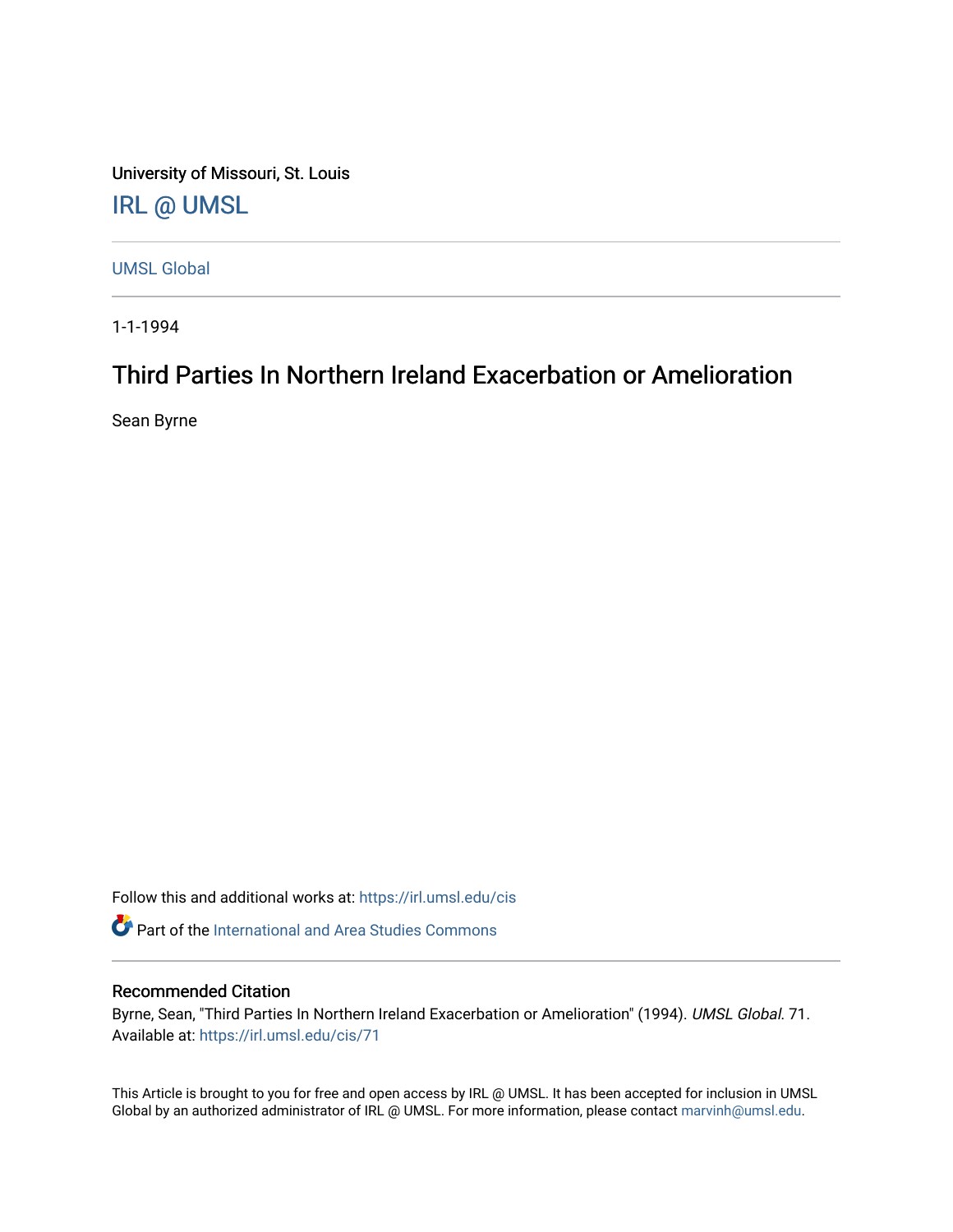University of Missouri, St. Louis

IRL @ UMSL

UMSL Global

1-1-1994

# Third Parties In Northern Ireland Exacerbation or Amelioration

Sean Byrne

Follow this and additional works at: https://irl.umsl.edu/cis

Part of the International and Area Studies Commons

## Recommended Citation

Byrne, Sean, "Third Parties In Northern Ireland Exacerbation or Amelioration" (1994). *UMSL Global*. 71.
Available at: https://irl.umsl.edu/cis/71

This Article is brought to you for free and open access by IRL @ UMSL. It has been accepted for inclusion in UMSL Global by an authorized administrator of IRL @ UMSL. For more information, please contact marvinh@umsl.edu.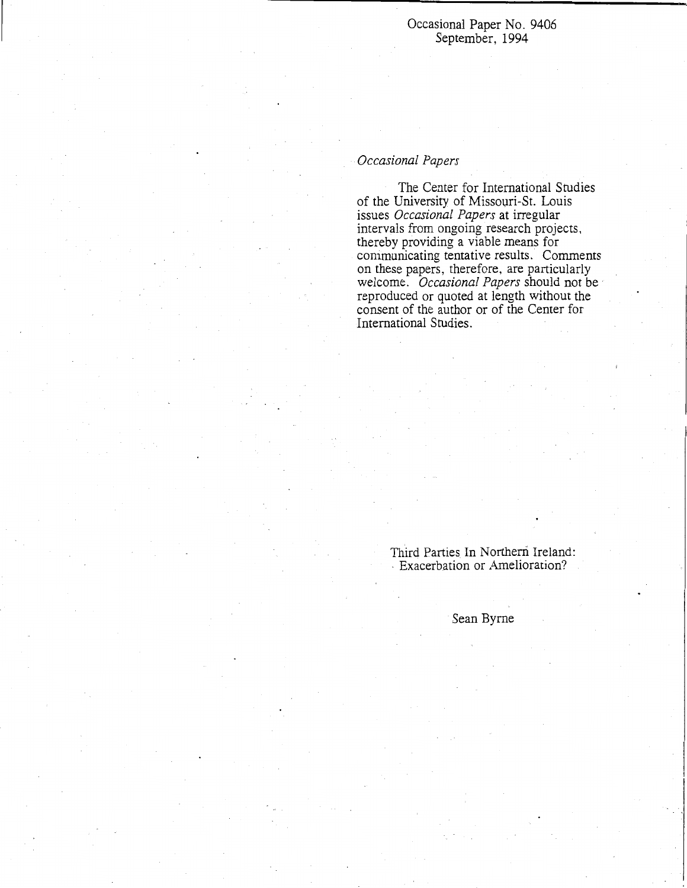Occasional Paper No. 9406
September, 1994

*Occasional Papers*

The Center for International Studies of the University of Missouri-St. Louis issues *Occasional Papers* at irregular intervals from ongoing research projects, thereby providing a viable means for communicating tentative results. Comments on these papers, therefore, are particularly welcome. *Occasional Papers* should not be reproduced or quoted at length without the consent of the author or of the Center for International Studies.

# Third Parties In Northern Ireland: Exacerbation or Amelioration?

Sean Byrne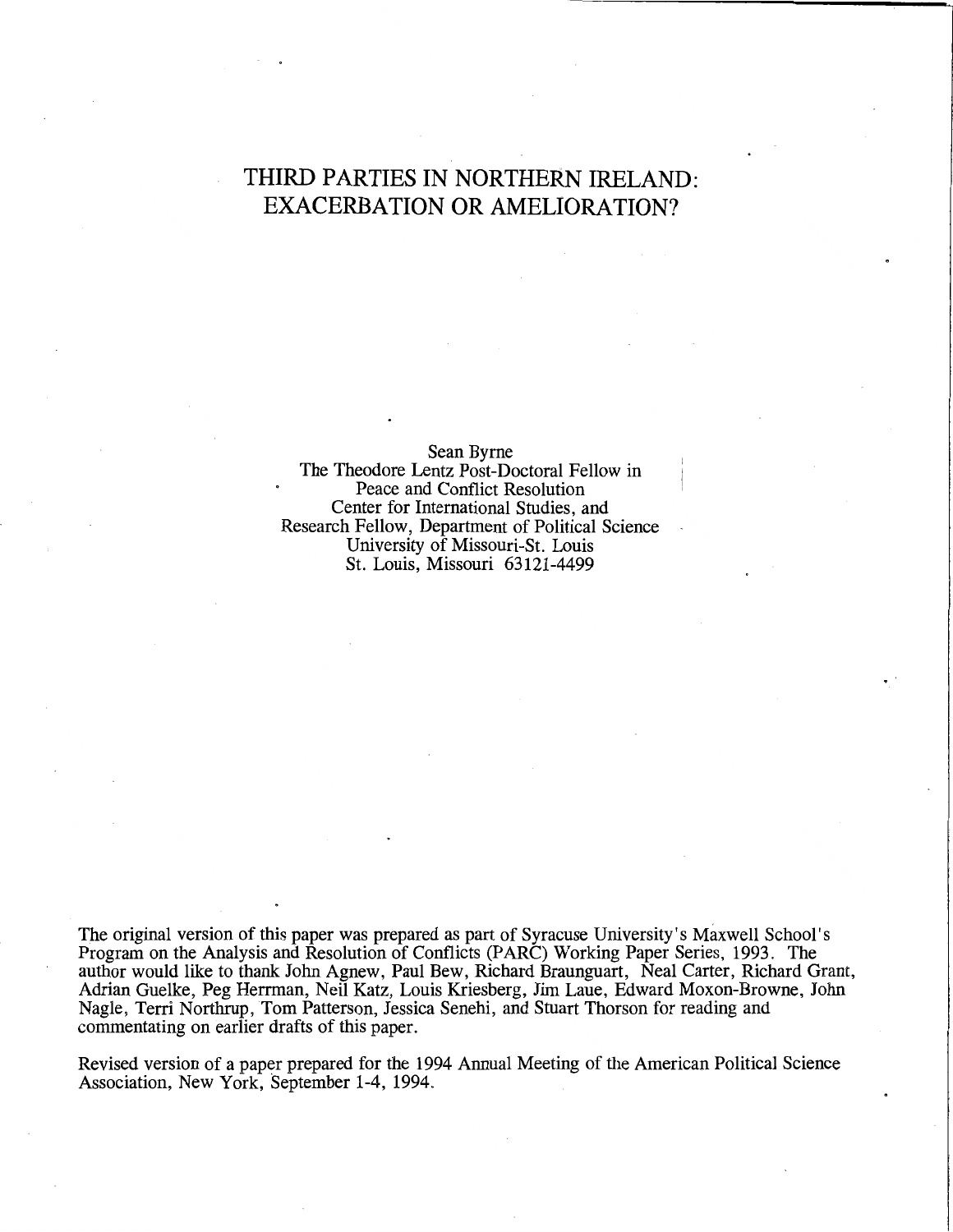# THIRD PARTIES IN NORTHERN IRELAND: EXACERBATION OR AMELIORATION?

Sean Byrne  
The Theodore Lentz Post-Doctoral Fellow in  
Peace and Conflict Resolution  
Center for International Studies, and  
Research Fellow, Department of Political Science  
University of Missouri-St. Louis  
St. Louis, Missouri 63121-4499

The original version of this paper was prepared as part of Syracuse University's Maxwell School's Program on the Analysis and Resolution of Conflicts (PARC) Working Paper Series, 1993. The author would like to thank John Agnew, Paul Bew, Richard Braunguart, Neal Carter, Richard Grant, Adrian Guelke, Peg Herrman, Neil Katz, Louis Kriesberg, Jim Laue, Edward Moxon-Browne, John Nagle, Terri Northrup, Tom Patterson, Jessica Senehi, and Stuart Thorson for reading and commentating on earlier drafts of this paper.

Revised version of a paper prepared for the 1994 Annual Meeting of the American Political Science Association, New York, September 1-4, 1994.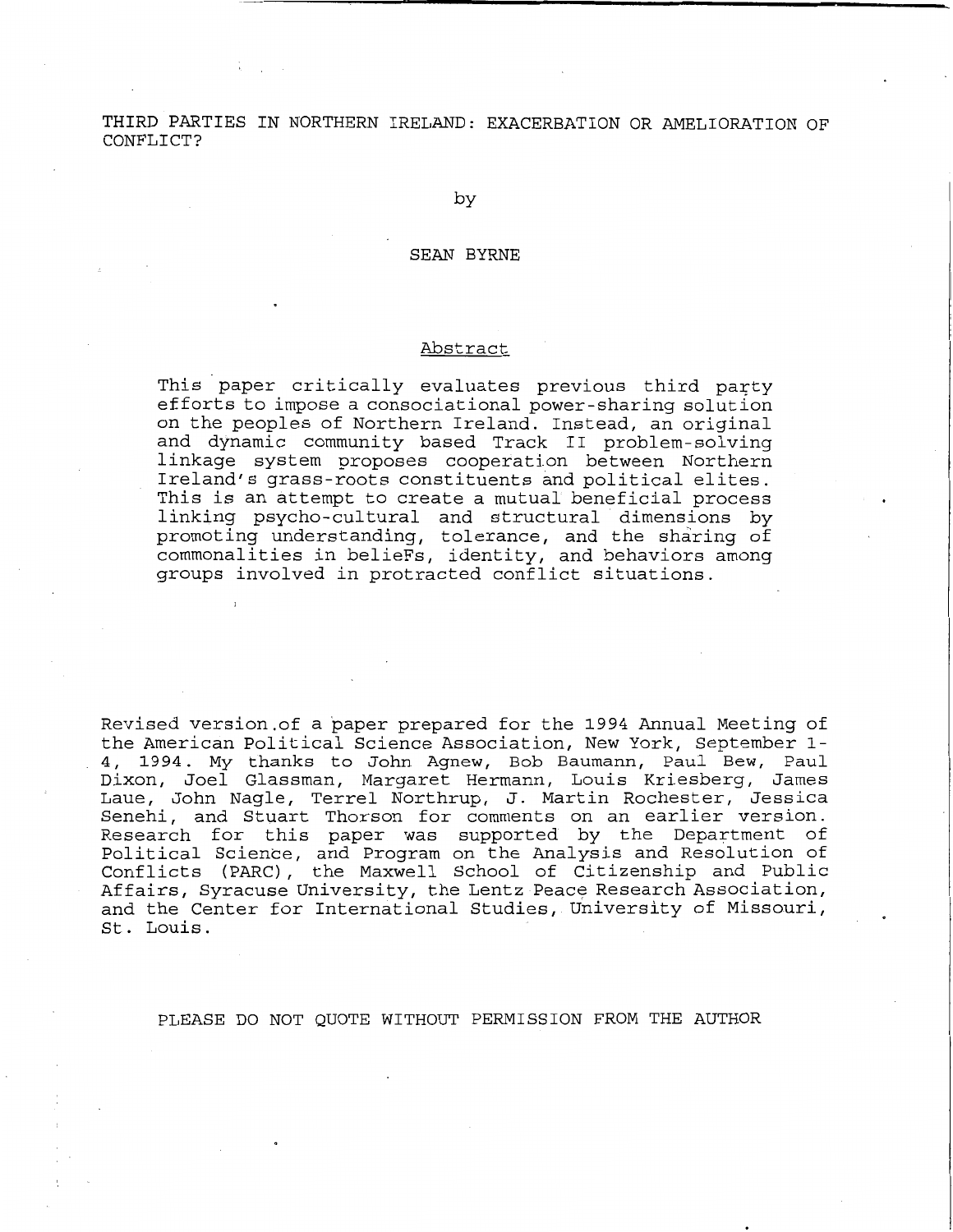# THIRD PARTIES IN NORTHERN IRELAND: EXACERBATION OR AMELIORATION OF CONFLICT?

by

SEAN BYRNE

## Abstract

This paper critically evaluates previous third party efforts to impose a consociational power-sharing solution on the peoples of Northern Ireland. Instead, an original and dynamic community based Track II problem-solving linkage system proposes cooperation between Northern Ireland's grass-roots constituents and political elites. This is an attempt to create a mutual beneficial process linking psycho-cultural and structural dimensions by promoting understanding, tolerance, and the sharing of commonalities in beliefs, identity, and behaviors among groups involved in protracted conflict situations.

Revised version of a paper prepared for the 1994 Annual Meeting of the American Political Science Association, New York, September 1-4, 1994. My thanks to John Agnew, Bob Baumann, Paul Bew, Paul Dixon, Joel Glassman, Margaret Hermann, Louis Kriesberg, James Laue, John Nagle, Terrel Northrup, J. Martin Rochester, Jessica Senehi, and Stuart Thorson for comments on an earlier version. Research for this paper was supported by the Department of Political Science, and Program on the Analysis and Resolution of Conflicts (PARC), the Maxwell School of Citizenship and Public Affairs, Syracuse University, the Lentz Peace Research Association, and the Center for International Studies, University of Missouri, St. Louis.

PLEASE DO NOT QUOTE WITHOUT PERMISSION FROM THE AUTHOR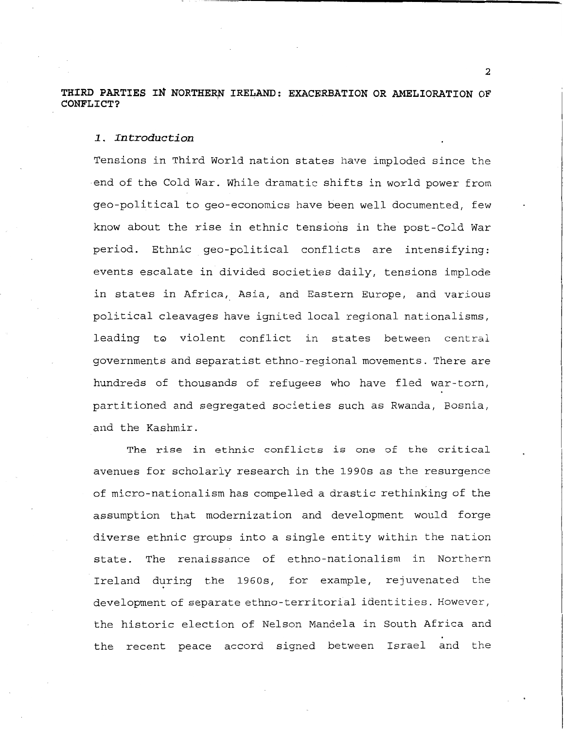# THIRD PARTIES IN NORTHERN IRELAND: EXACERBATION OR AMELIORATION OF CONFLICT?

## *1. Introduction*

Tensions in Third World nation states have imploded since the end of the Cold War. While dramatic shifts in world power from geo-political to geo-economics have been well documented, few know about the rise in ethnic tensions in the post-Cold War period. Ethnic geo-political conflicts are intensifying: events escalate in divided societies daily, tensions implode in states in Africa, Asia, and Eastern Europe, and various political cleavages have ignited local regional nationalisms, leading to violent conflict in states between central governments and separatist ethno-regional movements. There are hundreds of thousands of refugees who have fled war-torn, partitioned and segregated societies such as Rwanda, Bosnia, and the Kashmir.

The rise in ethnic conflicts is one of the critical avenues for scholarly research in the 1990s as the resurgence of micro-nationalism has compelled a drastic rethinking of the assumption that modernization and development would forge diverse ethnic groups into a single entity within the nation state. The renaissance of ethno-nationalism in Northern Ireland during the 1960s, for example, rejuvenated the development of separate ethno-territorial identities. However, the historic election of Nelson Mandela in South Africa and the recent peace accord signed between Israel and the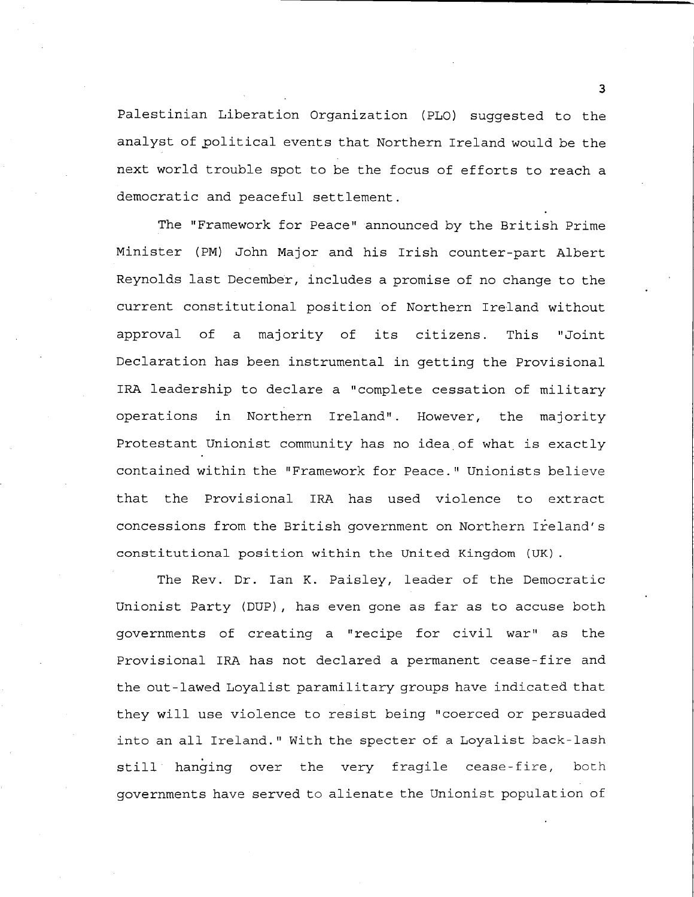Palestinian Liberation Organization (PLO) suggested to the analyst of political events that Northern Ireland would be the next world trouble spot to be the focus of efforts to reach a democratic and peaceful settlement.

The "Framework for Peace" announced by the British Prime Minister (PM) John Major and his Irish counter-part Albert Reynolds last December, includes a promise of no change to the current constitutional position of Northern Ireland without approval of a majority of its citizens. This "Joint Declaration has been instrumental in getting the Provisional IRA leadership to declare a "complete cessation of military operations in Northern Ireland". However, the majority Protestant Unionist community has no idea of what is exactly contained within the "Framework for Peace." Unionists believe that the Provisional IRA has used violence to extract concessions from the British government on Northern Ireland's constitutional position within the United Kingdom (UK).

The Rev. Dr. Ian K. Paisley, leader of the Democratic Unionist Party (DUP), has even gone as far as to accuse both governments of creating a "recipe for civil war" as the Provisional IRA has not declared a permanent cease-fire and the out-lawed Loyalist paramilitary groups have indicated that they will use violence to resist being "coerced or persuaded into an all Ireland." With the specter of a Loyalist back-lash still hanging over the very fragile cease-fire, both governments have served to alienate the Unionist population of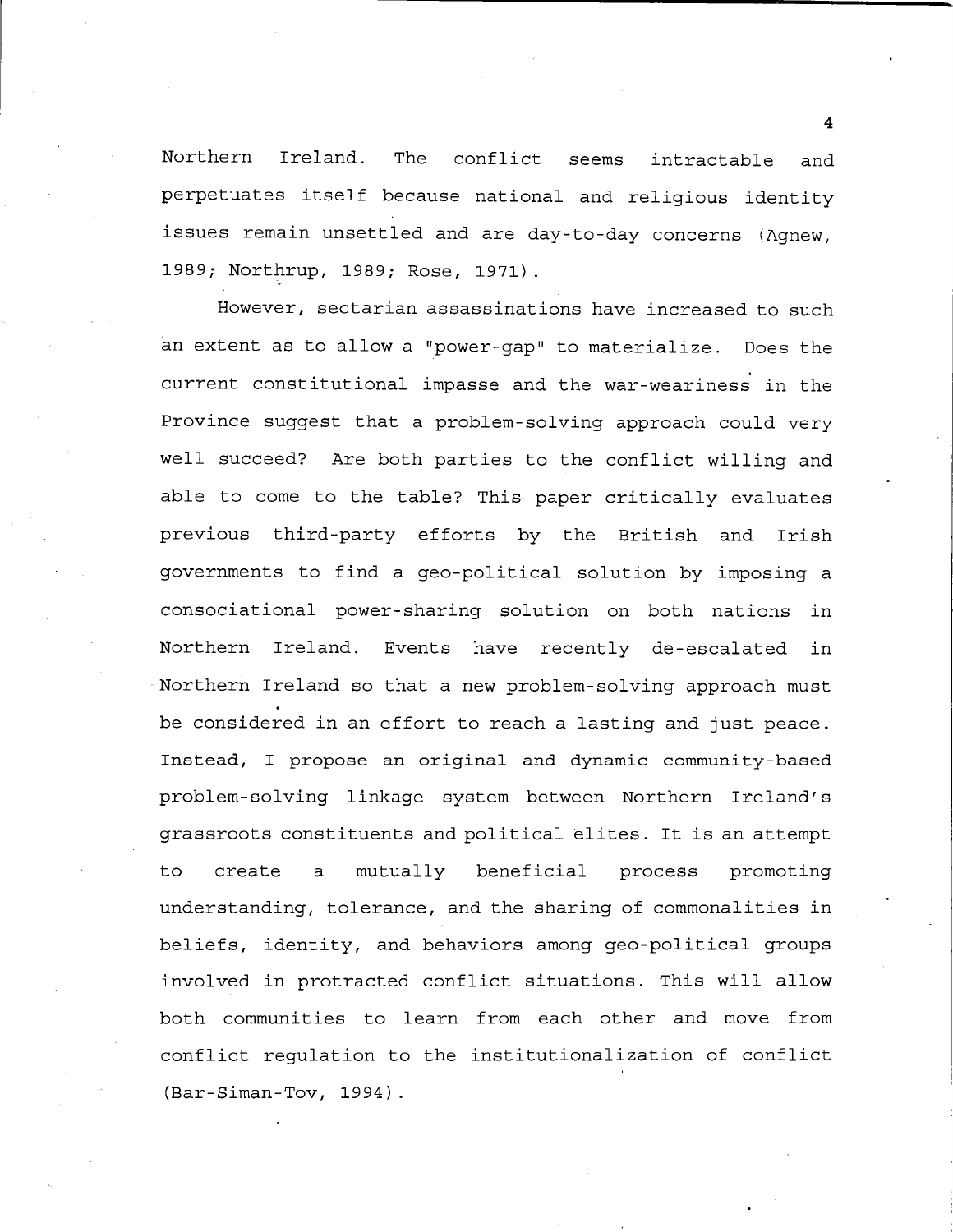Northern Ireland. The conflict seems intractable and perpetuates itself because national and religious identity issues remain unsettled and are day-to-day concerns (Agnew, 1989; Northrup, 1989; Rose, 1971).

However, sectarian assassinations have increased to such an extent as to allow a "power-gap" to materialize. Does the current constitutional impasse and the war-weariness in the Province suggest that a problem-solving approach could very well succeed? Are both parties to the conflict willing and able to come to the table? This paper critically evaluates previous third-party efforts by the British and Irish governments to find a geo-political solution by imposing a consociational power-sharing solution on both nations in Northern Ireland. Events have recently de-escalated in Northern Ireland so that a new problem-solving approach must be considered in an effort to reach a lasting and just peace. Instead, I propose an original and dynamic community-based problem-solving linkage system between Northern Ireland's grassroots constituents and political elites. It is an attempt to create a mutually beneficial process promoting understanding, tolerance, and the sharing of commonalities in beliefs, identity, and behaviors among geo-political groups involved in protracted conflict situations. This will allow both communities to learn from each other and move from conflict regulation to the institutionalization of conflict (Bar-Siman-Tov, 1994).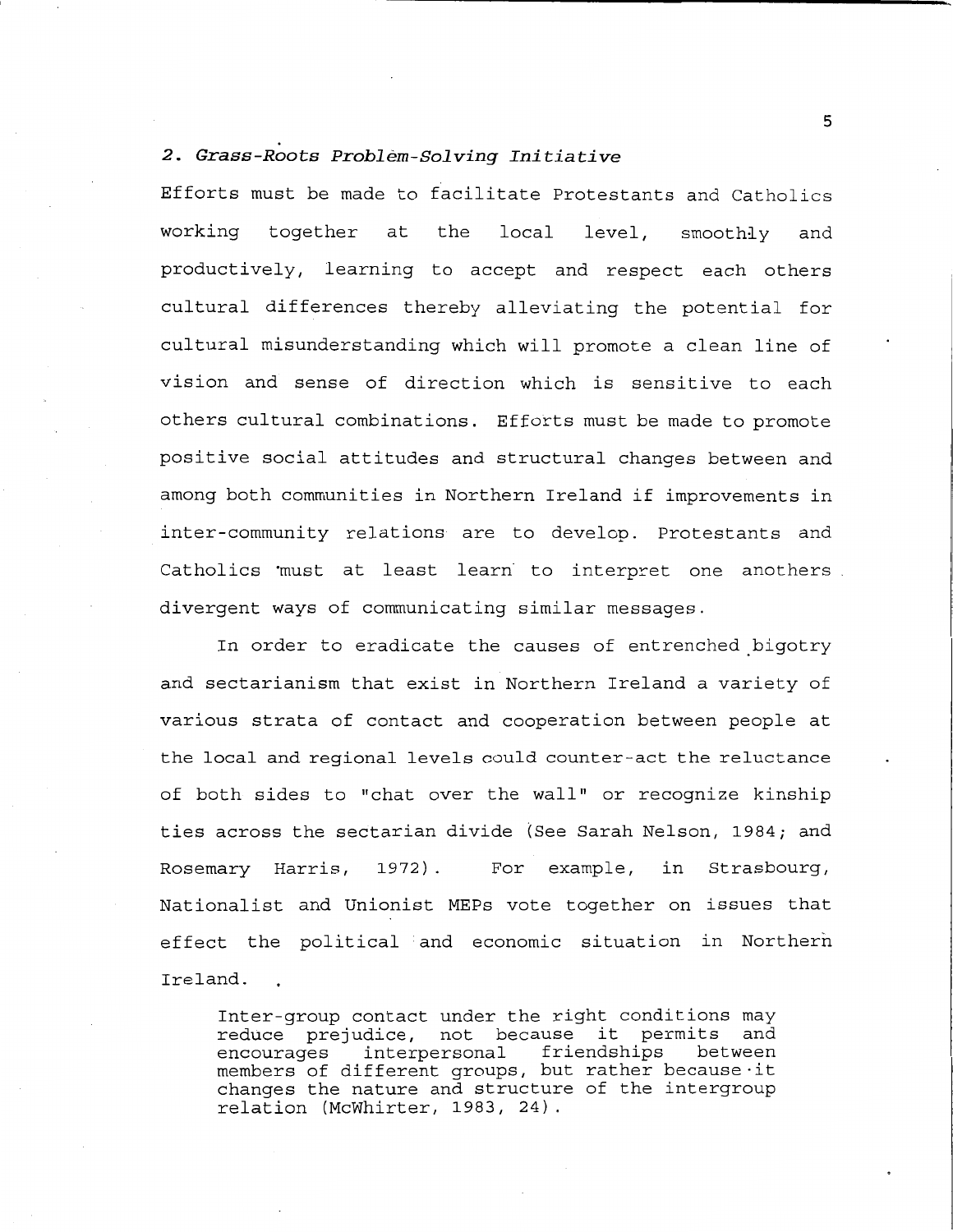### *2. Grass-Roots Problem-Solving Initiative*

Efforts must be made to facilitate Protestants and Catholics working together at the local level, smoothly and productively, learning to accept and respect each others cultural differences thereby alleviating the potential for cultural misunderstanding which will promote a clean line of vision and sense of direction which is sensitive to each others cultural combinations. Efforts must be made to promote positive social attitudes and structural changes between and among both communities in Northern Ireland if improvements in inter-community relations are to develop. Protestants and Catholics must at least learn to interpret one anothers divergent ways of communicating similar messages.

In order to eradicate the causes of entrenched bigotry and sectarianism that exist in Northern Ireland a variety of various strata of contact and cooperation between people at the local and regional levels could counter-act the reluctance of both sides to "chat over the wall" or recognize kinship ties across the sectarian divide (See Sarah Nelson, 1984; and Rosemary Harris, 1972). For example, in Strasbourg, Nationalist and Unionist MEPs vote together on issues that effect the political and economic situation in Northern Ireland.

> Inter-group contact under the right conditions may reduce prejudice, not because it permits and encourages interpersonal friendships between members of different groups, but rather because it changes the nature and structure of the intergroup relation (McWhirter, 1983, 24).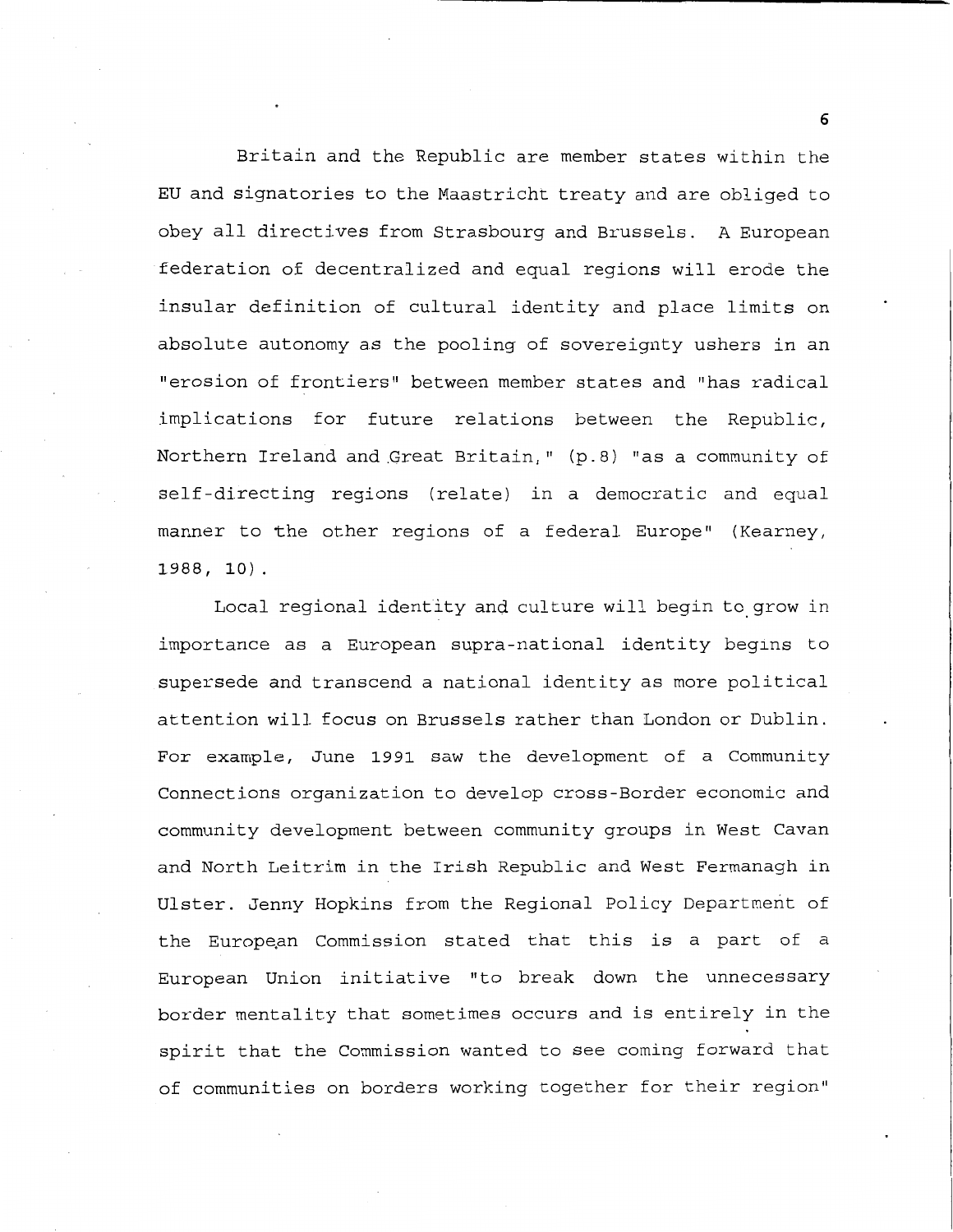Britain and the Republic are member states within the EU and signatories to the Maastricht treaty and are obliged to obey all directives from Strasbourg and Brussels. A European federation of decentralized and equal regions will erode the insular definition of cultural identity and place limits on absolute autonomy as the pooling of sovereignty ushers in an "erosion of frontiers" between member states and "has radical implications for future relations between the Republic, Northern Ireland and Great Britain," (p.8) "as a community of self-directing regions (relate) in a democratic and equal manner to the other regions of a federal Europe" (Kearney, 1988, 10).

Local regional identity and culture will begin to grow in importance as a European supra-national identity begins to supersede and transcend a national identity as more political attention will focus on Brussels rather than London or Dublin. For example, June 1991 saw the development of a Community Connections organization to develop cross-Border economic and community development between community groups in West Cavan and North Leitrim in the Irish Republic and West Fermanagh in Ulster. Jenny Hopkins from the Regional Policy Department of the European Commission stated that this is a part of a European Union initiative "to break down the unnecessary border mentality that sometimes occurs and is entirely in the spirit that the Commission wanted to see coming forward that of communities on borders working together for their region"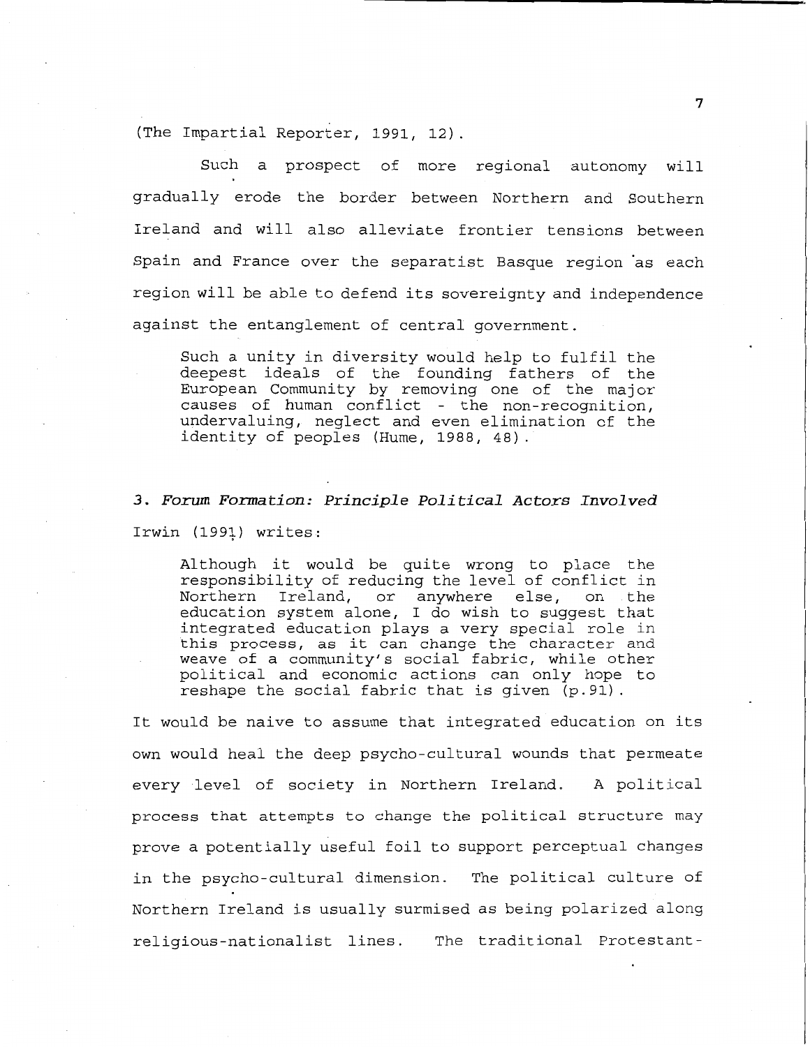(The Impartial Reporter, 1991, 12).

Such a prospect of more regional autonomy will gradually erode the border between Northern and Southern Ireland and will also alleviate frontier tensions between Spain and France over the separatist Basque region as each region will be able to defend its sovereignty and independence against the entanglement of central government.

> Such a unity in diversity would help to fulfil the deepest ideals of the founding fathers of the European Community by removing one of the major causes of human conflict - the non-recognition, undervaluing, neglect and even elimination of the identity of peoples (Hume, 1988, 48).

### 3. *Forum Formation: Principle Political Actors Involved*

Irwin (1991) writes:

> Although it would be quite wrong to place the responsibility of reducing the level of conflict in Northern Ireland, or anywhere else, on the education system alone, I do wish to suggest that integrated education plays a very special role in this process, as it can change the character and weave of a community's social fabric, while other political and economic actions can only hope to reshape the social fabric that is given (p.91).

It would be naive to assume that integrated education on its own would heal the deep psycho-cultural wounds that permeate every level of society in Northern Ireland. A political process that attempts to change the political structure may prove a potentially useful foil to support perceptual changes in the psycho-cultural dimension. The political culture of Northern Ireland is usually surmised as being polarized along religious-nationalist lines. The traditional Protestant-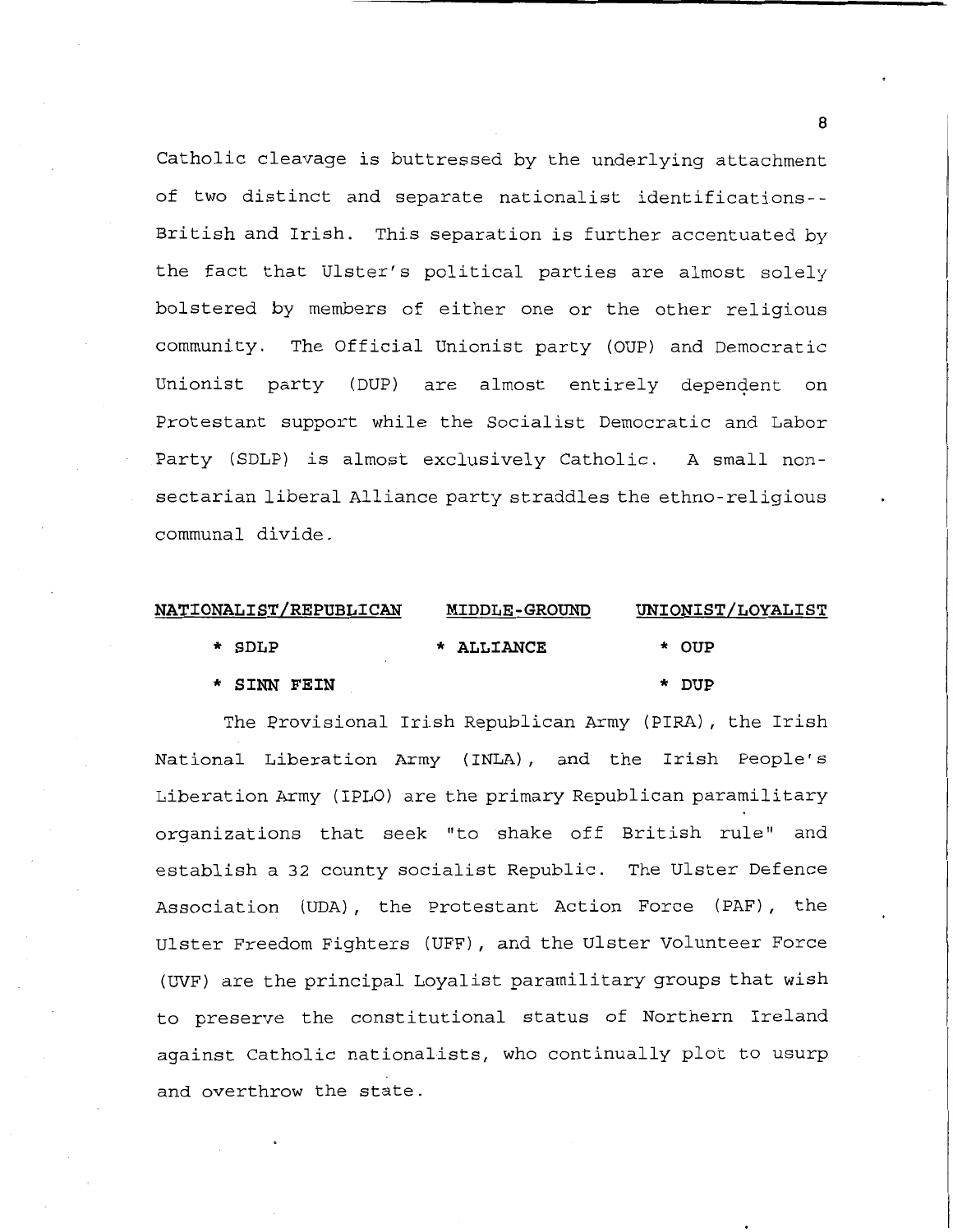Catholic cleavage is buttressed by the underlying attachment of two distinct and separate nationalist identifications--British and Irish. This separation is further accentuated by the fact that Ulster's political parties are almost solely bolstered by members of either one or the other religious community. The Official Unionist party (OUP) and Democratic Unionist party (DUP) are almost entirely dependent on Protestant support while the Socialist Democratic and Labor Party (SDLP) is almost exclusively Catholic. A small non-sectarian liberal Alliance party straddles the ethno-religious communal divide.

| NATIONALIST/REPUBLICAN | MIDDLE-GROUND | UNIONIST/LOYALIST |
|---|---|---|
| * SDLP | * ALLIANCE | * OUP |
| * SINN FEIN | | * DUP |

The Provisional Irish Republican Army (PIRA), the Irish National Liberation Army (INLA), and the Irish People's Liberation Army (IPLO) are the primary Republican paramilitary organizations that seek "to shake off British rule" and establish a 32 county socialist Republic. The Ulster Defence Association (UDA), the Protestant Action Force (PAF), the Ulster Freedom Fighters (UFF), and the Ulster Volunteer Force (UVF) are the principal Loyalist paramilitary groups that wish to preserve the constitutional status of Northern Ireland against Catholic nationalists, who continually plot to usurp and overthrow the state.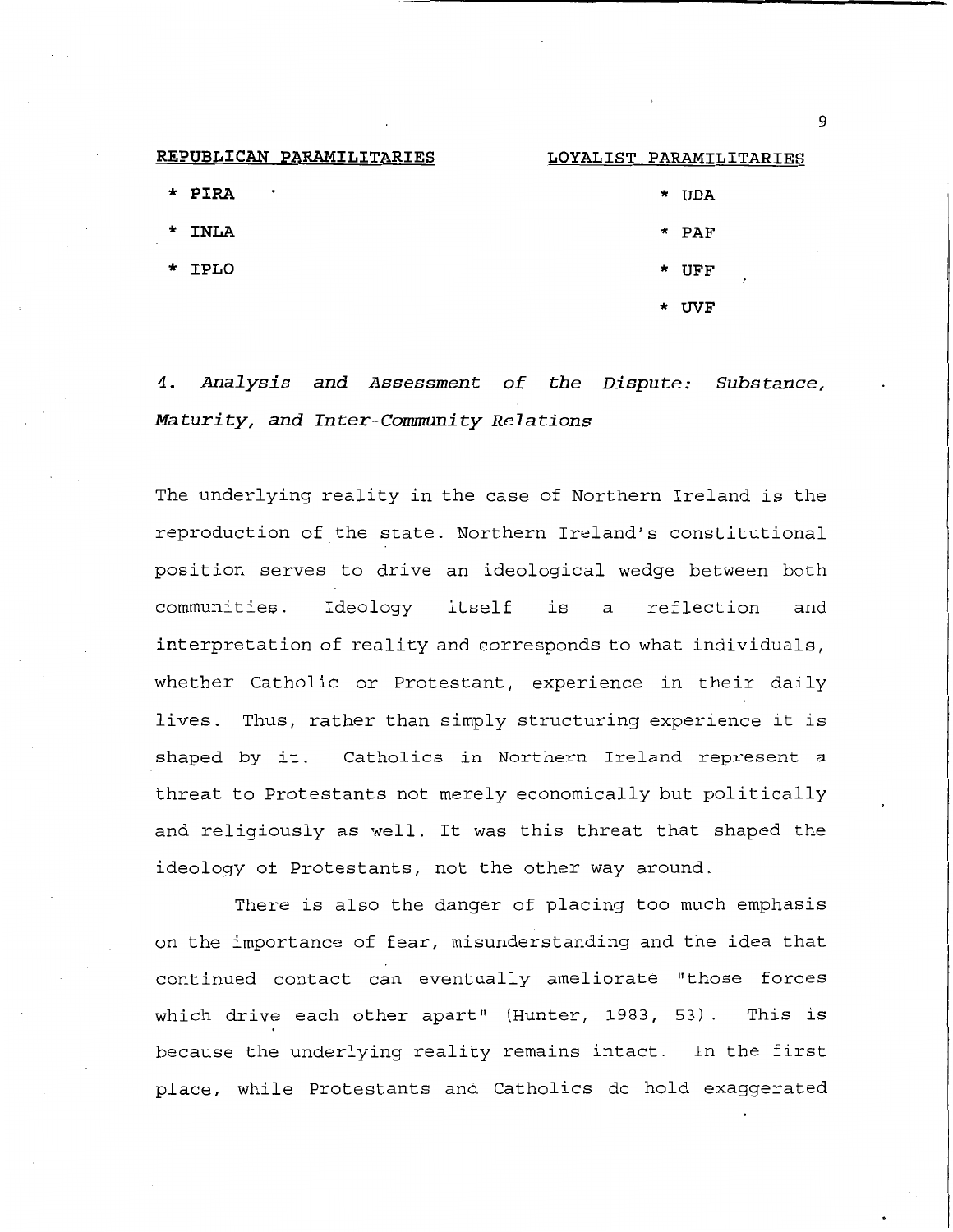| REPUBLICAN PARAMILITARIES | LOYALIST PARAMILITARIES |
| --- | --- |
| * PIRA | * UDA |
| * INLA | * PAF |
| * IPLO | * UFF |
| | * UVF |

### 4. *Analysis and Assessment of the Dispute: Substance, Maturity, and Inter-Community Relations*

The underlying reality in the case of Northern Ireland is the reproduction of the state. Northern Ireland's constitutional position serves to drive an ideological wedge between both communities. Ideology itself is a reflection and interpretation of reality and corresponds to what individuals, whether Catholic or Protestant, experience in their daily lives. Thus, rather than simply structuring experience it is shaped by it. Catholics in Northern Ireland represent a threat to Protestants not merely economically but politically and religiously as well. It was this threat that shaped the ideology of Protestants, not the other way around.

There is also the danger of placing too much emphasis on the importance of fear, misunderstanding and the idea that continued contact can eventually ameliorate "those forces which drive each other apart" (Hunter, 1983, 53). This is because the underlying reality remains intact. In the first place, while Protestants and Catholics do hold exaggerated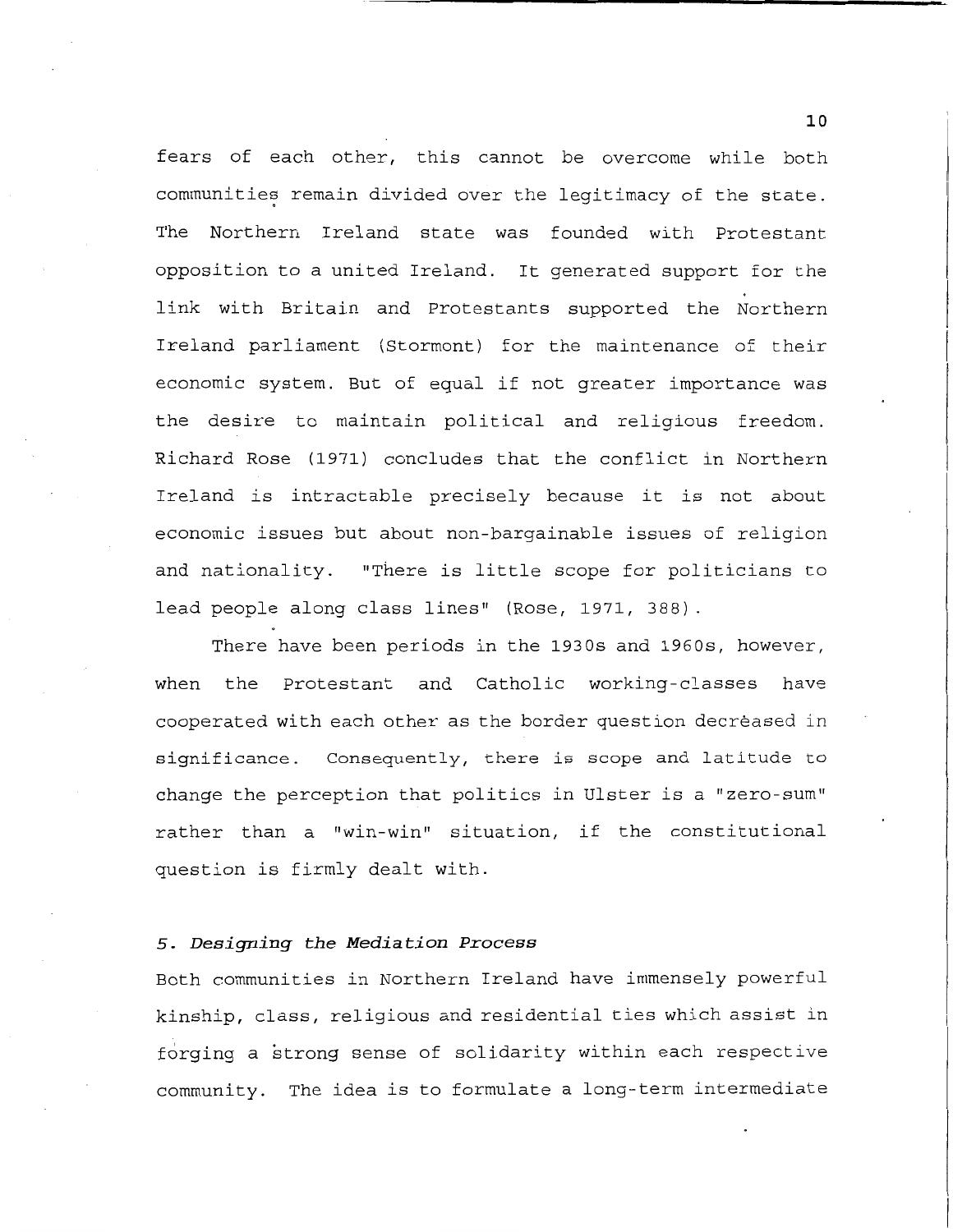fears of each other, this cannot be overcome while both communities remain divided over the legitimacy of the state. The Northern Ireland state was founded with Protestant opposition to a united Ireland. It generated support for the link with Britain and Protestants supported the Northern Ireland parliament (Stormont) for the maintenance of their economic system. But of equal if not greater importance was the desire to maintain political and religious freedom. Richard Rose (1971) concludes that the conflict in Northern Ireland is intractable precisely because it is not about economic issues but about non-bargainable issues of religion and nationality. "There is little scope for politicians to lead people along class lines" (Rose, 1971, 388).

There have been periods in the 1930s and 1960s, however, when the Protestant and Catholic working-classes have cooperated with each other as the border question decreased in significance. Consequently, there is scope and latitude to change the perception that politics in Ulster is a "zero-sum" rather than a "win-win" situation, if the constitutional question is firmly dealt with.

### *5. Designing the Mediation Process*

Both communities in Northern Ireland have immensely powerful kinship, class, religious and residential ties which assist in forging a strong sense of solidarity within each respective community. The idea is to formulate a long-term intermediate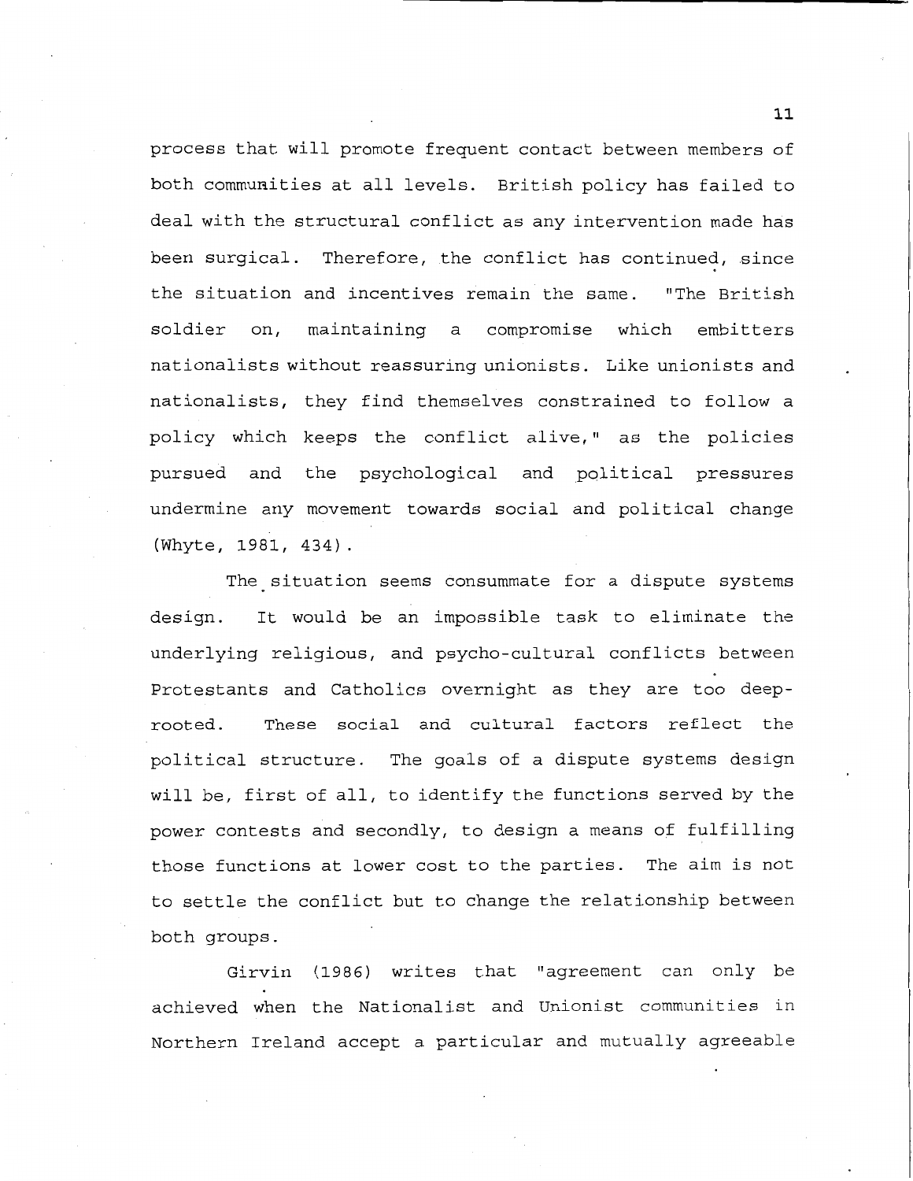process that will promote frequent contact between members of both communities at all levels. British policy has failed to deal with the structural conflict as any intervention made has been surgical. Therefore, the conflict has continued, since the situation and incentives remain the same. "The British soldier on, maintaining a compromise which embitters nationalists without reassuring unionists. Like unionists and nationalists, they find themselves constrained to follow a policy which keeps the conflict alive," as the policies pursued and the psychological and political pressures undermine any movement towards social and political change (Whyte, 1981, 434).

The situation seems consummate for a dispute systems design. It would be an impossible task to eliminate the underlying religious, and psycho-cultural conflicts between Protestants and Catholics overnight as they are too deep-rooted. These social and cultural factors reflect the political structure. The goals of a dispute systems design will be, first of all, to identify the functions served by the power contests and secondly, to design a means of fulfilling those functions at lower cost to the parties. The aim is not to settle the conflict but to change the relationship between both groups.

Girvin (1986) writes that "agreement can only be achieved when the Nationalist and Unionist communities in Northern Ireland accept a particular and mutually agreeable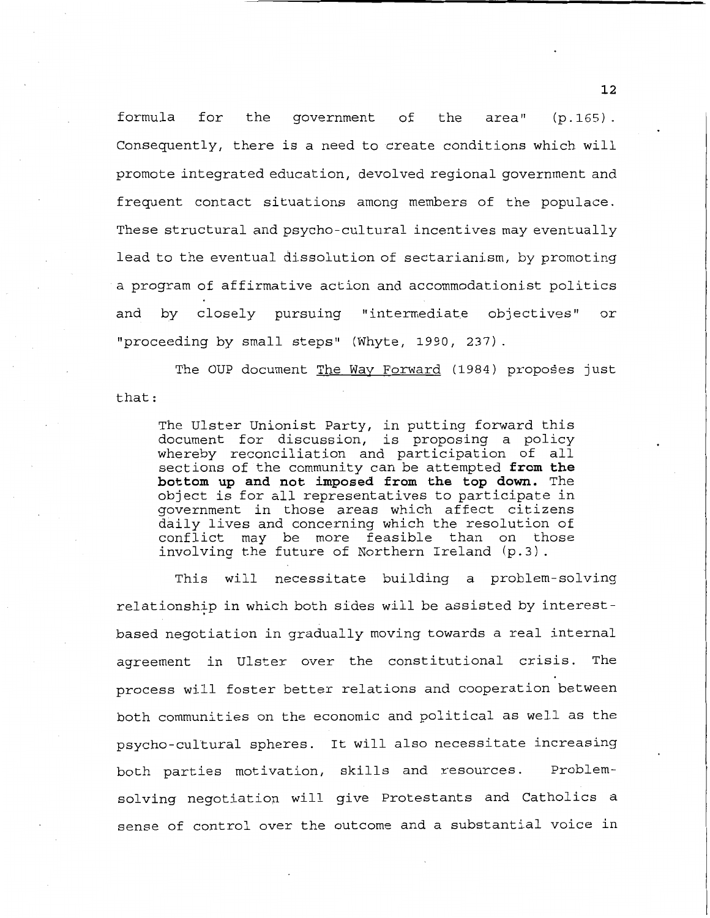formula for the government of the area" (p.165). Consequently, there is a need to create conditions which will promote integrated education, devolved regional government and frequent contact situations among members of the populace. These structural and psycho-cultural incentives may eventually lead to the eventual dissolution of sectarianism, by promoting a program of affirmative action and accommodationist politics and by closely pursuing "intermediate objectives" or "proceeding by small steps" (Whyte, 1990, 237).

The OUP document The Way Forward (1984) proposes just that:

> The Ulster Unionist Party, in putting forward this document for discussion, is proposing a policy whereby reconciliation and participation of all sections of the community can be attempted **from the bottom up and not imposed from the top down.** The object is for all representatives to participate in government in those areas which affect citizens daily lives and concerning which the resolution of conflict may be more feasible than on those involving the future of Northern Ireland (p.3).

This will necessitate building a problem-solving relationship in which both sides will be assisted by interest-based negotiation in gradually moving towards a real internal agreement in Ulster over the constitutional crisis. The process will foster better relations and cooperation between both communities on the economic and political as well as the psycho-cultural spheres. It will also necessitate increasing both parties motivation, skills and resources. Problem-solving negotiation will give Protestants and Catholics a sense of control over the outcome and a substantial voice in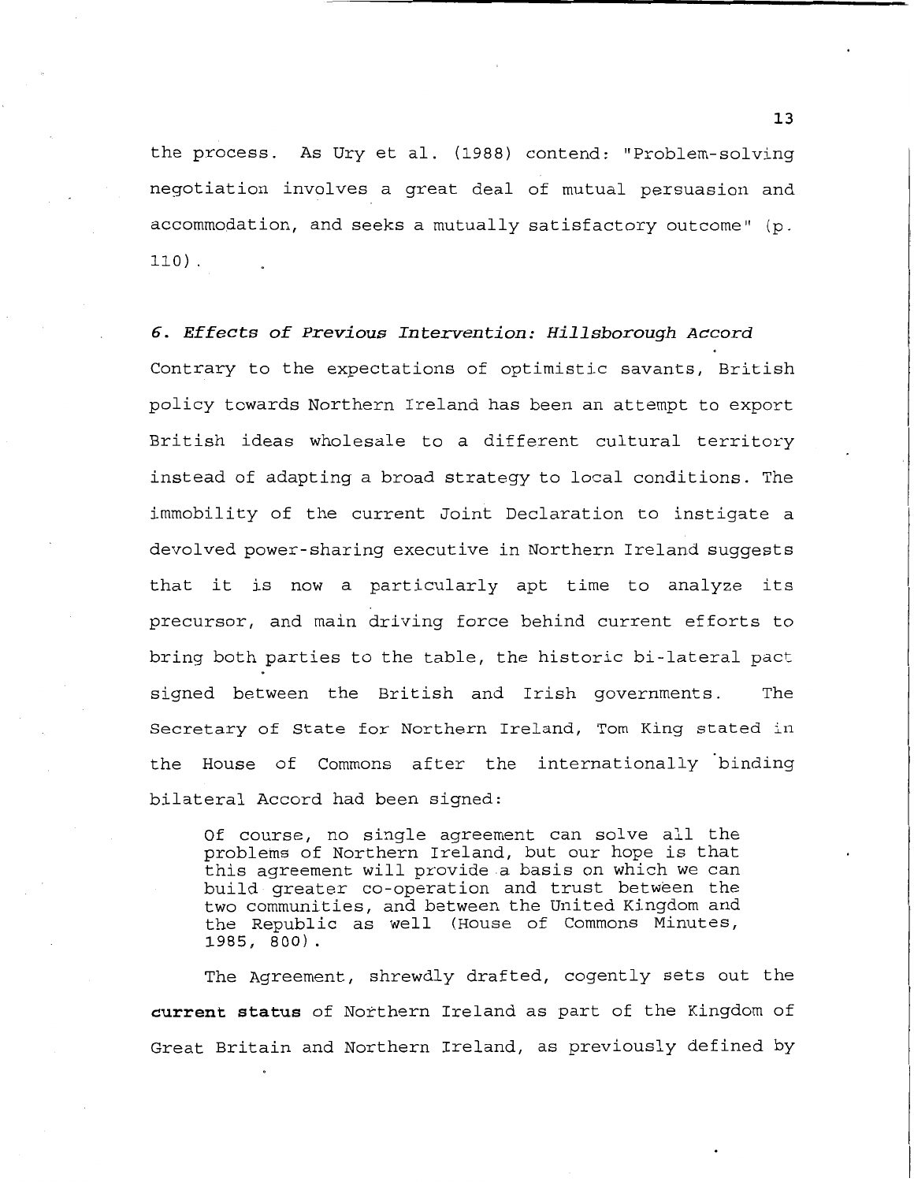the process. As Ury et al. (1988) contend: "Problem-solving negotiation involves a great deal of mutual persuasion and accommodation, and seeks a mutually satisfactory outcome" (p. 110).

### *6. Effects of Previous Intervention: Hillsborough Accord*

Contrary to the expectations of optimistic savants, British policy towards Northern Ireland has been an attempt to export British ideas wholesale to a different cultural territory instead of adapting a broad strategy to local conditions. The immobility of the current Joint Declaration to instigate a devolved power-sharing executive in Northern Ireland suggests that it is now a particularly apt time to analyze its precursor, and main driving force behind current efforts to bring both parties to the table, the historic bi-lateral pact signed between the British and Irish governments. The Secretary of State for Northern Ireland, Tom King stated in the House of Commons after the internationally binding bilateral Accord had been signed:

> Of course, no single agreement can solve all the problems of Northern Ireland, but our hope is that this agreement will provide a basis on which we can build greater co-operation and trust between the two communities, and between the United Kingdom and the Republic as well (House of Commons Minutes, 1985, 800).

The Agreement, shrewdly drafted, cogently sets out the **current status** of Northern Ireland as part of the Kingdom of Great Britain and Northern Ireland, as previously defined by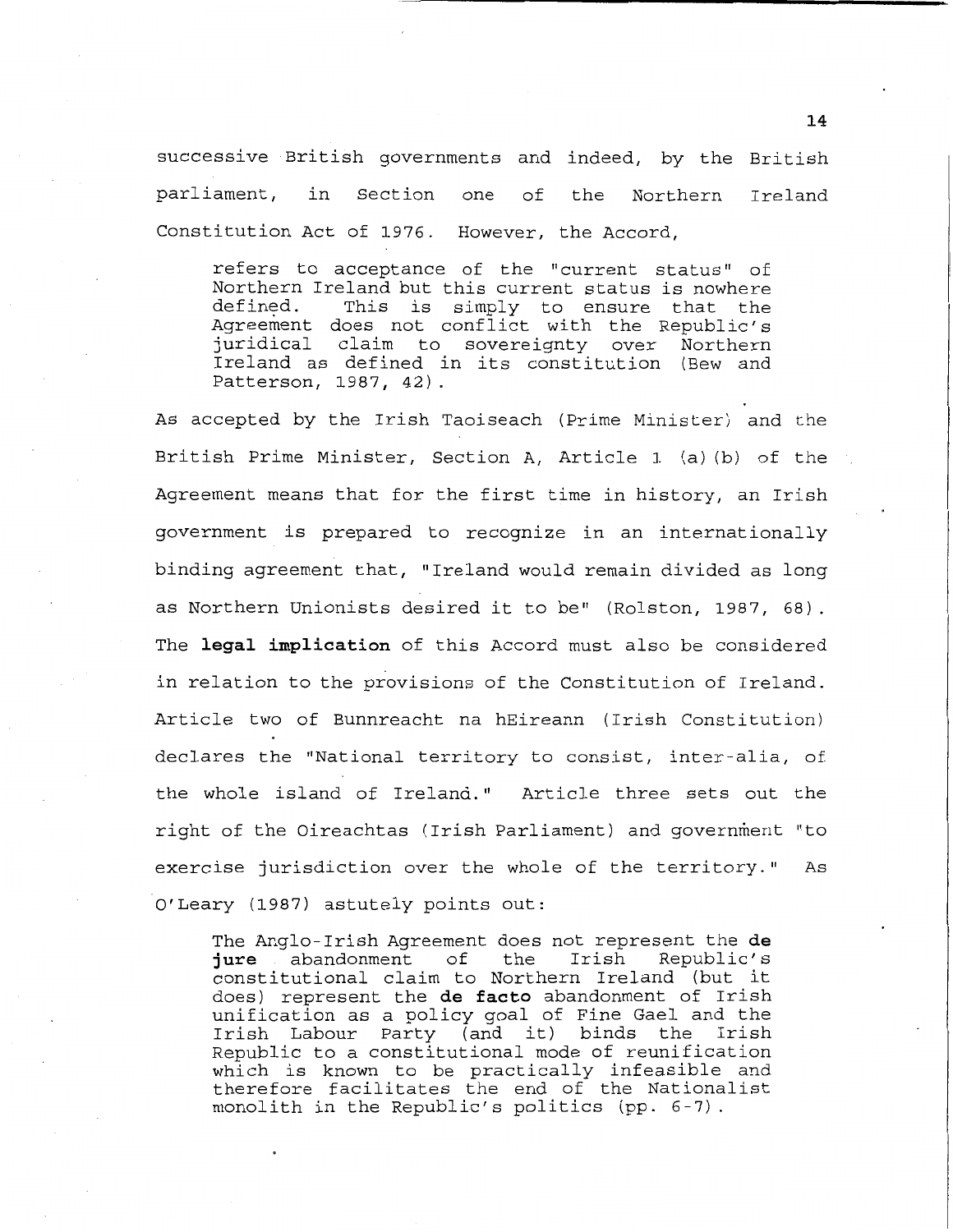successive British governments and indeed, by the British parliament, in Section one of the Northern Ireland Constitution Act of 1976. However, the Accord,

> refers to acceptance of the "current status" of Northern Ireland but this current status is nowhere defined. This is simply to ensure that the Agreement does not conflict with the Republic's juridical claim to sovereignty over Northern Ireland as defined in its constitution (Bew and Patterson, 1987, 42).

As accepted by the Irish Taoiseach (Prime Minister) and the British Prime Minister, Section A, Article 1 (a)(b) of the Agreement means that for the first time in history, an Irish government is prepared to recognize in an internationally binding agreement that, "Ireland would remain divided as long as Northern Unionists desired it to be" (Rolston, 1987, 68). The **legal implication** of this Accord must also be considered in relation to the provisions of the Constitution of Ireland. Article two of Bunnreacht na hEireann (Irish Constitution) declares the "National territory to consist, inter-alia, of the whole island of Ireland." Article three sets out the right of the Oireachtas (Irish Parliament) and government "to exercise jurisdiction over the whole of the territory." As O'Leary (1987) astutely points out:

> The Anglo-Irish Agreement does not represent the **de jure** abandonment of the Irish Republic's constitutional claim to Northern Ireland (but it does) represent the **de facto** abandonment of Irish unification as a policy goal of Fine Gael and the Irish Labour Party (and it) binds the Irish Republic to a constitutional mode of reunification which is known to be practically infeasible and therefore facilitates the end of the Nationalist monolith in the Republic's politics (pp. 6-7).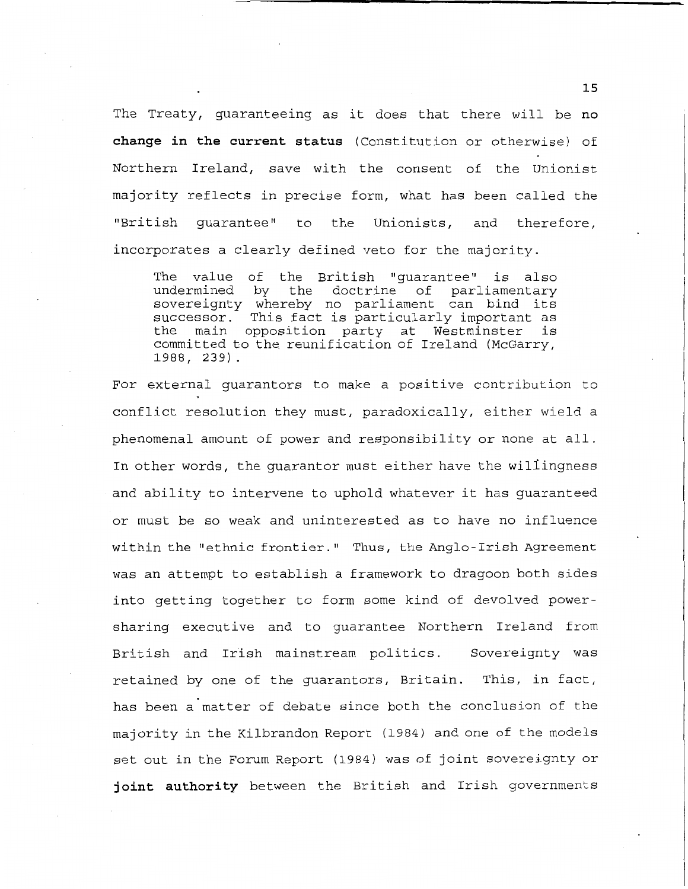The Treaty, guaranteeing as it does that there will be **no change in the current status** (Constitution or otherwise) of Northern Ireland, save with the consent of the Unionist majority reflects in precise form, what has been called the "British guarantee" to the Unionists, and therefore, incorporates a clearly defined veto for the majority.

> The value of the British "guarantee" is also undermined by the doctrine of parliamentary sovereignty whereby no parliament can bind its successor. This fact is particularly important as the main opposition party at Westminster is committed to the reunification of Ireland (McGarry, 1988, 239).

For external guarantors to make a positive contribution to conflict resolution they must, paradoxically, either wield a phenomenal amount of power and responsibility or none at all. In other words, the guarantor must either have the willingness and ability to intervene to uphold whatever it has guaranteed or must be so weak and uninterested as to have no influence within the "ethnic frontier." Thus, the Anglo-Irish Agreement was an attempt to establish a framework to dragoon both sides into getting together to form some kind of devolved power-sharing executive and to guarantee Northern Ireland from British and Irish mainstream politics. Sovereignty was retained by one of the guarantors, Britain. This, in fact, has been a matter of debate since both the conclusion of the majority in the Kilbrandon Report (1984) and one of the models set out in the Forum Report (1984) was of joint sovereignty or **joint authority** between the British and Irish governments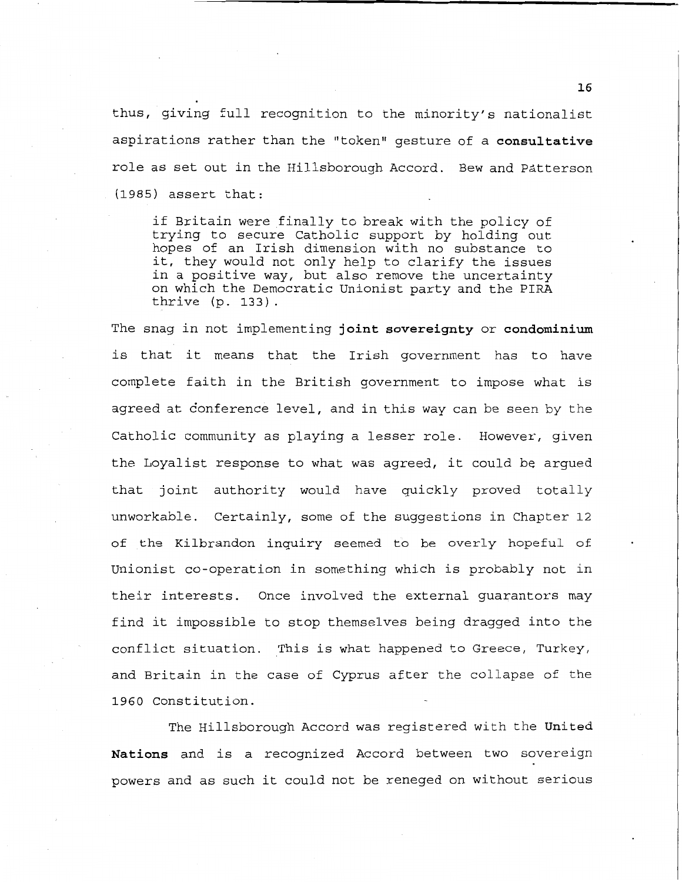thus, giving full recognition to the minority's nationalist aspirations rather than the "token" gesture of a **consultative** role as set out in the Hillsborough Accord. Bew and Patterson (1985) assert that:

> if Britain were finally to break with the policy of trying to secure Catholic support by holding out hopes of an Irish dimension with no substance to it, they would not only help to clarify the issues in a positive way, but also remove the uncertainty on which the Democratic Unionist party and the PIRA thrive (p. 133).

The snag in not implementing **joint sovereignty** or **condominium** is that it means that the Irish government has to have complete faith in the British government to impose what is agreed at conference level, and in this way can be seen by the Catholic community as playing a lesser role. However, given the Loyalist response to what was agreed, it could be argued that joint authority would have quickly proved totally unworkable. Certainly, some of the suggestions in Chapter 12 of the Kilbrandon inquiry seemed to be overly hopeful of Unionist co-operation in something which is probably not in their interests. Once involved the external guarantors may find it impossible to stop themselves being dragged into the conflict situation. This is what happened to Greece, Turkey, and Britain in the case of Cyprus after the collapse of the 1960 Constitution.

The Hillsborough Accord was registered with the **United Nations** and is a recognized Accord between two sovereign powers and as such it could not be reneged on without serious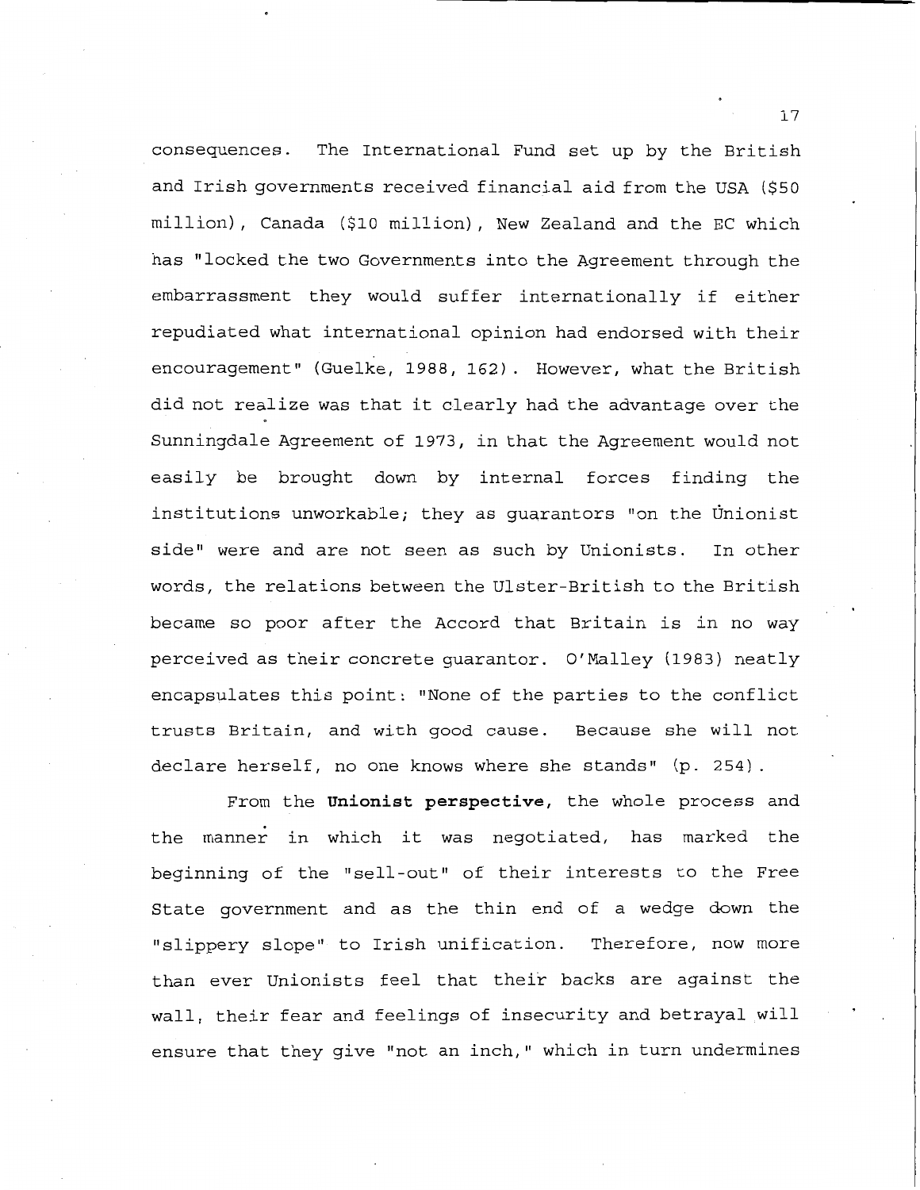consequences. The International Fund set up by the British and Irish governments received financial aid from the USA ($50 million), Canada ($10 million), New Zealand and the EC which has "locked the two Governments into the Agreement through the embarrassment they would suffer internationally if either repudiated what international opinion had endorsed with their encouragement" (Guelke, 1988, 162). However, what the British did not realize was that it clearly had the advantage over the Sunningdale Agreement of 1973, in that the Agreement would not easily be brought down by internal forces finding the institutions unworkable; they as guarantors "on the Unionist side" were and are not seen as such by Unionists. In other words, the relations between the Ulster-British to the British became so poor after the Accord that Britain is in no way perceived as their concrete guarantor. O'Malley (1983) neatly encapsulates this point: "None of the parties to the conflict trusts Britain, and with good cause. Because she will not declare herself, no one knows where she stands" (p. 254).

From the **Unionist perspective**, the whole process and the manner in which it was negotiated, has marked the beginning of the "sell-out" of their interests to the Free State government and as the thin end of a wedge down the "slippery slope" to Irish unification. Therefore, now more than ever Unionists feel that their backs are against the wall, their fear and feelings of insecurity and betrayal will ensure that they give "not an inch," which in turn undermines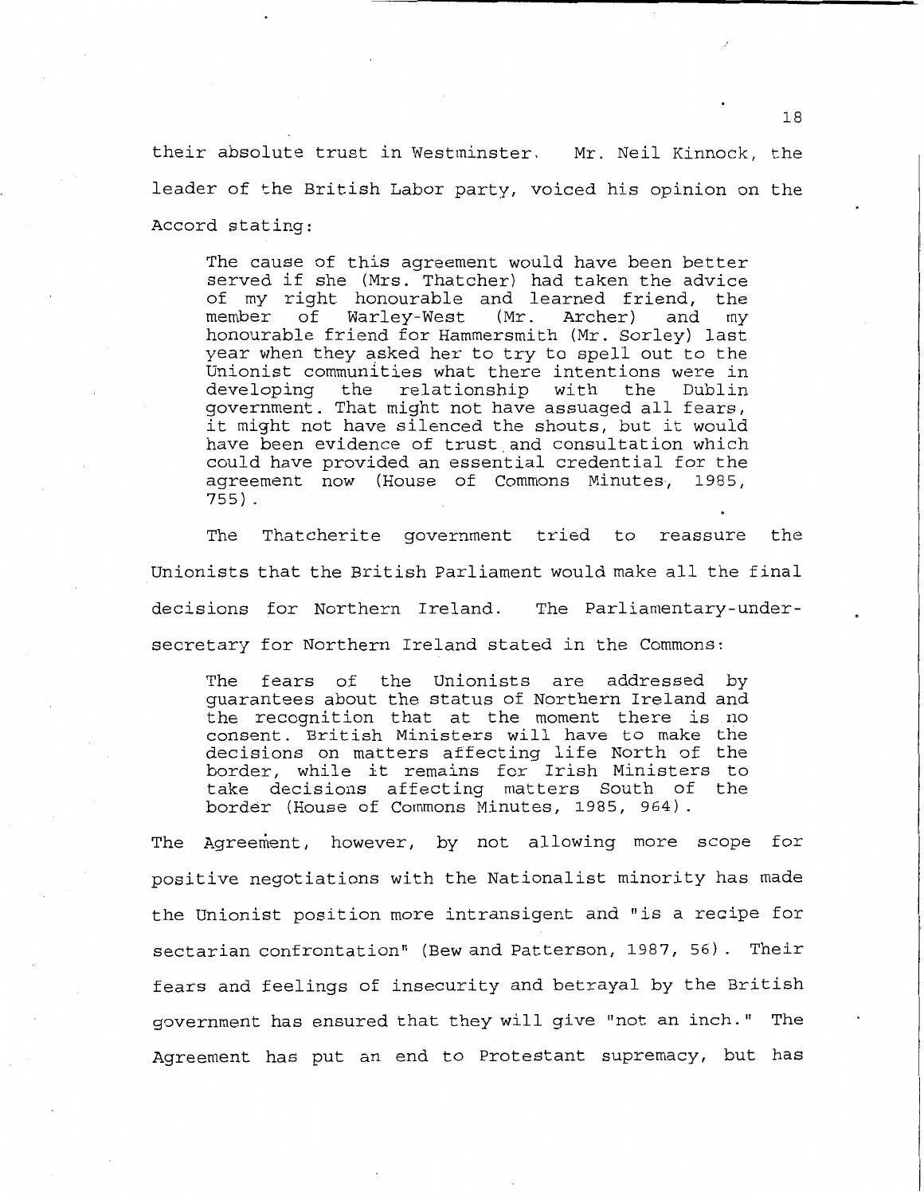their absolute trust in Westminster. Mr. Neil Kinnock, the leader of the British Labor party, voiced his opinion on the Accord stating:

> The cause of this agreement would have been better served if she (Mrs. Thatcher) had taken the advice of my right honourable and learned friend, the member of Warley-West (Mr. Archer) and my honourable friend for Hammersmith (Mr. Sorley) last year when they asked her to try to spell out to the Unionist communities what there intentions were in developing the relationship with the Dublin government. That might not have assuaged all fears, it might not have silenced the shouts, but it would have been evidence of trust and consultation which could have provided an essential credential for the agreement now (House of Commons Minutes, 1985, 755).

The Thatcherite government tried to reassure the Unionists that the British Parliament would make all the final decisions for Northern Ireland. The Parliamentary-under-secretary for Northern Ireland stated in the Commons:

> The fears of the Unionists are addressed by guarantees about the status of Northern Ireland and the recognition that at the moment there is no consent. British Ministers will have to make the decisions on matters affecting life North of the border, while it remains for Irish Ministers to take decisions affecting matters South of the border (House of Commons Minutes, 1985, 964).

The Agreement, however, by not allowing more scope for positive negotiations with the Nationalist minority has made the Unionist position more intransigent and "is a recipe for sectarian confrontation" (Bew and Patterson, 1987, 56). Their fears and feelings of insecurity and betrayal by the British government has ensured that they will give "not an inch." The Agreement has put an end to Protestant supremacy, but has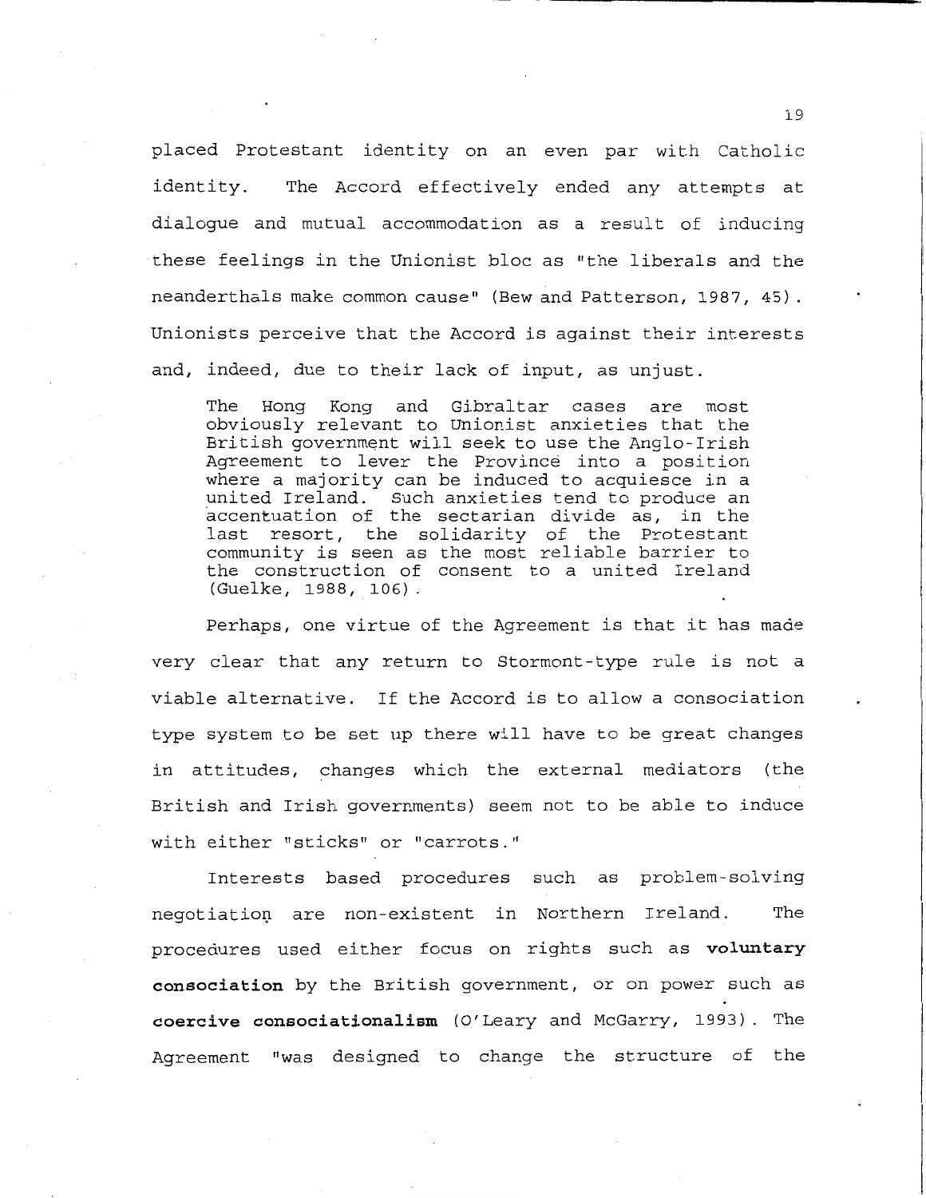placed Protestant identity on an even par with Catholic identity. The Accord effectively ended any attempts at dialogue and mutual accommodation as a result of inducing these feelings in the Unionist bloc as "the liberals and the neanderthals make common cause" (Bew and Patterson, 1987, 45). Unionists perceive that the Accord is against their interests and, indeed, due to their lack of input, as unjust.

> The Hong Kong and Gibraltar cases are most obviously relevant to Unionist anxieties that the British government will seek to use the Anglo-Irish Agreement to lever the Province into a position where a majority can be induced to acquiesce in a united Ireland. Such anxieties tend to produce an accentuation of the sectarian divide as, in the last resort, the solidarity of the Protestant community is seen as the most reliable barrier to the construction of consent to a united Ireland (Guelke, 1988, 106).

Perhaps, one virtue of the Agreement is that it has made very clear that any return to Stormont-type rule is not a viable alternative. If the Accord is to allow a consociation type system to be set up there will have to be great changes in attitudes, changes which the external mediators (the British and Irish governments) seem not to be able to induce with either "sticks" or "carrots."

Interests based procedures such as problem-solving negotiation are non-existent in Northern Ireland. The procedures used either focus on rights such as **voluntary consociation** by the British government, or on power such as **coercive consociationalism** (O'Leary and McGarry, 1993). The Agreement "was designed to change the structure of the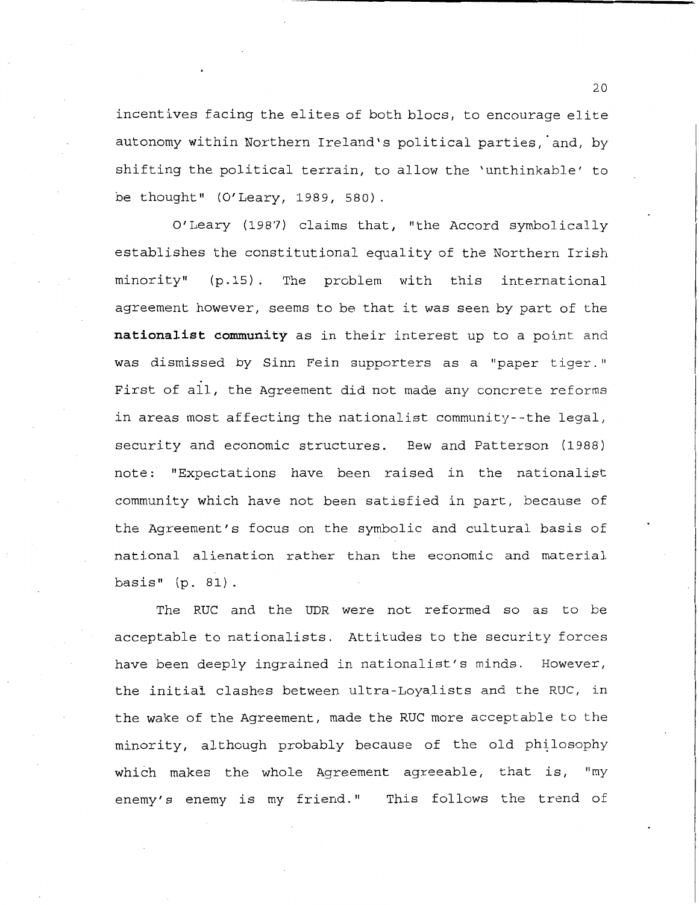incentives facing the elites of both blocs, to encourage elite autonomy within Northern Ireland's political parties, and, by shifting the political terrain, to allow the 'unthinkable' to be thought" (O'Leary, 1989, 580).

O'Leary (1987) claims that, "the Accord symbolically establishes the constitutional equality of the Northern Irish minority" (p.15). The problem with this international agreement however, seems to be that it was seen by part of the **nationalist community** as in their interest up to a point and was dismissed by Sinn Fein supporters as a "paper tiger." First of all, the Agreement did not made any concrete reforms in areas most affecting the nationalist community--the legal, security and economic structures. Bew and Patterson (1988) note: "Expectations have been raised in the nationalist community which have not been satisfied in part, because of the Agreement's focus on the symbolic and cultural basis of national alienation rather than the economic and material basis" (p. 81).

The RUC and the UDR were not reformed so as to be acceptable to nationalists. Attitudes to the security forces have been deeply ingrained in nationalist's minds. However, the initial clashes between ultra-Loyalists and the RUC, in the wake of the Agreement, made the RUC more acceptable to the minority, although probably because of the old philosophy which makes the whole Agreement agreeable, that is, "my enemy's enemy is my friend." This follows the trend of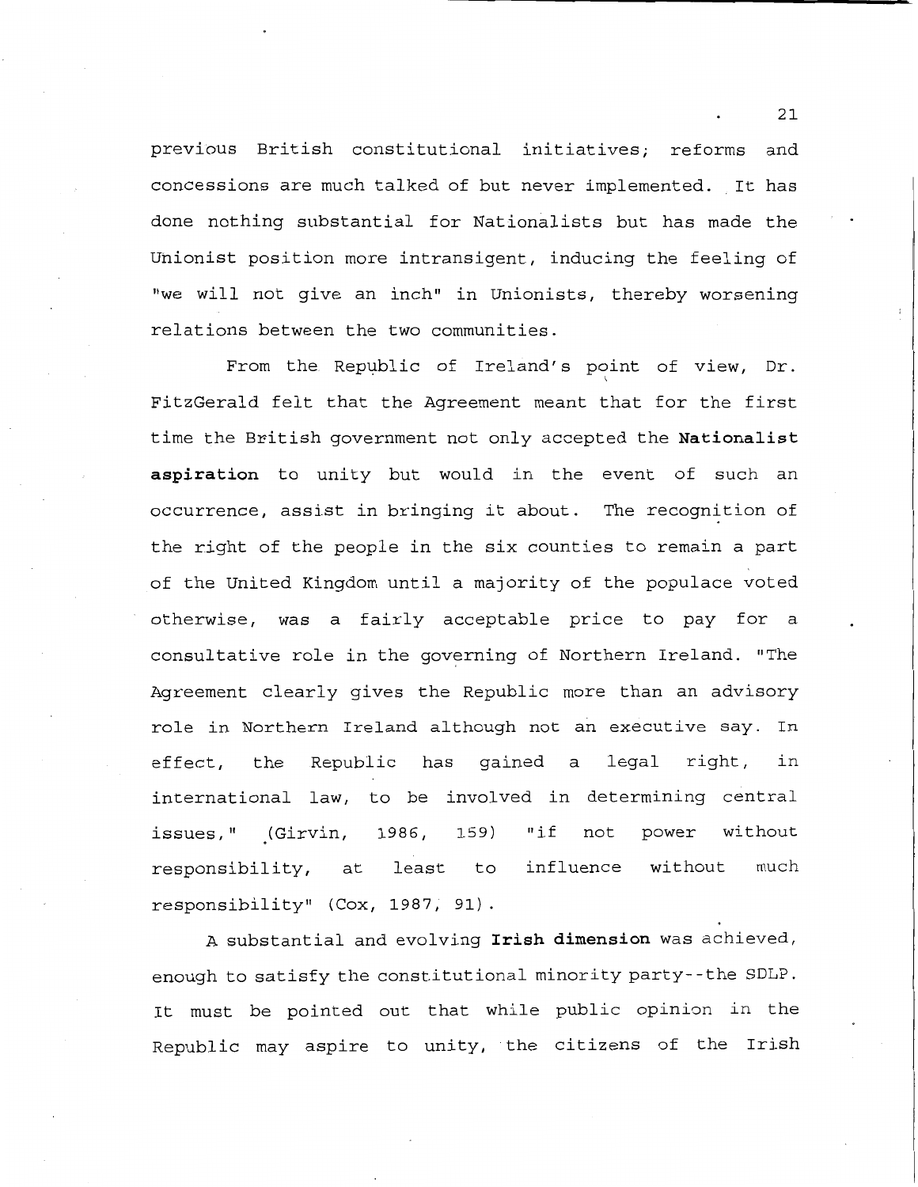previous British constitutional initiatives; reforms and concessions are much talked of but never implemented. It has done nothing substantial for Nationalists but has made the Unionist position more intransigent, inducing the feeling of "we will not give an inch" in Unionists, thereby worsening relations between the two communities.

From the Republic of Ireland's point of view, Dr. FitzGerald felt that the Agreement meant that for the first time the British government not only accepted the **Nationalist aspiration** to unity but would in the event of such an occurrence, assist in bringing it about. The recognition of the right of the people in the six counties to remain a part of the United Kingdom until a majority of the populace voted otherwise, was a fairly acceptable price to pay for a consultative role in the governing of Northern Ireland. "The Agreement clearly gives the Republic more than an advisory role in Northern Ireland although not an executive say. In effect, the Republic has gained a legal right, in international law, to be involved in determining central issues," (Girvin, 1986, 159) "if not power without responsibility, at least to influence without much responsibility" (Cox, 1987, 91).

A substantial and evolving **Irish dimension** was achieved, enough to satisfy the constitutional minority party--the SDLP. It must be pointed out that while public opinion in the Republic may aspire to unity, the citizens of the Irish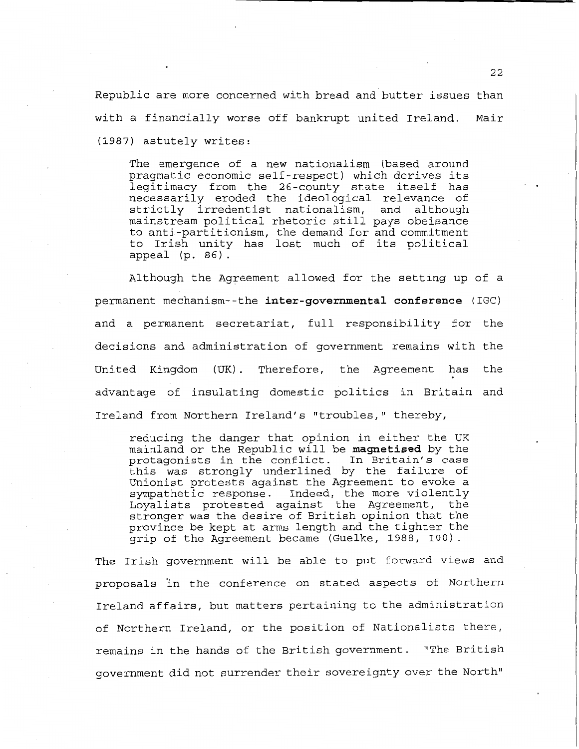Republic are more concerned with bread and butter issues than with a financially worse off bankrupt united Ireland. Mair (1987) astutely writes:

> The emergence of a new nationalism (based around pragmatic economic self-respect) which derives its legitimacy from the 26-county state itself has necessarily eroded the ideological relevance of strictly irredentist nationalism, and although mainstream political rhetoric still pays obeisance to anti-partitionism, the demand for and commitment to Irish unity has lost much of its political appeal (p. 86).

Although the Agreement allowed for the setting up of a permanent mechanism--the **inter-governmental conference** (IGC) and a permanent secretariat, full responsibility for the decisions and administration of government remains with the United Kingdom (UK). Therefore, the Agreement has the advantage of insulating domestic politics in Britain and Ireland from Northern Ireland's "troubles," thereby,

> reducing the danger that opinion in either the UK mainland or the Republic will be **magnetised** by the protagonists in the conflict. In Britain's case this was strongly underlined by the failure of Unionist protests against the Agreement to evoke a sympathetic response. Indeed, the more violently Loyalists protested against the Agreement, the stronger was the desire of British opinion that the province be kept at arms length and the tighter the grip of the Agreement became (Guelke, 1988, 100).

The Irish government will be able to put forward views and proposals in the conference on stated aspects of Northern Ireland affairs, but matters pertaining to the administration of Northern Ireland, or the position of Nationalists there, remains in the hands of the British government. "The British government did not surrender their sovereignty over the North"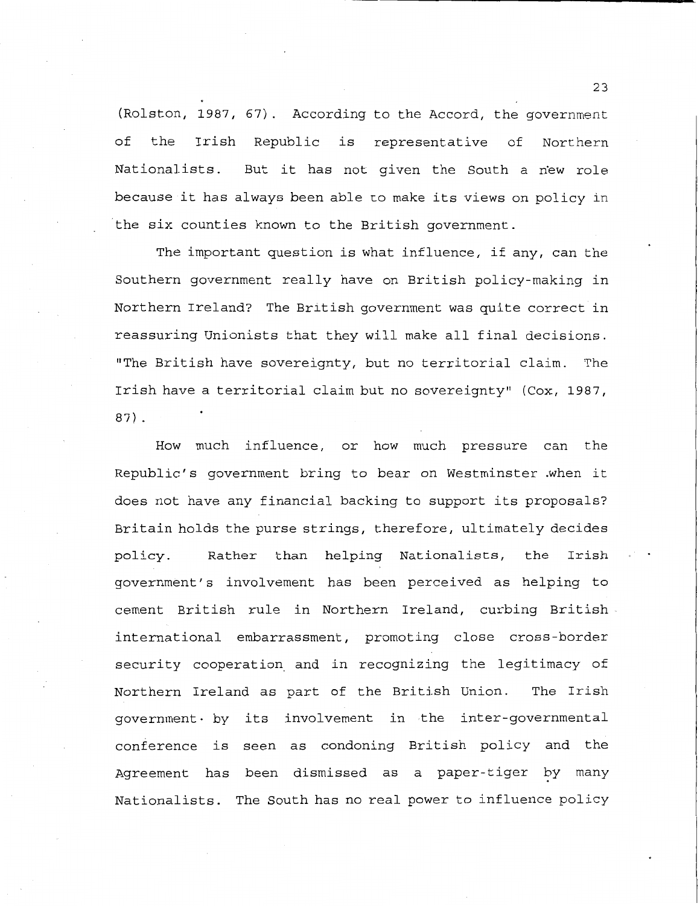(Rolston, 1987, 67). According to the Accord, the government of the Irish Republic is representative of Northern Nationalists. But it has not given the South a new role because it has always been able to make its views on policy in the six counties known to the British government.

The important question is what influence, if any, can the Southern government really have on British policy-making in Northern Ireland? The British government was quite correct in reassuring Unionists that they will make all final decisions. "The British have sovereignty, but no territorial claim. The Irish have a territorial claim but no sovereignty" (Cox, 1987, 87).

How much influence, or how much pressure can the Republic's government bring to bear on Westminster when it does not have any financial backing to support its proposals? Britain holds the purse strings, therefore, ultimately decides policy. Rather than helping Nationalists, the Irish government's involvement has been perceived as helping to cement British rule in Northern Ireland, curbing British international embarrassment, promoting close cross-border security cooperation and in recognizing the legitimacy of Northern Ireland as part of the British Union. The Irish government by its involvement in the inter-governmental conference is seen as condoning British policy and the Agreement has been dismissed as a paper-tiger by many Nationalists. The South has no real power to influence policy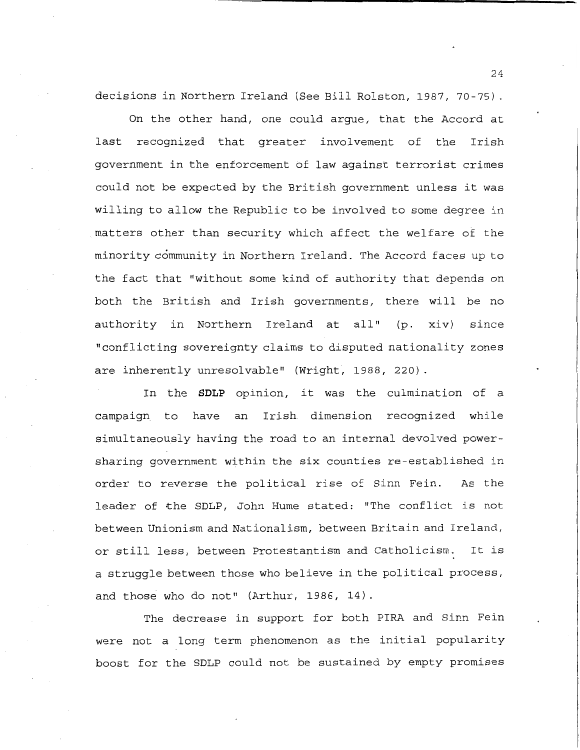decisions in Northern Ireland (See Bill Rolston, 1987, 70-75).

On the other hand, one could argue, that the Accord at last recognized that greater involvement of the Irish government in the enforcement of law against terrorist crimes could not be expected by the British government unless it was willing to allow the Republic to be involved to some degree in matters other than security which affect the welfare of the minority community in Northern Ireland. The Accord faces up to the fact that "without some kind of authority that depends on both the British and Irish governments, there will be no authority in Northern Ireland at all" (p. xiv) since "conflicting sovereignty claims to disputed nationality zones are inherently unresolvable" (Wright, 1988, 220).

In the **SDLP** opinion, it was the culmination of a campaign to have an Irish dimension recognized while simultaneously having the road to an internal devolved power-sharing government within the six counties re-established in order to reverse the political rise of Sinn Fein. As the leader of the SDLP, John Hume stated: "The conflict is not between Unionism and Nationalism, between Britain and Ireland, or still less, between Protestantism and Catholicism. It is a struggle between those who believe in the political process, and those who do not" (Arthur, 1986, 14).

The decrease in support for both PIRA and Sinn Fein were not a long term phenomenon as the initial popularity boost for the SDLP could not be sustained by empty promises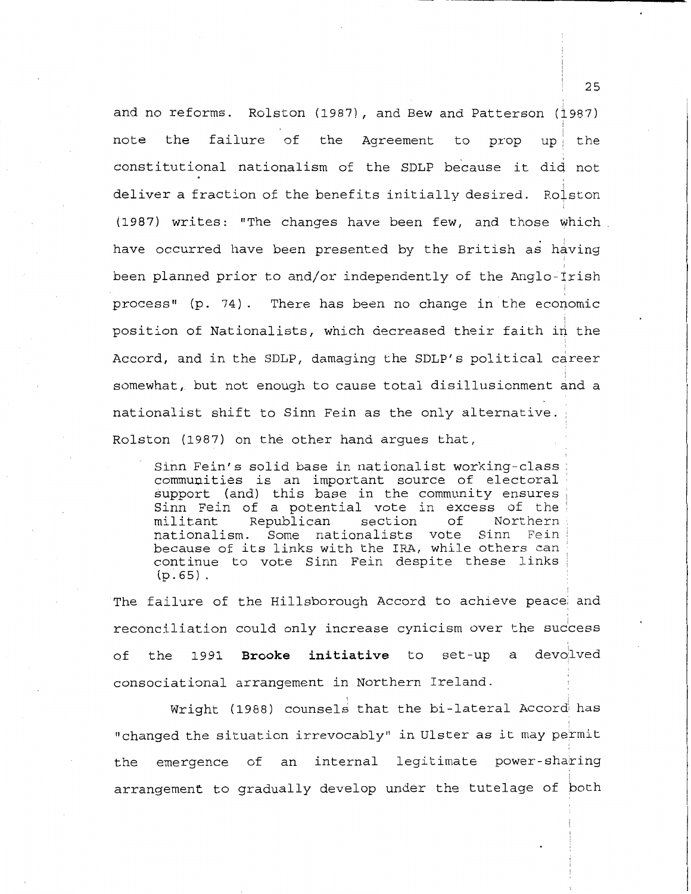and no reforms. Rolston (1987), and Bew and Patterson (1987) note the failure of the Agreement to prop up the constitutional nationalism of the SDLP because it did not deliver a fraction of the benefits initially desired. Rolston (1987) writes: "The changes have been few, and those which have occurred have been presented by the British as having been planned prior to and/or independently of the Anglo-Irish process" (p. 74). There has been no change in the economic position of Nationalists, which decreased their faith in the Accord, and in the SDLP, damaging the SDLP's political career somewhat, but not enough to cause total disillusionment and a nationalist shift to Sinn Fein as the only alternative. Rolston (1987) on the other hand argues that,

> Sinn Fein's solid base in nationalist working-class communities is an important source of electoral support (and) this base in the community ensures Sinn Fein of a potential vote in excess of the militant Republican section of Northern nationalism. Some nationalists vote Sinn Fein because of its links with the IRA, while others can continue to vote Sinn Fein despite these links (p.65).

The failure of the Hillsborough Accord to achieve peace and reconciliation could only increase cynicism over the success of the 1991 **Brooke initiative** to set-up a devolved consociational arrangement in Northern Ireland.

Wright (1988) counsels that the bi-lateral Accord has "changed the situation irrevocably" in Ulster as it may permit the emergence of an internal legitimate power-sharing arrangement to gradually develop under the tutelage of both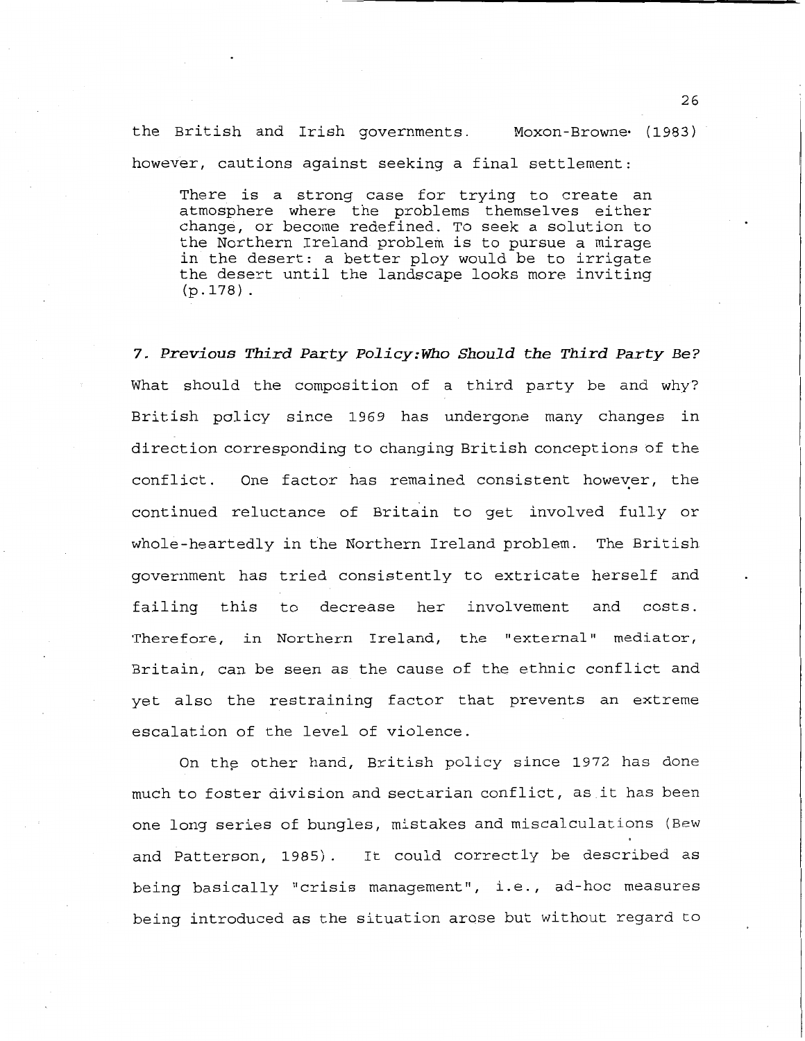the British and Irish governments. Moxon-Browne (1983) however, cautions against seeking a final settlement:

> There is a strong case for trying to create an atmosphere where the problems themselves either change, or become redefined. To seek a solution to the Northern Ireland problem is to pursue a mirage in the desert: a better ploy would be to irrigate the desert until the landscape looks more inviting (p.178).

### *7. Previous Third Party Policy:Who Should the Third Party Be?*

What should the composition of a third party be and why? British policy since 1969 has undergone many changes in direction corresponding to changing British conceptions of the conflict. One factor has remained consistent however, the continued reluctance of Britain to get involved fully or whole-heartedly in the Northern Ireland problem. The British government has tried consistently to extricate herself and failing this to decrease her involvement and costs. Therefore, in Northern Ireland, the "external" mediator, Britain, can be seen as the cause of the ethnic conflict and yet also the restraining factor that prevents an extreme escalation of the level of violence.

On the other hand, British policy since 1972 has done much to foster division and sectarian conflict, as it has been one long series of bungles, mistakes and miscalculations (Bew and Patterson, 1985). It could correctly be described as being basically "crisis management", i.e., ad-hoc measures being introduced as the situation arose but without regard to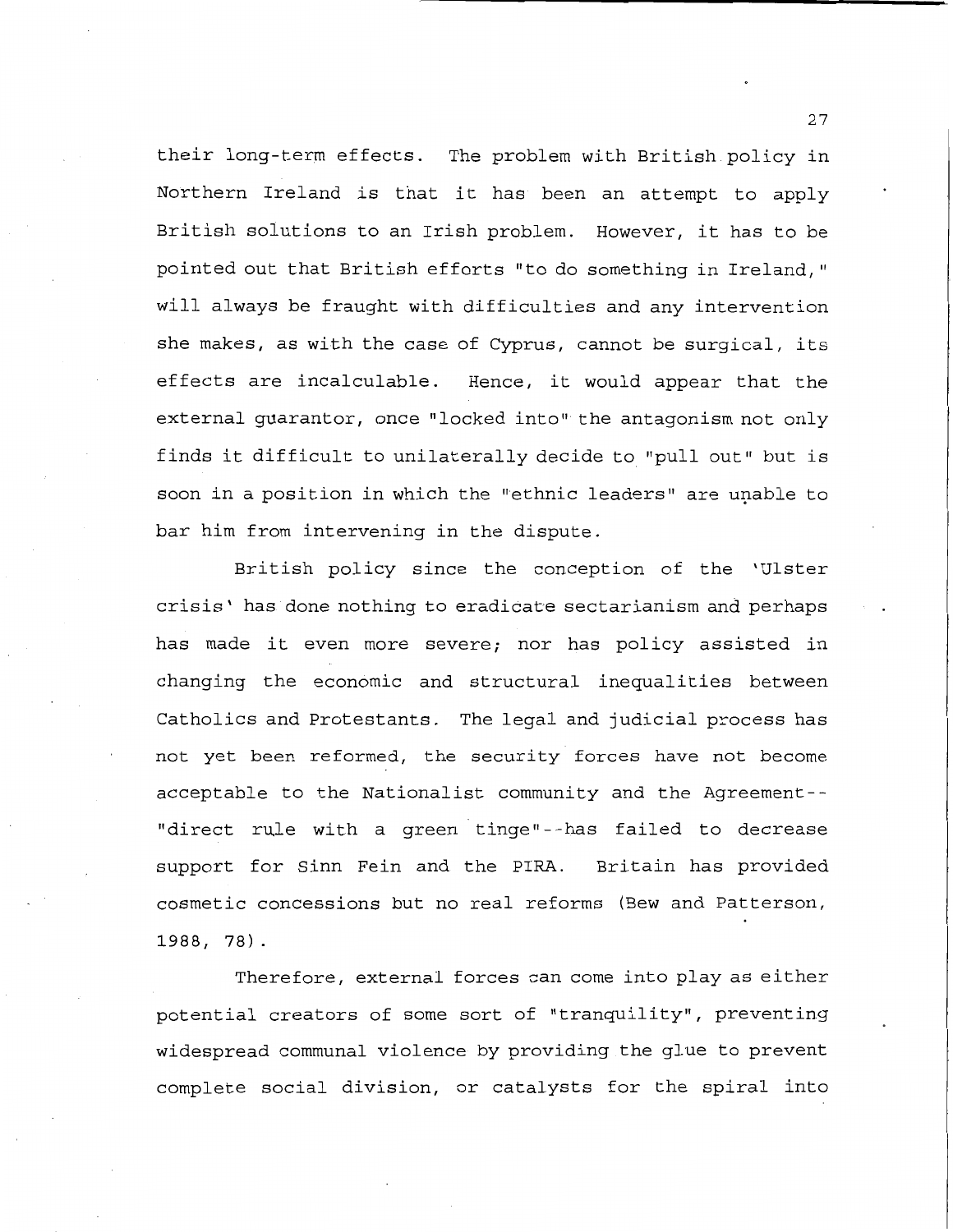their long-term effects. The problem with British policy in Northern Ireland is that it has been an attempt to apply British solutions to an Irish problem. However, it has to be pointed out that British efforts "to do something in Ireland," will always be fraught with difficulties and any intervention she makes, as with the case of Cyprus, cannot be surgical, its effects are incalculable. Hence, it would appear that the external guarantor, once "locked into" the antagonism not only finds it difficult to unilaterally decide to "pull out" but is soon in a position in which the "ethnic leaders" are unable to bar him from intervening in the dispute.

British policy since the conception of the 'Ulster crisis' has done nothing to eradicate sectarianism and perhaps has made it even more severe; nor has policy assisted in changing the economic and structural inequalities between Catholics and Protestants. The legal and judicial process has not yet been reformed, the security forces have not become acceptable to the Nationalist community and the Agreement--"direct rule with a green tinge"--has failed to decrease support for Sinn Fein and the PIRA. Britain has provided cosmetic concessions but no real reforms (Bew and Patterson, 1988, 78).

Therefore, external forces can come into play as either potential creators of some sort of "tranquility", preventing widespread communal violence by providing the glue to prevent complete social division, or catalysts for the spiral into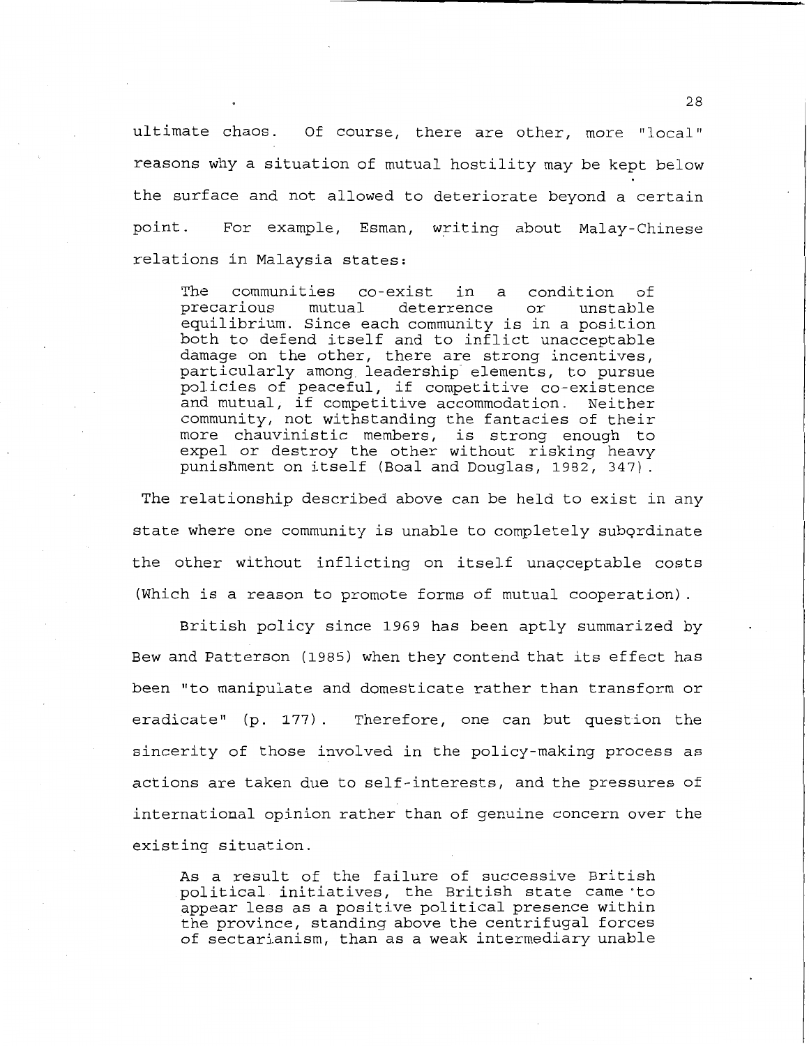ultimate chaos. Of course, there are other, more "local" reasons why a situation of mutual hostility may be kept below the surface and not allowed to deteriorate beyond a certain point. For example, Esman, writing about Malay-Chinese relations in Malaysia states:

> The communities co-exist in a condition of precarious mutual deterrence or unstable equilibrium. Since each community is in a position both to defend itself and to inflict unacceptable damage on the other, there are strong incentives, particularly among leadership elements, to pursue policies of peaceful, if competitive co-existence and mutual, if competitive accommodation. Neither community, not withstanding the fantacies of their more chauvinistic members, is strong enough to expel or destroy the other without risking heavy punishment on itself (Boal and Douglas, 1982, 347).

The relationship described above can be held to exist in any state where one community is unable to completely subordinate the other without inflicting on itself unacceptable costs (Which is a reason to promote forms of mutual cooperation).

British policy since 1969 has been aptly summarized by Bew and Patterson (1985) when they contend that its effect has been "to manipulate and domesticate rather than transform or eradicate" (p. 177). Therefore, one can but question the sincerity of those involved in the policy-making process as actions are taken due to self-interests, and the pressures of international opinion rather than of genuine concern over the existing situation.

> As a result of the failure of successive British political initiatives, the British state came to appear less as a positive political presence within the province, standing above the centrifugal forces of sectarianism, than as a weak intermediary unable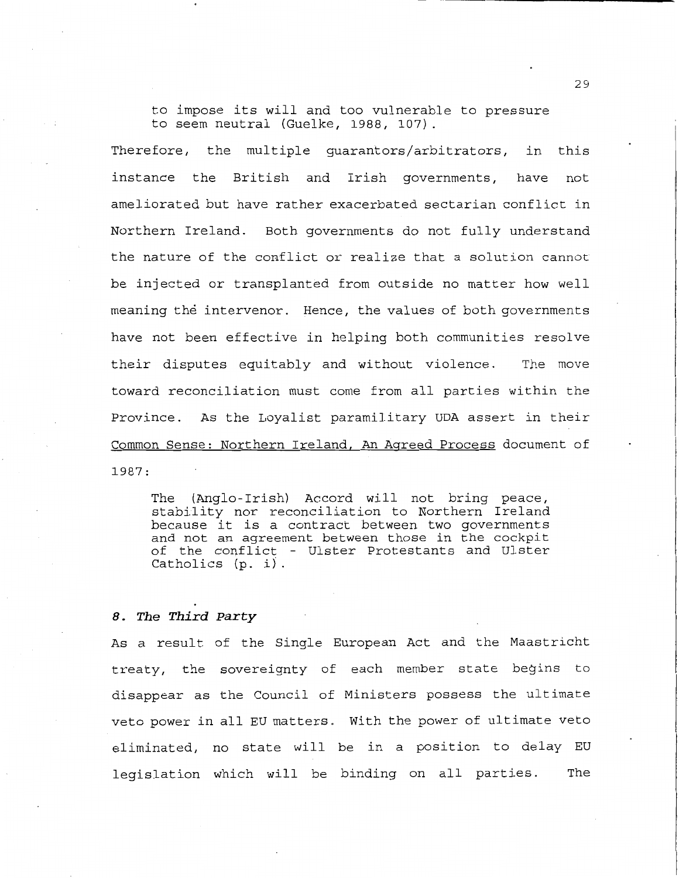> to impose its will and too vulnerable to pressure to seem neutral (Guelke, 1988, 107).

Therefore, the multiple guarantors/arbitrators, in this instance the British and Irish governments, have not ameliorated but have rather exacerbated sectarian conflict in Northern Ireland. Both governments do not fully understand the nature of the conflict or realize that a solution cannot be injected or transplanted from outside no matter how well meaning the intervenor. Hence, the values of both governments have not been effective in helping both communities resolve their disputes equitably and without violence. The move toward reconciliation must come from all parties within the Province. As the Loyalist paramilitary UDA assert in their Common Sense: Northern Ireland, An Agreed Process document of 1987:

> The (Anglo-Irish) Accord will not bring peace, stability nor reconciliation to Northern Ireland because it is a contract between two governments and not an agreement between those in the cockpit of the conflict - Ulster Protestants and Ulster Catholics (p. i).

### *8. The Third Party*

As a result of the Single European Act and the Maastricht treaty, the sovereignty of each member state begins to disappear as the Council of Ministers possess the ultimate veto power in all EU matters. With the power of ultimate veto eliminated, no state will be in a position to delay EU legislation which will be binding on all parties. The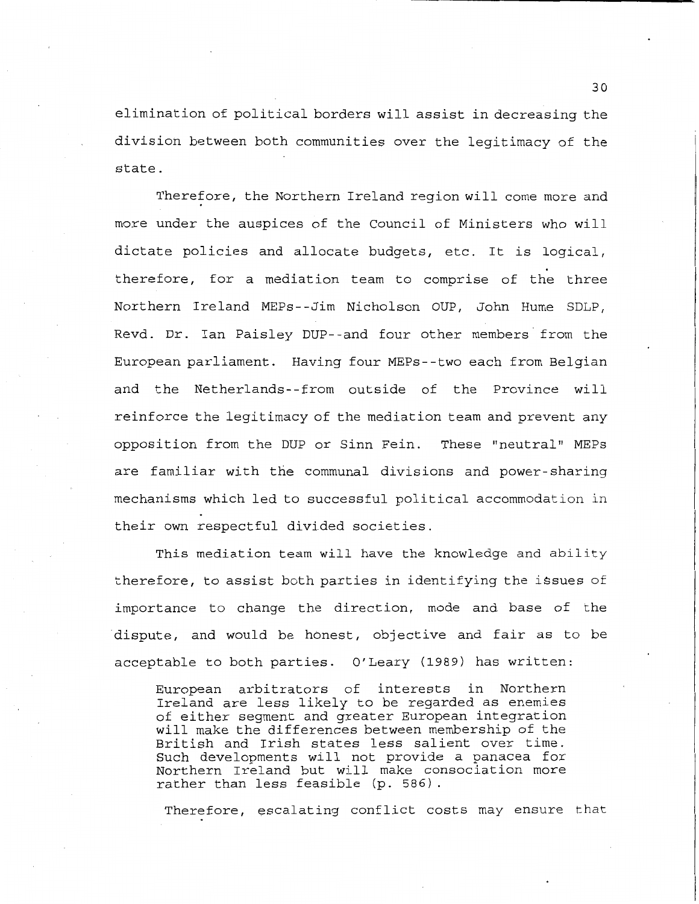elimination of political borders will assist in decreasing the division between both communities over the legitimacy of the state.

Therefore, the Northern Ireland region will come more and more under the auspices of the Council of Ministers who will dictate policies and allocate budgets, etc. It is logical, therefore, for a mediation team to comprise of the three Northern Ireland MEPs--Jim Nicholson OUP, John Hume SDLP, Revd. Dr. Ian Paisley DUP--and four other members from the European parliament. Having four MEPs--two each from Belgian and the Netherlands--from outside of the Province will reinforce the legitimacy of the mediation team and prevent any opposition from the DUP or Sinn Fein. These "neutral" MEPs are familiar with the communal divisions and power-sharing mechanisms which led to successful political accommodation in their own respectful divided societies.

This mediation team will have the knowledge and ability therefore, to assist both parties in identifying the issues of importance to change the direction, mode and base of the dispute, and would be honest, objective and fair as to be acceptable to both parties. O'Leary (1989) has written:

> European arbitrators of interests in Northern Ireland are less likely to be regarded as enemies of either segment and greater European integration will make the differences between membership of the British and Irish states less salient over time. Such developments will not provide a panacea for Northern Ireland but will make consociation more rather than less feasible (p. 586).

Therefore, escalating conflict costs may ensure that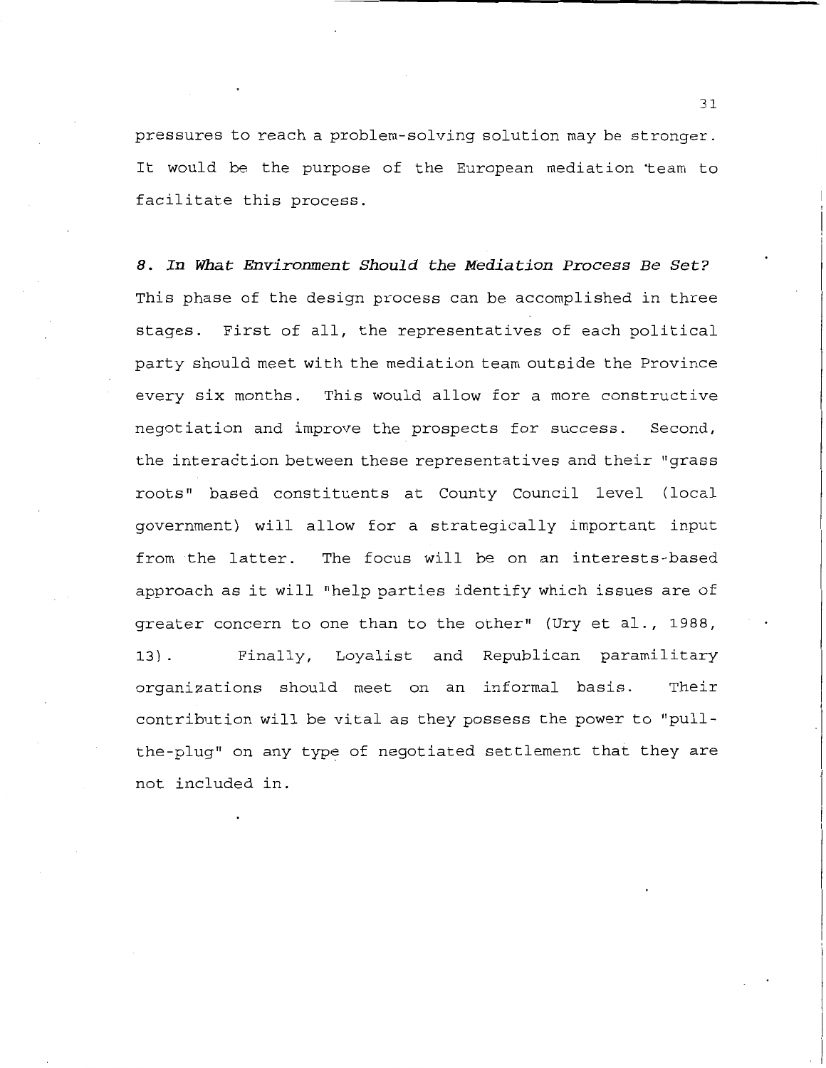pressures to reach a problem-solving solution may be stronger. It would be the purpose of the European mediation team to facilitate this process.

### *8. In What Environment Should the Mediation Process Be Set?*

This phase of the design process can be accomplished in three stages. First of all, the representatives of each political party should meet with the mediation team outside the Province every six months. This would allow for a more constructive negotiation and improve the prospects for success. Second, the interaction between these representatives and their "grass roots" based constituents at County Council level (local government) will allow for a strategically important input from the latter. The focus will be on an interests-based approach as it will "help parties identify which issues are of greater concern to one than to the other" (Ury et al., 1988, 13). Finally, Loyalist and Republican paramilitary organizations should meet on an informal basis. Their contribution will be vital as they possess the power to "pull-the-plug" on any type of negotiated settlement that they are not included in.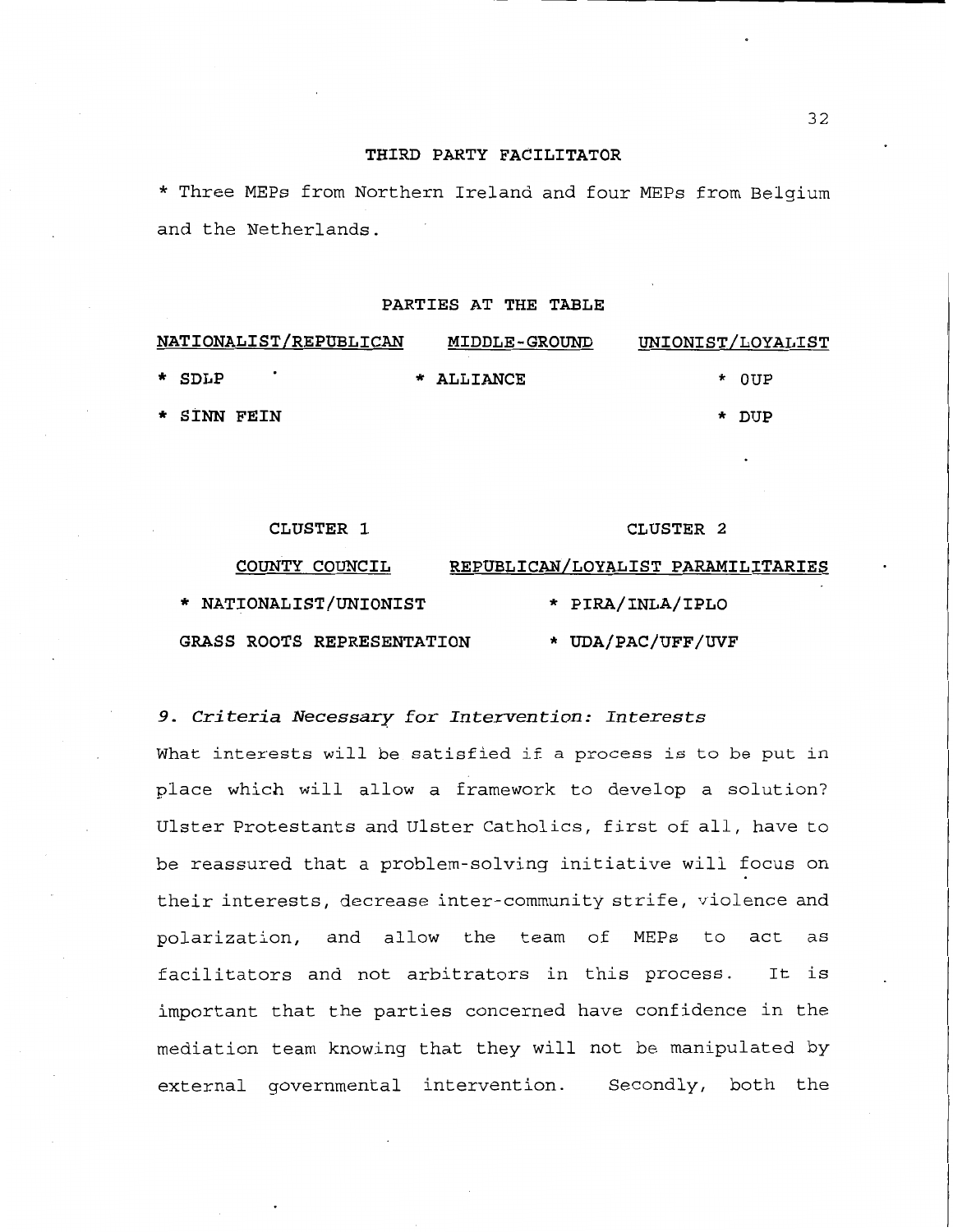**THIRD PARTY FACILITATOR**

* Three MEPs from Northern Ireland and four MEPs from Belgium and the Netherlands.

**PARTIES AT THE TABLE**

| NATIONALIST/REPUBLICAN | MIDDLE-GROUND | UNIONIST/LOYALIST |
|---|---|---|
| * SDLP | * ALLIANCE | * OUP |
| * SINN FEIN | | * DUP |

| CLUSTER 1 | CLUSTER 2 |
|---|---|
| COUNTY COUNCIL | REPUBLICAN/LOYALIST PARAMILITARIES |
| * NATIONALIST/UNIONIST | * PIRA/INLA/IPLO |
| GRASS ROOTS REPRESENTATION | * UDA/PAC/UFF/UVF |

### *9. Criteria Necessary for Intervention: Interests*

What interests will be satisfied if a process is to be put in place which will allow a framework to develop a solution? Ulster Protestants and Ulster Catholics, first of all, have to be reassured that a problem-solving initiative will focus on their interests, decrease inter-community strife, violence and polarization, and allow the team of MEPs to act as facilitators and not arbitrators in this process. It is important that the parties concerned have confidence in the mediation team knowing that they will not be manipulated by external governmental intervention. Secondly, both the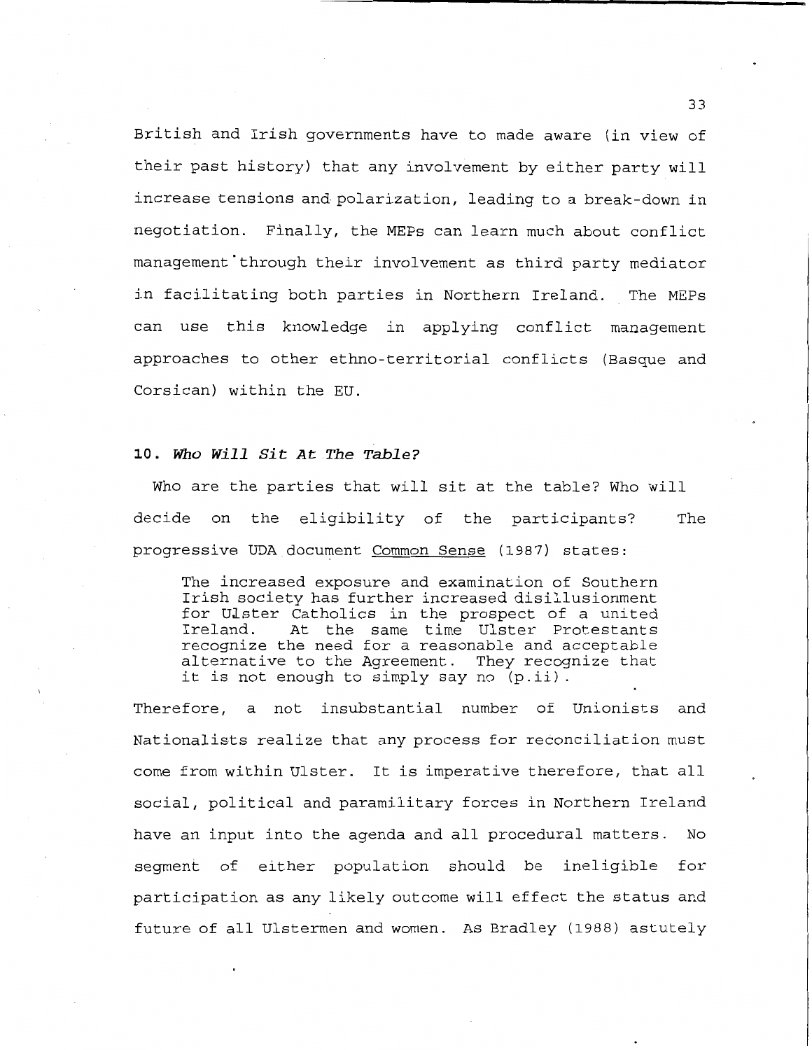British and Irish governments have to made aware (in view of their past history) that any involvement by either party will increase tensions and polarization, leading to a break-down in negotiation. Finally, the MEPs can learn much about conflict management through their involvement as third party mediator in facilitating both parties in Northern Ireland. The MEPs can use this knowledge in applying conflict management approaches to other ethno-territorial conflicts (Basque and Corsican) within the EU.

## 10. *Who Will Sit At The Table?*

Who are the parties that will sit at the table? Who will decide on the eligibility of the participants? The progressive UDA document Common Sense (1987) states:

> The increased exposure and examination of Southern Irish society has further increased disillusionment for Ulster Catholics in the prospect of a united Ireland. At the same time Ulster Protestants recognize the need for a reasonable and acceptable alternative to the Agreement. They recognize that it is not enough to simply say no (p.ii).

Therefore, a not insubstantial number of Unionists and Nationalists realize that any process for reconciliation must come from within Ulster. It is imperative therefore, that all social, political and paramilitary forces in Northern Ireland have an input into the agenda and all procedural matters. No segment of either population should be ineligible for participation as any likely outcome will effect the status and future of all Ulstermen and women. As Bradley (1988) astutely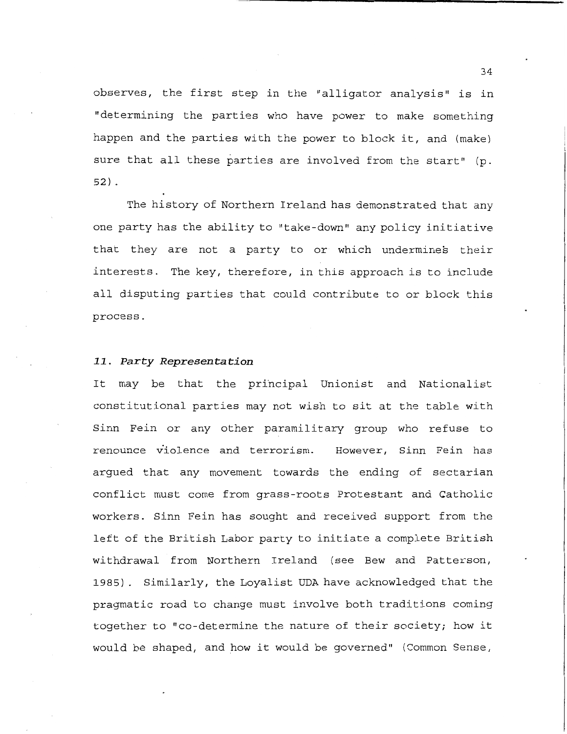observes, the first step in the "alligator analysis" is in "determining the parties who have power to make something happen and the parties with the power to block it, and (make) sure that all these parties are involved from the start" (p. 52).

The history of Northern Ireland has demonstrated that any one party has the ability to "take-down" any policy initiative that they are not a party to or which undermines their interests. The key, therefore, in this approach is to include all disputing parties that could contribute to or block this process.

### *11. Party Representation*

It may be that the principal Unionist and Nationalist constitutional parties may not wish to sit at the table with Sinn Fein or any other paramilitary group who refuse to renounce violence and terrorism. However, Sinn Fein has argued that any movement towards the ending of sectarian conflict must come from grass-roots Protestant and Catholic workers. Sinn Fein has sought and received support from the left of the British Labor party to initiate a complete British withdrawal from Northern Ireland (see Bew and Patterson, 1985). Similarly, the Loyalist UDA have acknowledged that the pragmatic road to change must involve both traditions coming together to "co-determine the nature of their society; how it would be shaped, and how it would be governed" (Common Sense,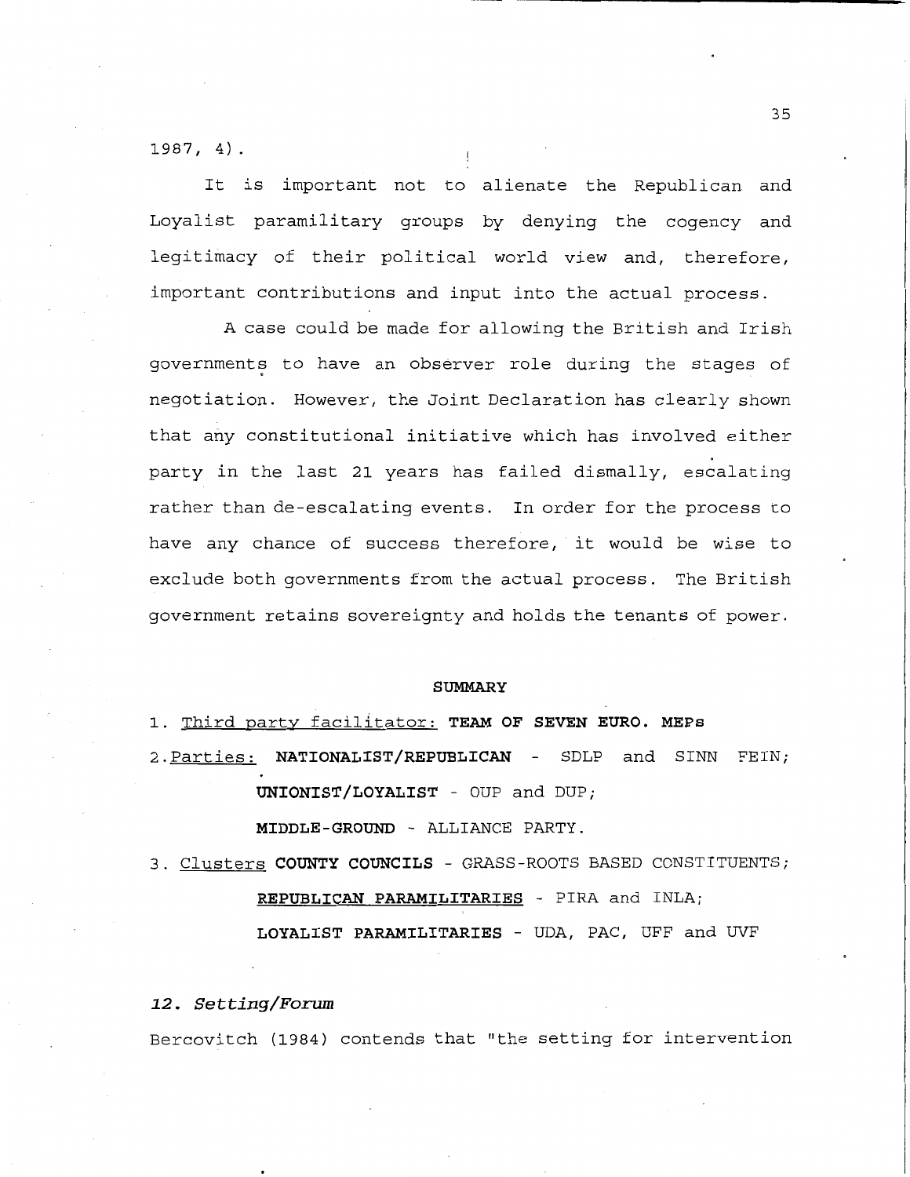1987, 4).

It is important not to alienate the Republican and Loyalist paramilitary groups by denying the cogency and legitimacy of their political world view and, therefore, important contributions and input into the actual process.

A case could be made for allowing the British and Irish governments to have an observer role during the stages of negotiation. However, the Joint Declaration has clearly shown that any constitutional initiative which has involved either party in the last 21 years has failed dismally, escalating rather than de-escalating events. In order for the process to have any chance of success therefore, it would be wise to exclude both governments from the actual process. The British government retains sovereignty and holds the tenants of power.

**SUMMARY**

1. Third party facilitator: **TEAM OF SEVEN EURO. MEPs**
2. Parties: **NATIONALIST/REPUBLICAN** - SDLP and SINN FEIN;
   **UNIONIST/LOYALIST** - OUP and DUP;
   **MIDDLE-GROUND** - ALLIANCE PARTY.
3. Clusters **COUNTY COUNCILS** - GRASS-ROOTS BASED CONSTITUENTS;
   **REPUBLICAN PARAMILITARIES** - PIRA and INLA;
   **LOYALIST PARAMILITARIES** - UDA, PAC, UFF and UVF

### *12. Setting/Forum*

Bercovitch (1984) contends that "the setting for intervention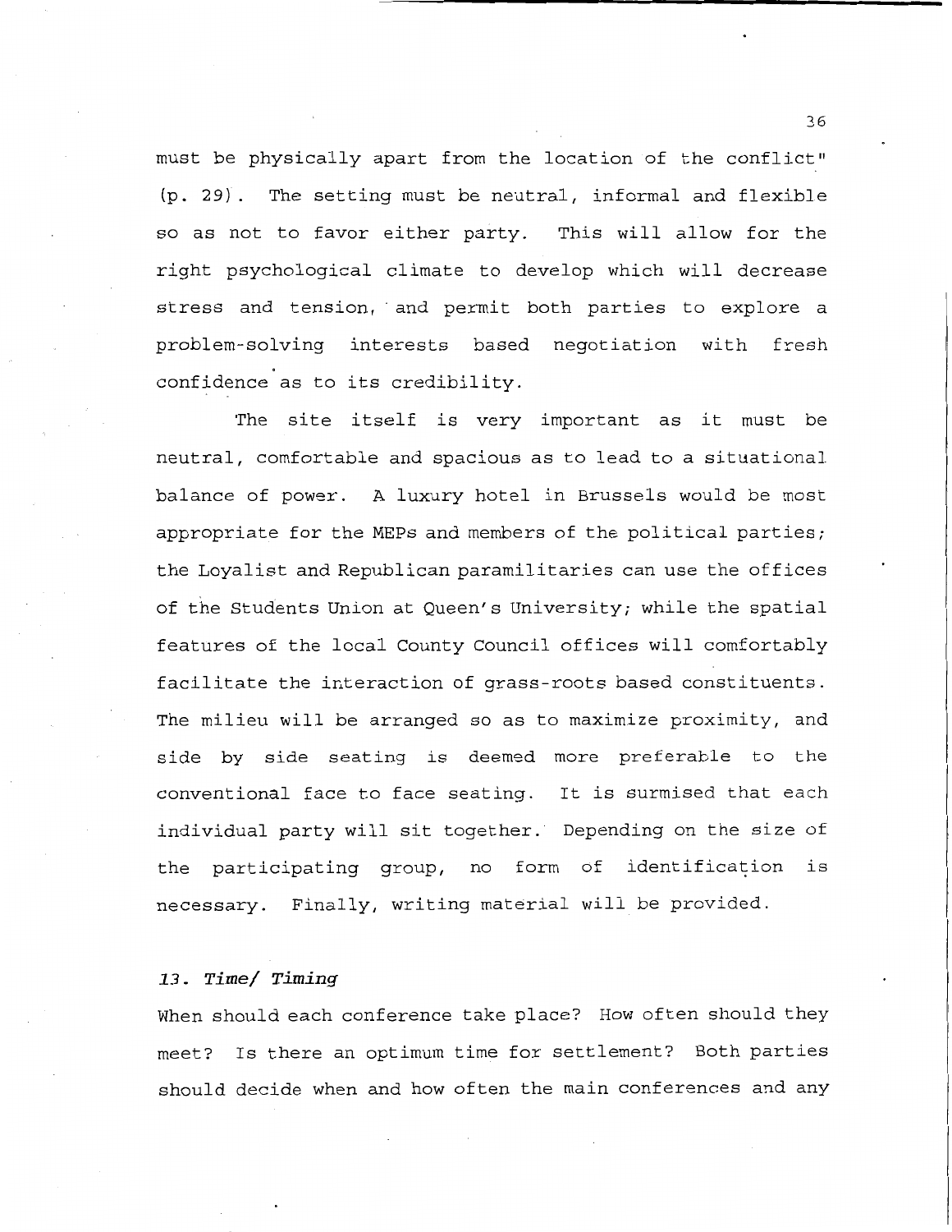must be physically apart from the location of the conflict" (p. 29). The setting must be neutral, informal and flexible so as not to favor either party. This will allow for the right psychological climate to develop which will decrease stress and tension, and permit both parties to explore a problem-solving interests based negotiation with fresh confidence as to its credibility.

The site itself is very important as it must be neutral, comfortable and spacious as to lead to a situational balance of power. A luxury hotel in Brussels would be most appropriate for the MEPs and members of the political parties; the Loyalist and Republican paramilitaries can use the offices of the Students Union at Queen's University; while the spatial features of the local County Council offices will comfortably facilitate the interaction of grass-roots based constituents. The milieu will be arranged so as to maximize proximity, and side by side seating is deemed more preferable to the conventional face to face seating. It is surmised that each individual party will sit together. Depending on the size of the participating group, no form of identification is necessary. Finally, writing material will be provided.

### *13. Time/ Timing*

When should each conference take place? How often should they meet? Is there an optimum time for settlement? Both parties should decide when and how often the main conferences and any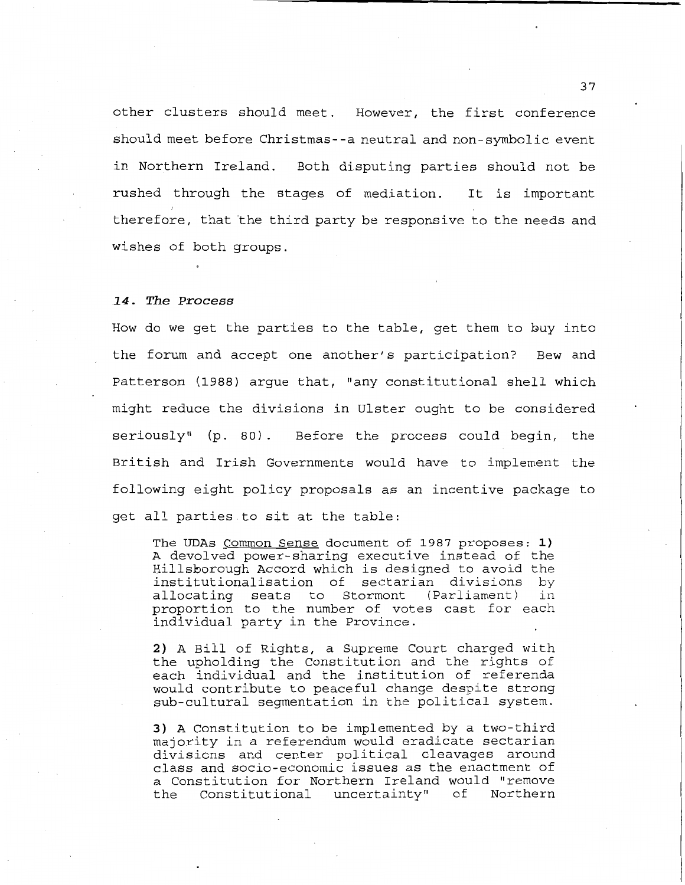other clusters should meet. However, the first conference should meet before Christmas--a neutral and non-symbolic event in Northern Ireland. Both disputing parties should not be rushed through the stages of mediation. It is important therefore, that the third party be responsive to the needs and wishes of both groups.

### *14. The Process*

How do we get the parties to the table, get them to buy into the forum and accept one another's participation? Bew and Patterson (1988) argue that, "any constitutional shell which might reduce the divisions in Ulster ought to be considered seriously" (p. 80). Before the process could begin, the British and Irish Governments would have to implement the following eight policy proposals as an incentive package to get all parties to sit at the table:

> The UDAs Common Sense document of 1987 proposes: **1)** A devolved power-sharing executive instead of the Hillsborough Accord which is designed to avoid the institutionalisation of sectarian divisions by allocating seats to Stormont (Parliament) in proportion to the number of votes cast for each individual party in the Province.
>
> **2)** A Bill of Rights, a Supreme Court charged with the upholding the Constitution and the rights of each individual and the institution of referenda would contribute to peaceful change despite strong sub-cultural segmentation in the political system.
>
> **3)** A Constitution to be implemented by a two-third majority in a referendum would eradicate sectarian divisions and center political cleavages around class and socio-economic issues as the enactment of a Constitution for Northern Ireland would "remove the Constitutional uncertainty" of Northern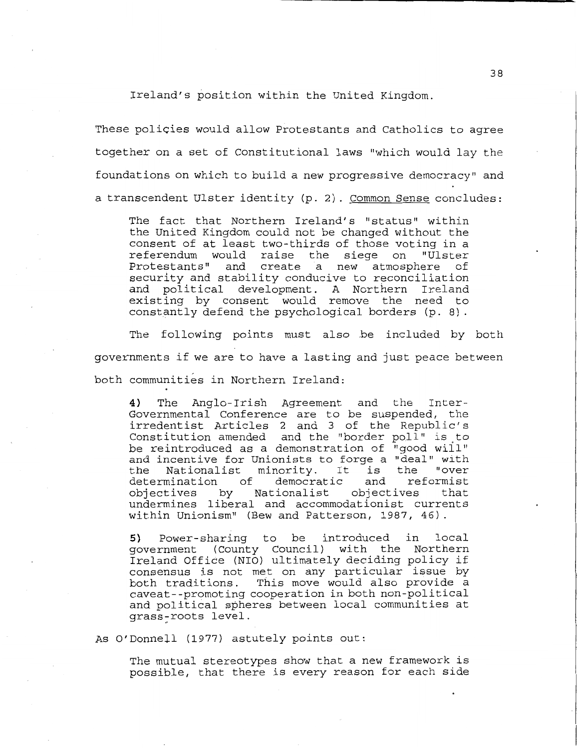Ireland's position within the United Kingdom.

These policies would allow Protestants and Catholics to agree together on a set of Constitutional laws "which would lay the foundations on which to build a new progressive democracy" and a transcendent Ulster identity (p. 2). Common Sense concludes:

> The fact that Northern Ireland's "status" within the United Kingdom could not be changed without the consent of at least two-thirds of those voting in a referendum would raise the siege on "Ulster Protestants" and create a new atmosphere of security and stability conducive to reconciliation and political development. A Northern Ireland existing by consent would remove the need to constantly defend the psychological borders (p. 8).

The following points must also be included by both governments if we are to have a lasting and just peace between both communities in Northern Ireland:

> **4)** The Anglo-Irish Agreement and the Inter-Governmental Conference are to be suspended, the irredentist Articles 2 and 3 of the Republic's Constitution amended and the "border poll" is to be reintroduced as a demonstration of "good will" and incentive for Unionists to forge a "deal" with the Nationalist minority. It is the "over determination of democratic and reformist objectives by Nationalist objectives that undermines liberal and accommodationist currents within Unionism" (Bew and Patterson, 1987, 46).
>
> **5)** Power-sharing to be introduced in local government (County Council) with the Northern Ireland Office (NIO) ultimately deciding policy if consensus is not met on any particular issue by both traditions. This move would also provide a caveat--promoting cooperation in both non-political and political spheres between local communities at grass-roots level.

As O'Donnell (1977) astutely points out:

> The mutual stereotypes show that a new framework is possible, that there is every reason for each side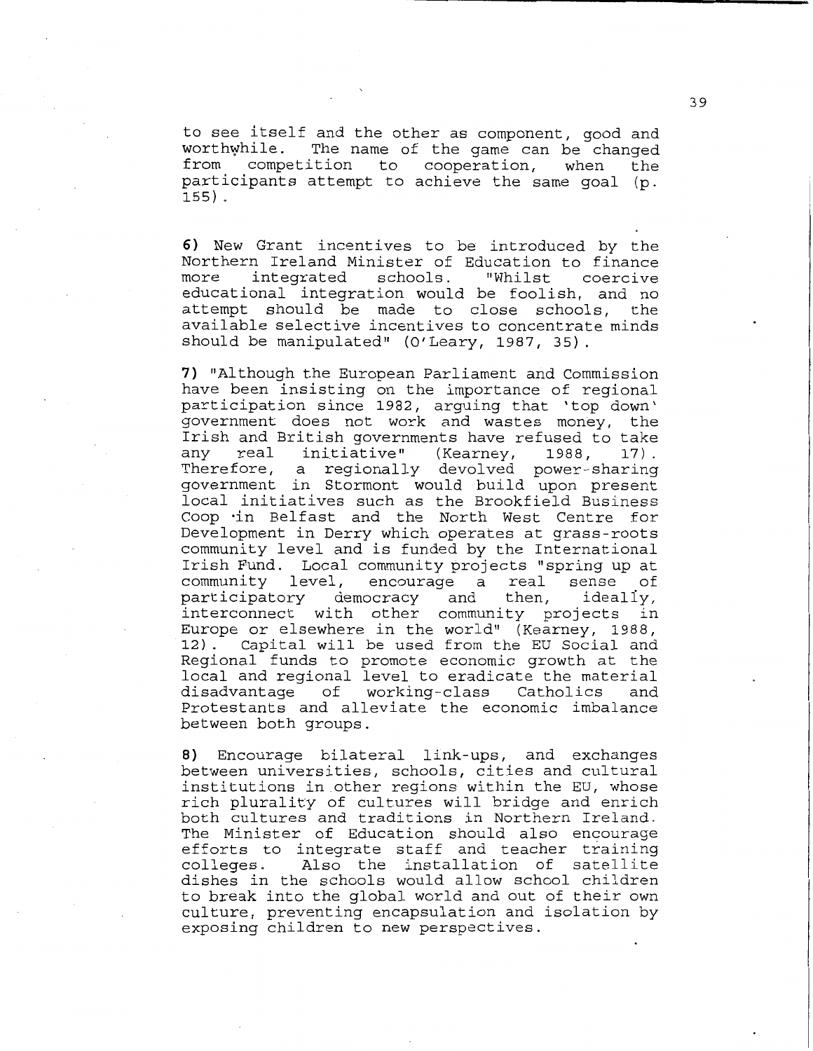to see itself and the other as component, good and worthwhile. The name of the game can be changed from competition to cooperation, when the participants attempt to achieve the same goal (p. 155).

**6)** New Grant incentives to be introduced by the Northern Ireland Minister of Education to finance more integrated schools. "Whilst coercive educational integration would be foolish, and no attempt should be made to close schools, the available selective incentives to concentrate minds should be manipulated" (O'Leary, 1987, 35).

**7)** "Although the European Parliament and Commission have been insisting on the importance of regional participation since 1982, arguing that 'top down' government does not work and wastes money, the Irish and British governments have refused to take any real initiative" (Kearney, 1988, 17). Therefore, a regionally devolved power-sharing government in Stormont would build upon present local initiatives such as the Brookfield Business Coop in Belfast and the North West Centre for Development in Derry which operates at grass-roots community level and is funded by the International Irish Fund. Local community projects "spring up at community level, encourage a real sense of participatory democracy and then, ideally, interconnect with other community projects in Europe or elsewhere in the world" (Kearney, 1988, 12). Capital will be used from the EU Social and Regional funds to promote economic growth at the local and regional level to eradicate the material disadvantage of working-class Catholics and Protestants and alleviate the economic imbalance between both groups.

**8)** Encourage bilateral link-ups, and exchanges between universities, schools, cities and cultural institutions in other regions within the EU, whose rich plurality of cultures will bridge and enrich both cultures and traditions in Northern Ireland. The Minister of Education should also encourage efforts to integrate staff and teacher training colleges. Also the installation of satellite dishes in the schools would allow school children to break into the global world and out of their own culture, preventing encapsulation and isolation by exposing children to new perspectives.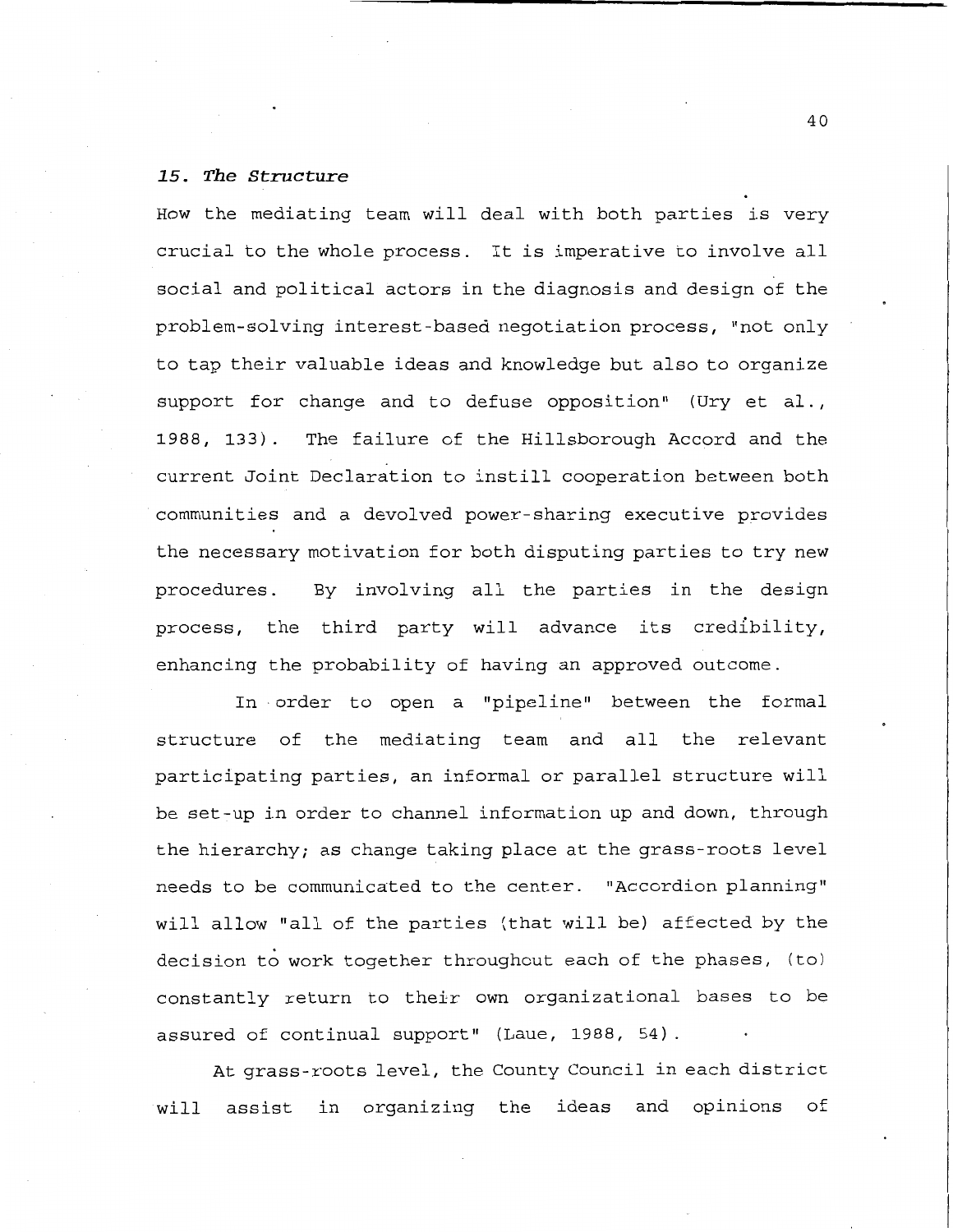### *15. The Structure*

How the mediating team will deal with both parties is very crucial to the whole process. It is imperative to involve all social and political actors in the diagnosis and design of the problem-solving interest-based negotiation process, "not only to tap their valuable ideas and knowledge but also to organize support for change and to defuse opposition" (Ury et al., 1988, 133). The failure of the Hillsborough Accord and the current Joint Declaration to instill cooperation between both communities and a devolved power-sharing executive provides the necessary motivation for both disputing parties to try new procedures. By involving all the parties in the design process, the third party will advance its credibility, enhancing the probability of having an approved outcome.

In order to open a "pipeline" between the formal structure of the mediating team and all the relevant participating parties, an informal or parallel structure will be set-up in order to channel information up and down, through the hierarchy; as change taking place at the grass-roots level needs to be communicated to the center. "Accordion planning" will allow "all of the parties (that will be) affected by the decision to work together throughout each of the phases, (to) constantly return to their own organizational bases to be assured of continual support" (Laue, 1988, 54).

At grass-roots level, the County Council in each district will assist in organizing the ideas and opinions of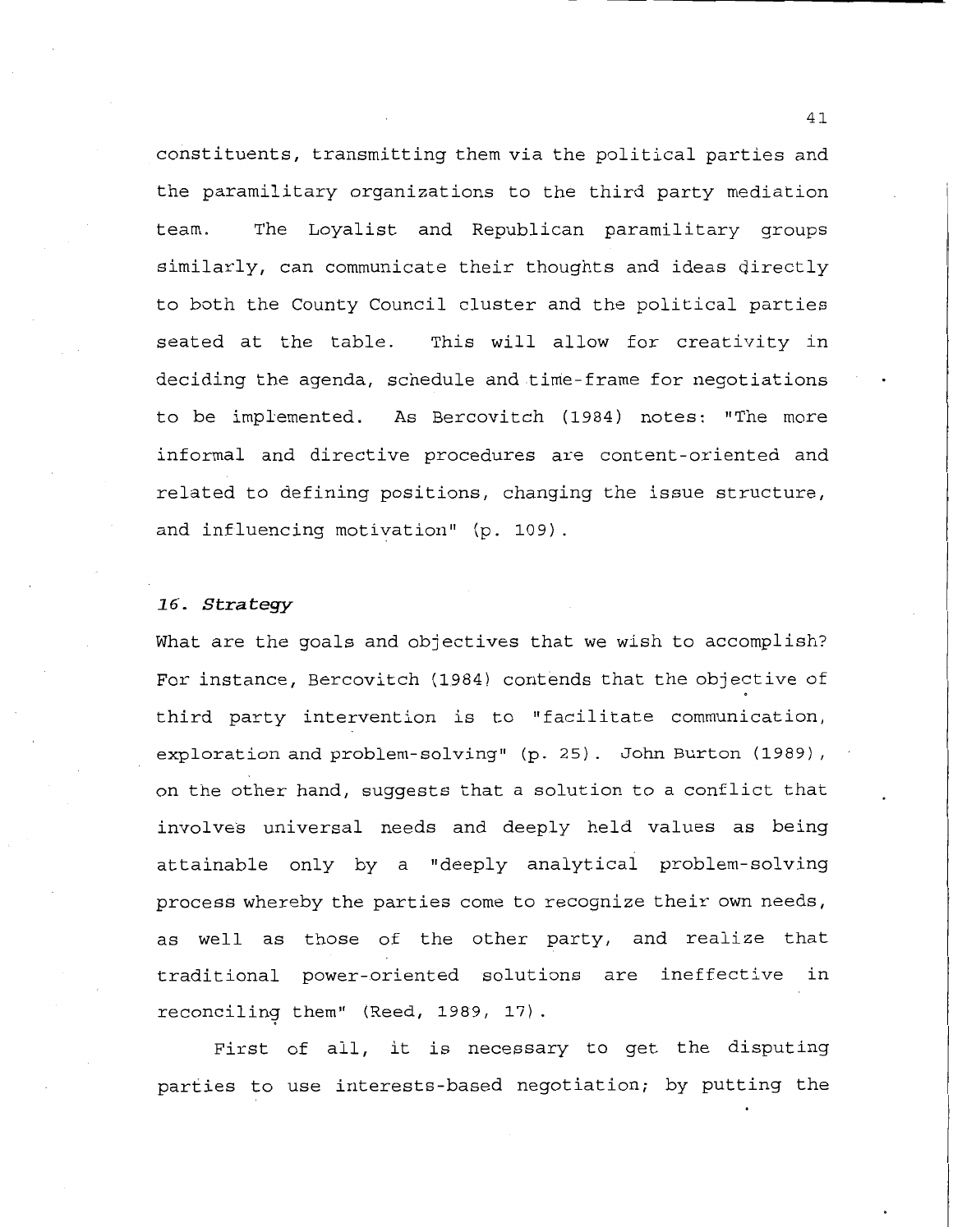constituents, transmitting them via the political parties and the paramilitary organizations to the third party mediation team. The Loyalist and Republican paramilitary groups similarly, can communicate their thoughts and ideas directly to both the County Council cluster and the political parties seated at the table. This will allow for creativity in deciding the agenda, schedule and time-frame for negotiations to be implemented. As Bercovitch (1984) notes: "The more informal and directive procedures are content-oriented and related to defining positions, changing the issue structure, and influencing motivation" (p. 109).

### *16. Strategy*

What are the goals and objectives that we wish to accomplish? For instance, Bercovitch (1984) contends that the objective of third party intervention is to "facilitate communication, exploration and problem-solving" (p. 25). John Burton (1989), on the other hand, suggests that a solution to a conflict that involves universal needs and deeply held values as being attainable only by a "deeply analytical problem-solving process whereby the parties come to recognize their own needs, as well as those of the other party, and realize that traditional power-oriented solutions are ineffective in reconciling them" (Reed, 1989, 17).

First of all, it is necessary to get the disputing parties to use interests-based negotiation; by putting the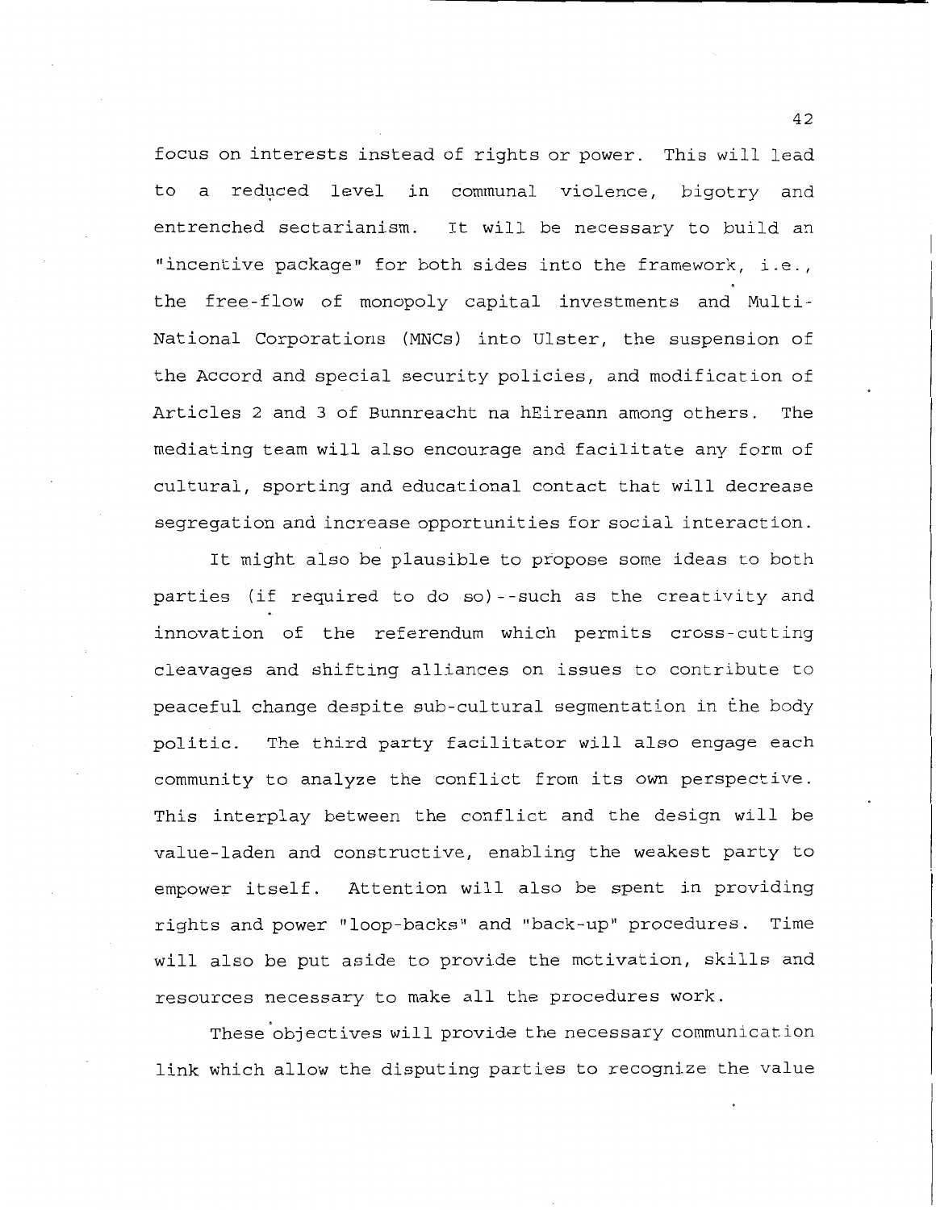focus on interests instead of rights or power. This will lead to a reduced level in communal violence, bigotry and entrenched sectarianism. It will be necessary to build an "incentive package" for both sides into the framework, i.e., the free-flow of monopoly capital investments and Multi-National Corporations (MNCs) into Ulster, the suspension of the Accord and special security policies, and modification of Articles 2 and 3 of Bunnreacht na hEireann among others. The mediating team will also encourage and facilitate any form of cultural, sporting and educational contact that will decrease segregation and increase opportunities for social interaction.

It might also be plausible to propose some ideas to both parties (if required to do so)--such as the creativity and innovation of the referendum which permits cross-cutting cleavages and shifting alliances on issues to contribute to peaceful change despite sub-cultural segmentation in the body politic. The third party facilitator will also engage each community to analyze the conflict from its own perspective. This interplay between the conflict and the design will be value-laden and constructive, enabling the weakest party to empower itself. Attention will also be spent in providing rights and power "loop-backs" and "back-up" procedures. Time will also be put aside to provide the motivation, skills and resources necessary to make all the procedures work.

These objectives will provide the necessary communication link which allow the disputing parties to recognize the value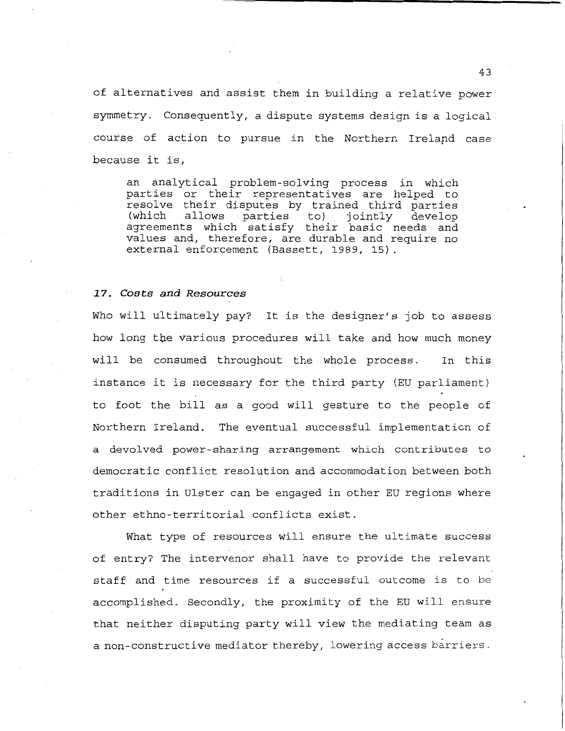of alternatives and assist them in building a relative power symmetry. Consequently, a dispute systems design is a logical course of action to pursue in the Northern Ireland case because it is,

> an analytical problem-solving process in which parties or their representatives are helped to resolve their disputes by trained third parties (which allows parties to) jointly develop agreements which satisfy their basic needs and values and, therefore, are durable and require no external enforcement (Bassett, 1989, 15).

### *17. Costs and Resources*

Who will ultimately pay? It is the designer's job to assess how long the various procedures will take and how much money will be consumed throughout the whole process. In this instance it is necessary for the third party (EU parliament) to foot the bill as a good will gesture to the people of Northern Ireland. The eventual successful implementation of a devolved power-sharing arrangement which contributes to democratic conflict resolution and accommodation between both traditions in Ulster can be engaged in other EU regions where other ethno-territorial conflicts exist.

What type of resources will ensure the ultimate success of entry? The intervenor shall have to provide the relevant staff and time resources if a successful outcome is to be accomplished. Secondly, the proximity of the EU will ensure that neither disputing party will view the mediating team as a non-constructive mediator thereby, lowering access barriers.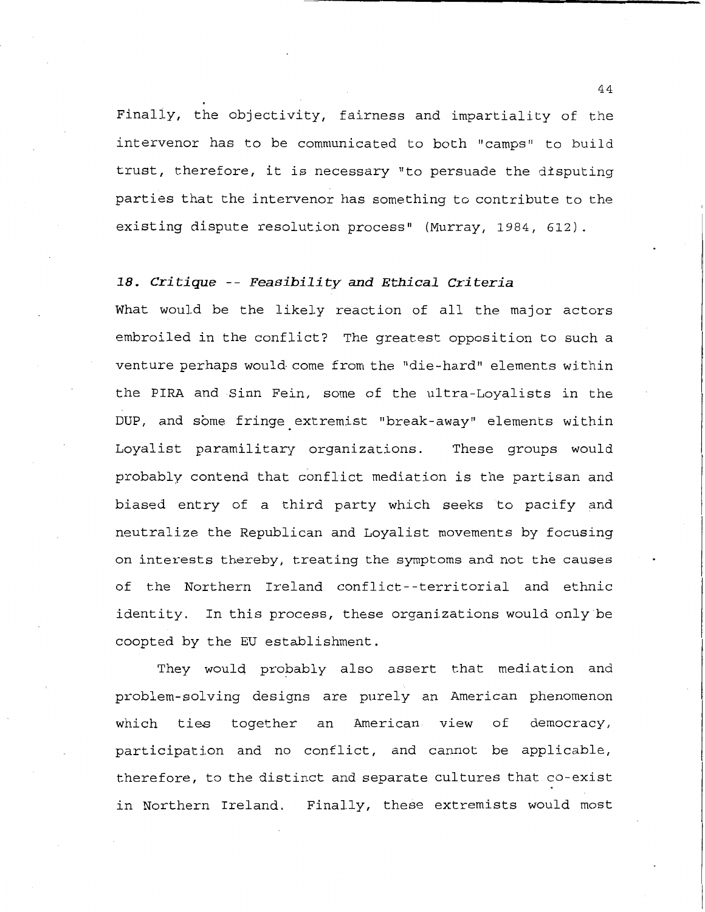Finally, the objectivity, fairness and impartiality of the intervenor has to be communicated to both "camps" to build trust, therefore, it is necessary "to persuade the disputing parties that the intervenor has something to contribute to the existing dispute resolution process" (Murray, 1984, 612).

### *18. Critique -- Feasibility and Ethical Criteria*

What would be the likely reaction of all the major actors embroiled in the conflict? The greatest opposition to such a venture perhaps would come from the "die-hard" elements within the PIRA and Sinn Fein, some of the ultra-Loyalists in the DUP, and some fringe extremist "break-away" elements within Loyalist paramilitary organizations. These groups would probably contend that conflict mediation is the partisan and biased entry of a third party which seeks to pacify and neutralize the Republican and Loyalist movements by focusing on interests thereby, treating the symptoms and not the causes of the Northern Ireland conflict--territorial and ethnic identity. In this process, these organizations would only be coopted by the EU establishment.

They would probably also assert that mediation and problem-solving designs are purely an American phenomenon which ties together an American view of democracy, participation and no conflict, and cannot be applicable, therefore, to the distinct and separate cultures that co-exist in Northern Ireland. Finally, these extremists would most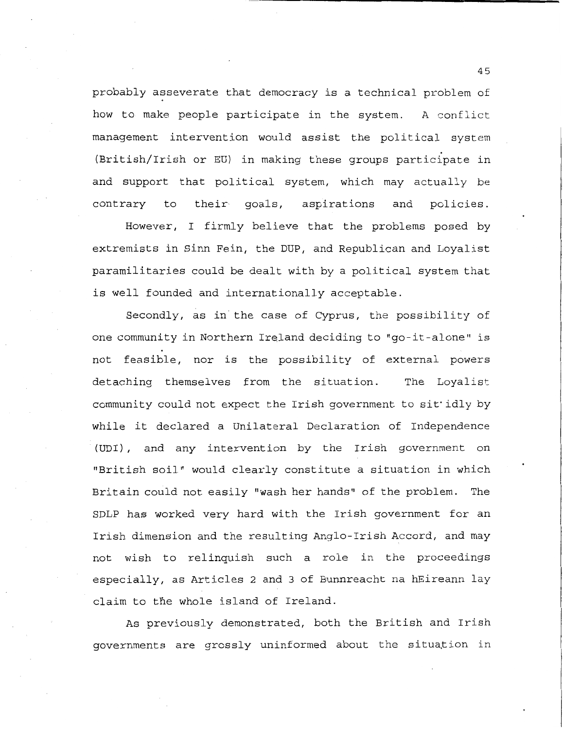probably asseverate that democracy is a technical problem of how to make people participate in the system. A conflict management intervention would assist the political system (British/Irish or EU) in making these groups participate in and support that political system, which may actually be contrary to their goals, aspirations and policies.

However, I firmly believe that the problems posed by extremists in Sinn Fein, the DUP, and Republican and Loyalist paramilitaries could be dealt with by a political system that is well founded and internationally acceptable.

Secondly, as in the case of Cyprus, the possibility of one community in Northern Ireland deciding to "go-it-alone" is not feasible, nor is the possibility of external powers detaching themselves from the situation. The Loyalist community could not expect the Irish government to sit idly by while it declared a Unilateral Declaration of Independence (UDI), and any intervention by the Irish government on "British soil" would clearly constitute a situation in which Britain could not easily "wash her hands" of the problem. The SDLP has worked very hard with the Irish government for an Irish dimension and the resulting Anglo-Irish Accord, and may not wish to relinquish such a role in the proceedings especially, as Articles 2 and 3 of Bunnreacht na hEireann lay claim to the whole island of Ireland.

As previously demonstrated, both the British and Irish governments are grossly uninformed about the situation in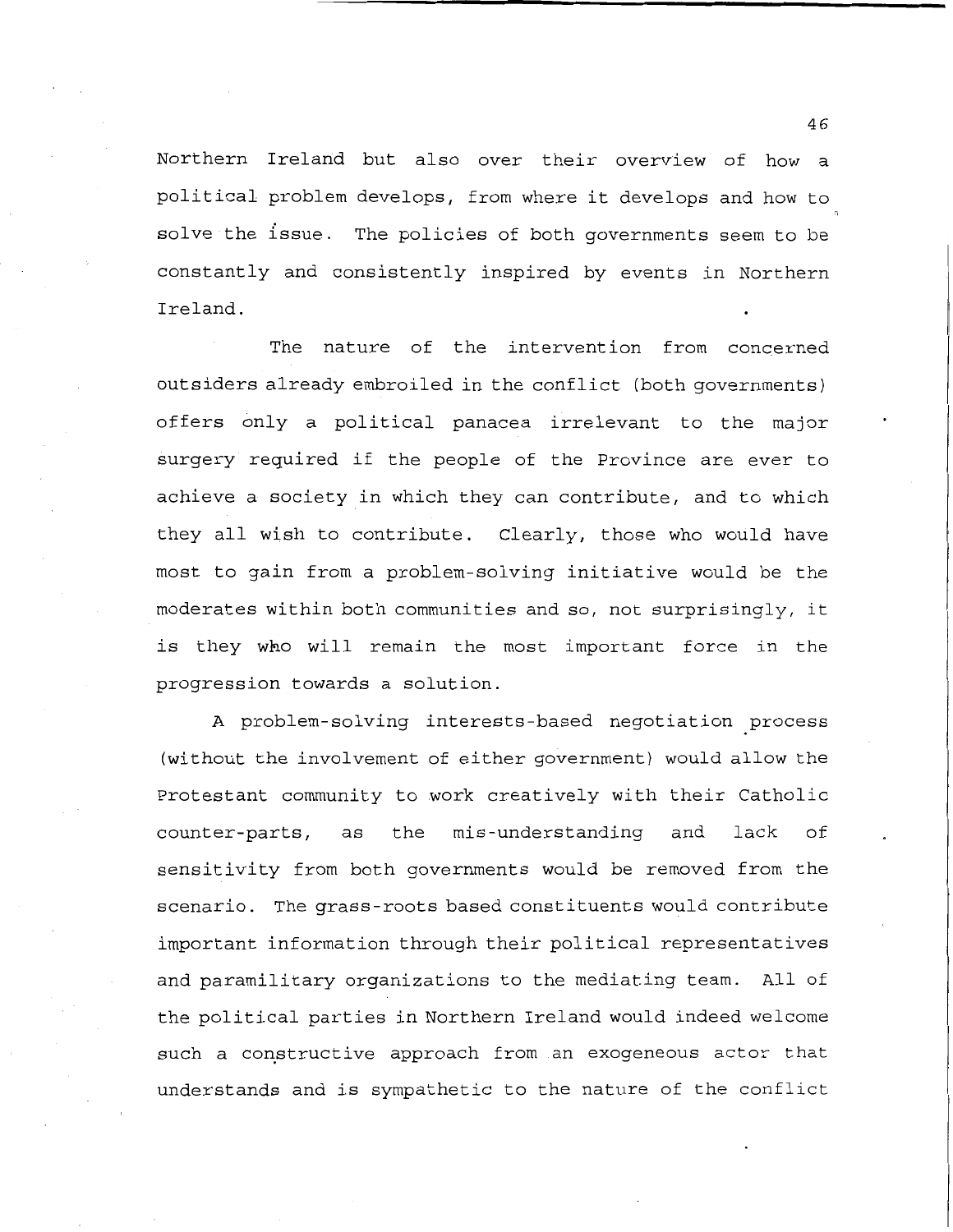Northern Ireland but also over their overview of how a political problem develops, from where it develops and how to solve the issue. The policies of both governments seem to be constantly and consistently inspired by events in Northern Ireland.

The nature of the intervention from concerned outsiders already embroiled in the conflict (both governments) offers only a political panacea irrelevant to the major surgery required if the people of the Province are ever to achieve a society in which they can contribute, and to which they all wish to contribute. Clearly, those who would have most to gain from a problem-solving initiative would be the moderates within both communities and so, not surprisingly, it is they who will remain the most important force in the progression towards a solution.

A problem-solving interests-based negotiation process (without the involvement of either government) would allow the Protestant community to work creatively with their Catholic counter-parts, as the mis-understanding and lack of sensitivity from both governments would be removed from the scenario. The grass-roots based constituents would contribute important information through their political representatives and paramilitary organizations to the mediating team. All of the political parties in Northern Ireland would indeed welcome such a constructive approach from an exogeneous actor that understands and is sympathetic to the nature of the conflict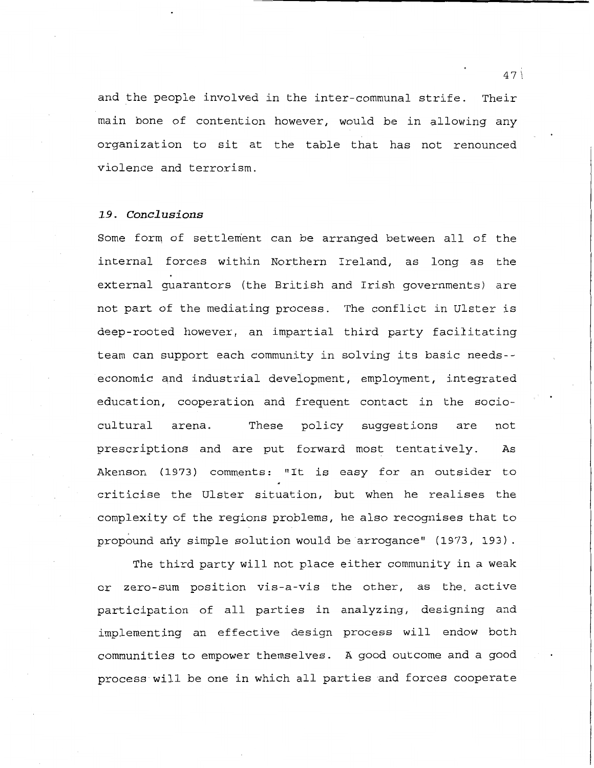and the people involved in the inter-communal strife. Their main bone of contention however, would be in allowing any organization to sit at the table that has not renounced violence and terrorism.

### *19. Conclusions*

Some form of settlement can be arranged between all of the internal forces within Northern Ireland, as long as the external guarantors (the British and Irish governments) are not part of the mediating process. The conflict in Ulster is deep-rooted however, an impartial third party facilitating team can support each community in solving its basic needs--economic and industrial development, employment, integrated education, cooperation and frequent contact in the socio-cultural arena. These policy suggestions are not prescriptions and are put forward most tentatively. As Akenson (1973) comments: "It is easy for an outsider to criticise the Ulster situation, but when he realises the complexity of the regions problems, he also recognises that to propound any simple solution would be arrogance" (1973, 193).

The third party will not place either community in a weak or zero-sum position vis-a-vis the other, as the active participation of all parties in analyzing, designing and implementing an effective design process will endow both communities to empower themselves. A good outcome and a good process will be one in which all parties and forces cooperate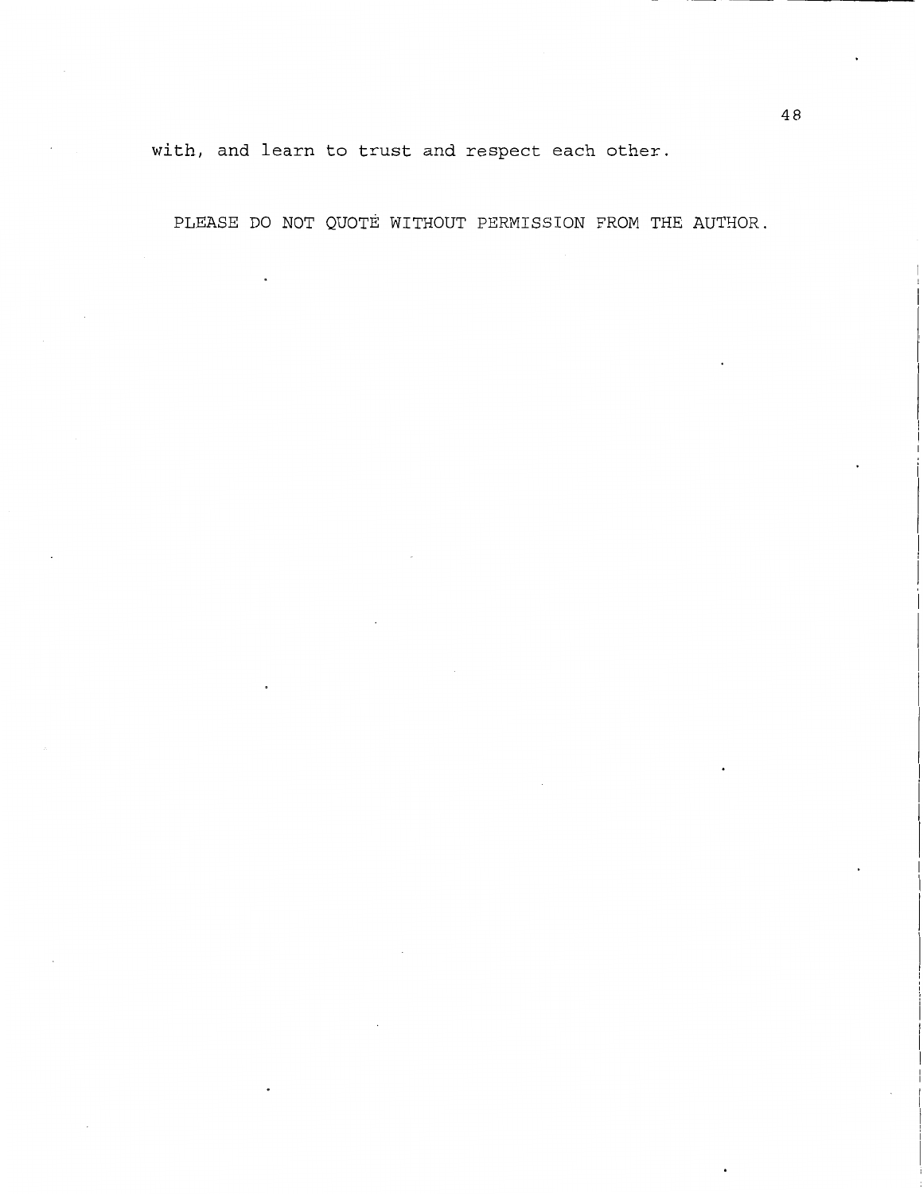with, and learn to trust and respect each other.

PLEASE DO NOT QUOTE WITHOUT PERMISSION FROM THE AUTHOR.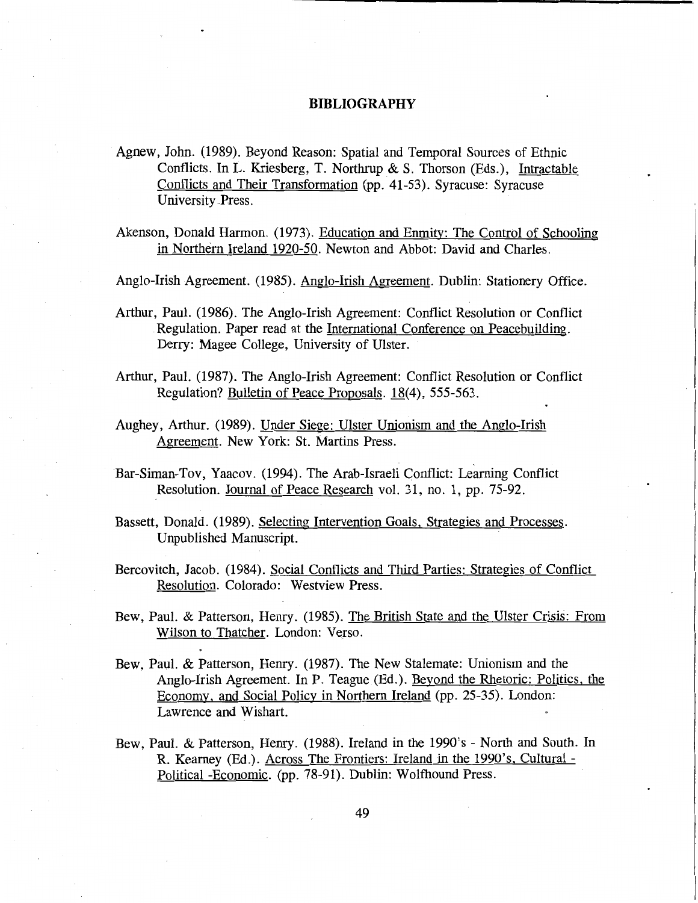# BIBLIOGRAPHY

Agnew, John. (1989). Beyond Reason: Spatial and Temporal Sources of Ethnic Conflicts. In L. Kriesberg, T. Northrup & S. Thorson (Eds.), Intractable Conflicts and Their Transformation (pp. 41-53). Syracuse: Syracuse University Press.

Akenson, Donald Harmon. (1973). Education and Enmity: The Control of Schooling in Northern Ireland 1920-50. Newton and Abbot: David and Charles.

Anglo-Irish Agreement. (1985). Anglo-Irish Agreement. Dublin: Stationery Office.

Arthur, Paul. (1986). The Anglo-Irish Agreement: Conflict Resolution or Conflict Regulation. Paper read at the International Conference on Peacebuilding. Derry: Magee College, University of Ulster.

Arthur, Paul. (1987). The Anglo-Irish Agreement: Conflict Resolution or Conflict Regulation? Bulletin of Peace Proposals. 18(4), 555-563.

Aughey, Arthur. (1989). Under Siege: Ulster Unionism and the Anglo-Irish Agreement. New York: St. Martins Press.

Bar-Siman-Tov, Yaacov. (1994). The Arab-Israeli Conflict: Learning Conflict Resolution. Journal of Peace Research vol. 31, no. 1, pp. 75-92.

Bassett, Donald. (1989). Selecting Intervention Goals, Strategies and Processes. Unpublished Manuscript.

Bercovitch, Jacob. (1984). Social Conflicts and Third Parties: Strategies of Conflict Resolution. Colorado: Westview Press.

Bew, Paul. & Patterson, Henry. (1985). The British State and the Ulster Crisis: From Wilson to Thatcher. London: Verso.

Bew, Paul. & Patterson, Henry. (1987). The New Stalemate: Unionism and the Anglo-Irish Agreement. In P. Teague (Ed.). Beyond the Rhetoric: Politics, the Economy, and Social Policy in Northern Ireland (pp. 25-35). London: Lawrence and Wishart.

Bew, Paul. & Patterson, Henry. (1988). Ireland in the 1990's - North and South. In R. Kearney (Ed.). Across The Frontiers: Ireland in the 1990's, Cultural - Political -Economic. (pp. 78-91). Dublin: Wolfhound Press.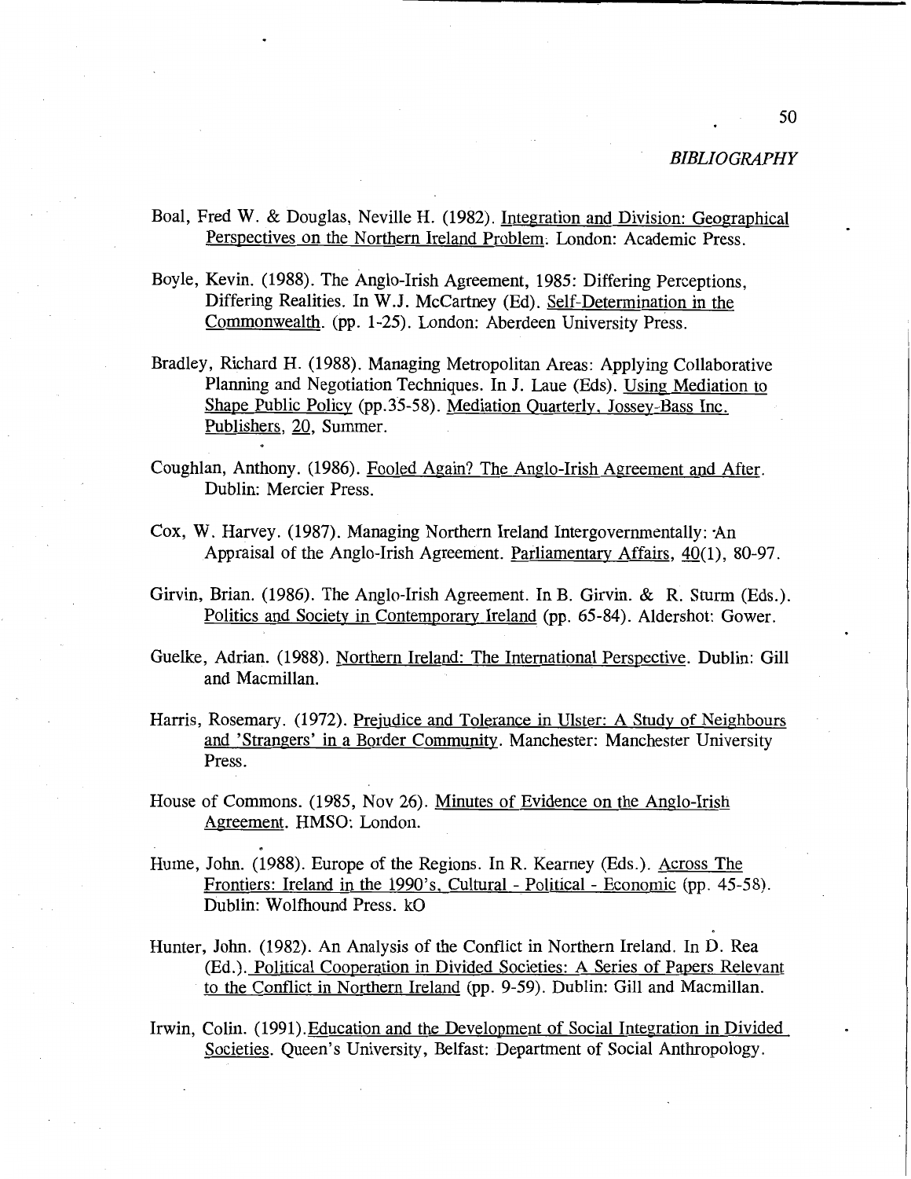*BIBLIOGRAPHY*

Boal, Fred W. & Douglas, Neville H. (1982). Integration and Division: Geographical Perspectives on the Northern Ireland Problem. London: Academic Press.

Boyle, Kevin. (1988). The Anglo-Irish Agreement, 1985: Differing Perceptions, Differing Realities. In W.J. McCartney (Ed). Self-Determination in the Commonwealth. (pp. 1-25). London: Aberdeen University Press.

Bradley, Richard H. (1988). Managing Metropolitan Areas: Applying Collaborative Planning and Negotiation Techniques. In J. Laue (Eds). Using Mediation to Shape Public Policy (pp.35-58). Mediation Quarterly, Jossey-Bass Inc. Publishers, 20, Summer.

Coughlan, Anthony. (1986). Fooled Again? The Anglo-Irish Agreement and After. Dublin: Mercier Press.

Cox, W. Harvey. (1987). Managing Northern Ireland Intergovernmentally: An Appraisal of the Anglo-Irish Agreement. Parliamentary Affairs, 40(1), 80-97.

Girvin, Brian. (1986). The Anglo-Irish Agreement. In B. Girvin. & R. Sturm (Eds.). Politics and Society in Contemporary Ireland (pp. 65-84). Aldershot: Gower.

Guelke, Adrian. (1988). Northern Ireland: The International Perspective. Dublin: Gill and Macmillan.

Harris, Rosemary. (1972). Prejudice and Tolerance in Ulster: A Study of Neighbours and 'Strangers' in a Border Community. Manchester: Manchester University Press.

House of Commons. (1985, Nov 26). Minutes of Evidence on the Anglo-Irish Agreement. HMSO: London.

Hume, John. (1988). Europe of the Regions. In R. Kearney (Eds.). Across The Frontiers: Ireland in the 1990's, Cultural - Political - Economic (pp. 45-58). Dublin: Wolfhound Press. kO

Hunter, John. (1982). An Analysis of the Conflict in Northern Ireland. In D. Rea (Ed.). Political Cooperation in Divided Societies: A Series of Papers Relevant to the Conflict in Northern Ireland (pp. 9-59). Dublin: Gill and Macmillan.

Irwin, Colin. (1991). Education and the Development of Social Integration in Divided Societies. Queen's University, Belfast: Department of Social Anthropology.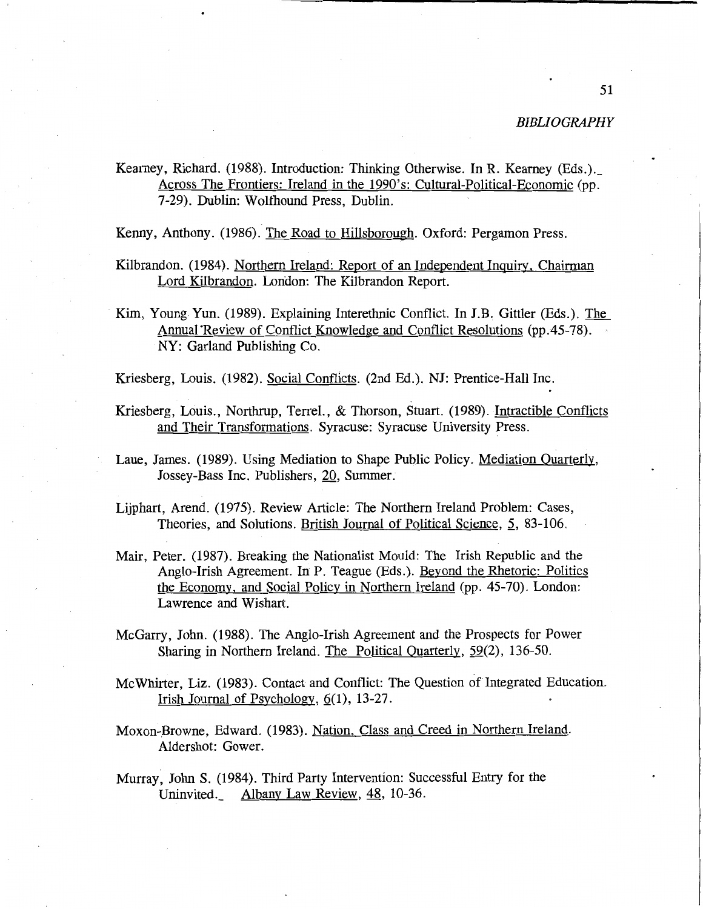*BIBLIOGRAPHY*

Kearney, Richard. (1988). Introduction: Thinking Otherwise. In R. Kearney (Eds.). Across The Frontiers: Ireland in the 1990's: Cultural-Political-Economic (pp. 7-29). Dublin: Wolfhound Press, Dublin.

Kenny, Anthony. (1986). The Road to Hillsborough. Oxford: Pergamon Press.

Kilbrandon. (1984). Northern Ireland: Report of an Independent Inquiry, Chairman Lord Kilbrandon. London: The Kilbrandon Report.

Kim, Young Yun. (1989). Explaining Interethnic Conflict. In J.B. Gittler (Eds.). The Annual Review of Conflict Knowledge and Conflict Resolutions (pp.45-78). NY: Garland Publishing Co.

Kriesberg, Louis. (1982). Social Conflicts. (2nd Ed.). NJ: Prentice-Hall Inc.

Kriesberg, Louis., Northrup, Terrel., & Thorson, Stuart. (1989). Intractible Conflicts and Their Transformations. Syracuse: Syracuse University Press.

Laue, James. (1989). Using Mediation to Shape Public Policy. Mediation Quarterly, Jossey-Bass Inc. Publishers, 20, Summer.

Lijphart, Arend. (1975). Review Article: The Northern Ireland Problem: Cases, Theories, and Solutions. British Journal of Political Science, 5, 83-106.

Mair, Peter. (1987). Breaking the Nationalist Mould: The Irish Republic and the Anglo-Irish Agreement. In P. Teague (Eds.). Beyond the Rhetoric: Politics the Economy, and Social Policy in Northern Ireland (pp. 45-70). London: Lawrence and Wishart.

McGarry, John. (1988). The Anglo-Irish Agreement and the Prospects for Power Sharing in Northern Ireland. The Political Quarterly, 59(2), 136-50.

McWhirter, Liz. (1983). Contact and Conflict: The Question of Integrated Education. Irish Journal of Psychology, 6(1), 13-27.

Moxon-Browne, Edward. (1983). Nation, Class and Creed in Northern Ireland. Aldershot: Gower.

Murray, John S. (1984). Third Party Intervention: Successful Entry for the Uninvited. Albany Law Review, 48, 10-36.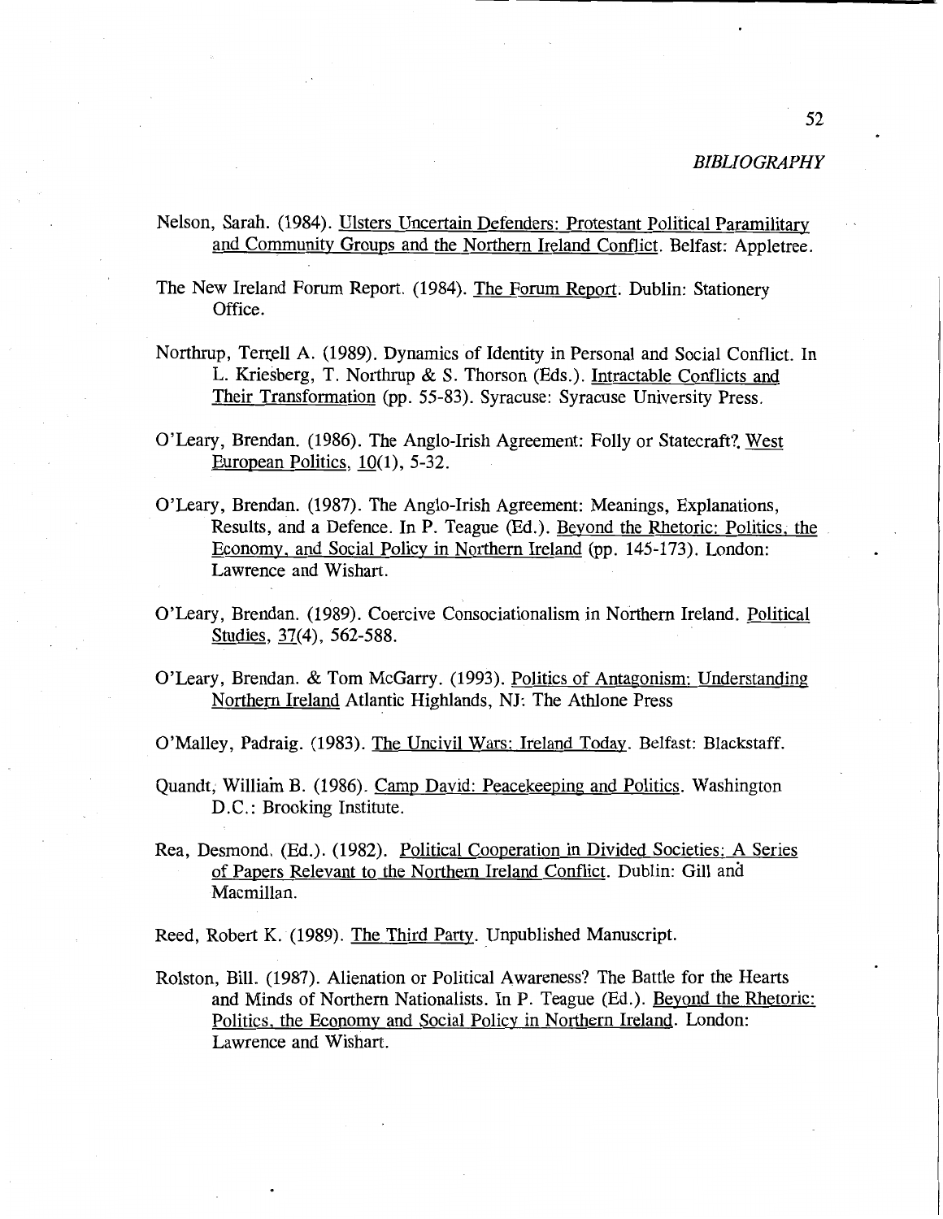*BIBLIOGRAPHY*

Nelson, Sarah. (1984). Ulsters Uncertain Defenders: Protestant Political Paramilitary and Community Groups and the Northern Ireland Conflict. Belfast: Appletree.

The New Ireland Forum Report. (1984). The Forum Report. Dublin: Stationery Office.

Northrup, Terrell A. (1989). Dynamics of Identity in Personal and Social Conflict. In L. Kriesberg, T. Northrup & S. Thorson (Eds.). Intractable Conflicts and Their Transformation (pp. 55-83). Syracuse: Syracuse University Press.

O'Leary, Brendan. (1986). The Anglo-Irish Agreement: Folly or Statecraft?. West European Politics, 10(1), 5-32.

O'Leary, Brendan. (1987). The Anglo-Irish Agreement: Meanings, Explanations, Results, and a Defence. In P. Teague (Ed.). Beyond the Rhetoric: Politics, the Economy, and Social Policy in Northern Ireland (pp. 145-173). London: Lawrence and Wishart.

O'Leary, Brendan. (1989). Coercive Consociationalism in Northern Ireland. Political Studies, 37(4), 562-588.

O'Leary, Brendan. & Tom McGarry. (1993). Politics of Antagonism: Understanding Northern Ireland Atlantic Highlands, NJ: The Athlone Press

O'Malley, Padraig. (1983). The Uncivil Wars: Ireland Today. Belfast: Blackstaff.

Quandt, William B. (1986). Camp David: Peacekeeping and Politics. Washington D.C.: Brooking Institute.

Rea, Desmond. (Ed.). (1982). Political Cooperation in Divided Societies: A Series of Papers Relevant to the Northern Ireland Conflict. Dublin: Gill and Macmillan.

Reed, Robert K. (1989). The Third Party. Unpublished Manuscript.

Rolston, Bill. (1987). Alienation or Political Awareness? The Battle for the Hearts and Minds of Northern Nationalists. In P. Teague (Ed.). Beyond the Rhetoric: Politics, the Economy and Social Policy in Northern Ireland. London: Lawrence and Wishart.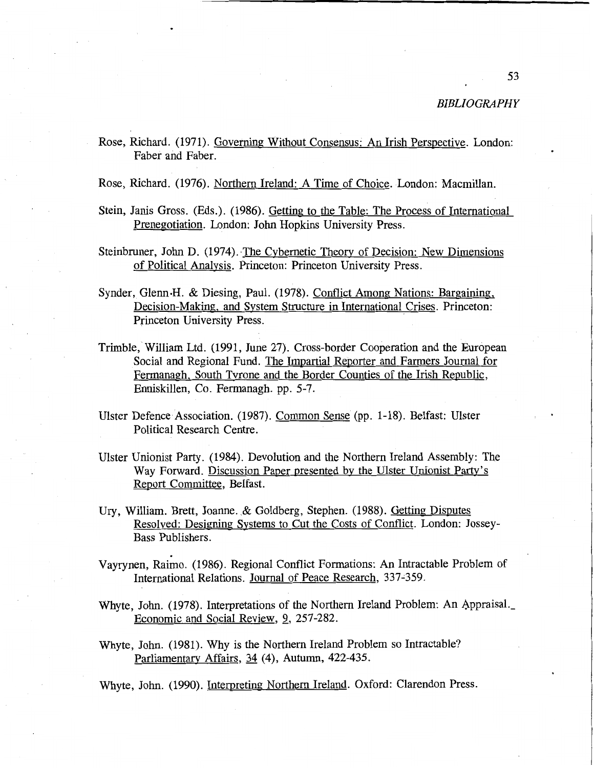Rose, Richard. (1971). Governing Without Consensus: An Irish Perspective. London: Faber and Faber.

Rose, Richard. (1976). Northern Ireland: A Time of Choice. London: Macmillan.

Stein, Janis Gross. (Eds.). (1986). Getting to the Table: The Process of International Prenegotiation. London: John Hopkins University Press.

Steinbruner, John D. (1974). The Cybernetic Theory of Decision: New Dimensions of Political Analysis. Princeton: Princeton University Press.

Synder, Glenn H. & Diesing, Paul. (1978). Conflict Among Nations: Bargaining, Decision-Making, and System Structure in International Crises. Princeton: Princeton University Press.

Trimble, William Ltd. (1991, June 27). Cross-border Cooperation and the European Social and Regional Fund. The Impartial Reporter and Farmers Journal for Fermanagh, South Tyrone and the Border Counties of the Irish Republic, Enniskillen, Co. Fermanagh. pp. 5-7.

Ulster Defence Association. (1987). Common Sense (pp. 1-18). Belfast: Ulster Political Research Centre.

Ulster Unionist Party. (1984). Devolution and the Northern Ireland Assembly: The Way Forward. Discussion Paper presented by the Ulster Unionist Party's Report Committee, Belfast.

Ury, William. Brett, Joanne. & Goldberg, Stephen. (1988). Getting Disputes Resolved: Designing Systems to Cut the Costs of Conflict. London: Jossey-Bass Publishers.

Vayrynen, Raimo. (1986). Regional Conflict Formations: An Intractable Problem of International Relations. Journal of Peace Research, 337-359.

Whyte, John. (1978). Interpretations of the Northern Ireland Problem: An Appraisal. Economic and Social Review, 9, 257-282.

Whyte, John. (1981). Why is the Northern Ireland Problem so Intractable? Parliamentary Affairs, 34 (4), Autumn, 422-435.

Whyte, John. (1990). Interpreting Northern Ireland. Oxford: Clarendon Press.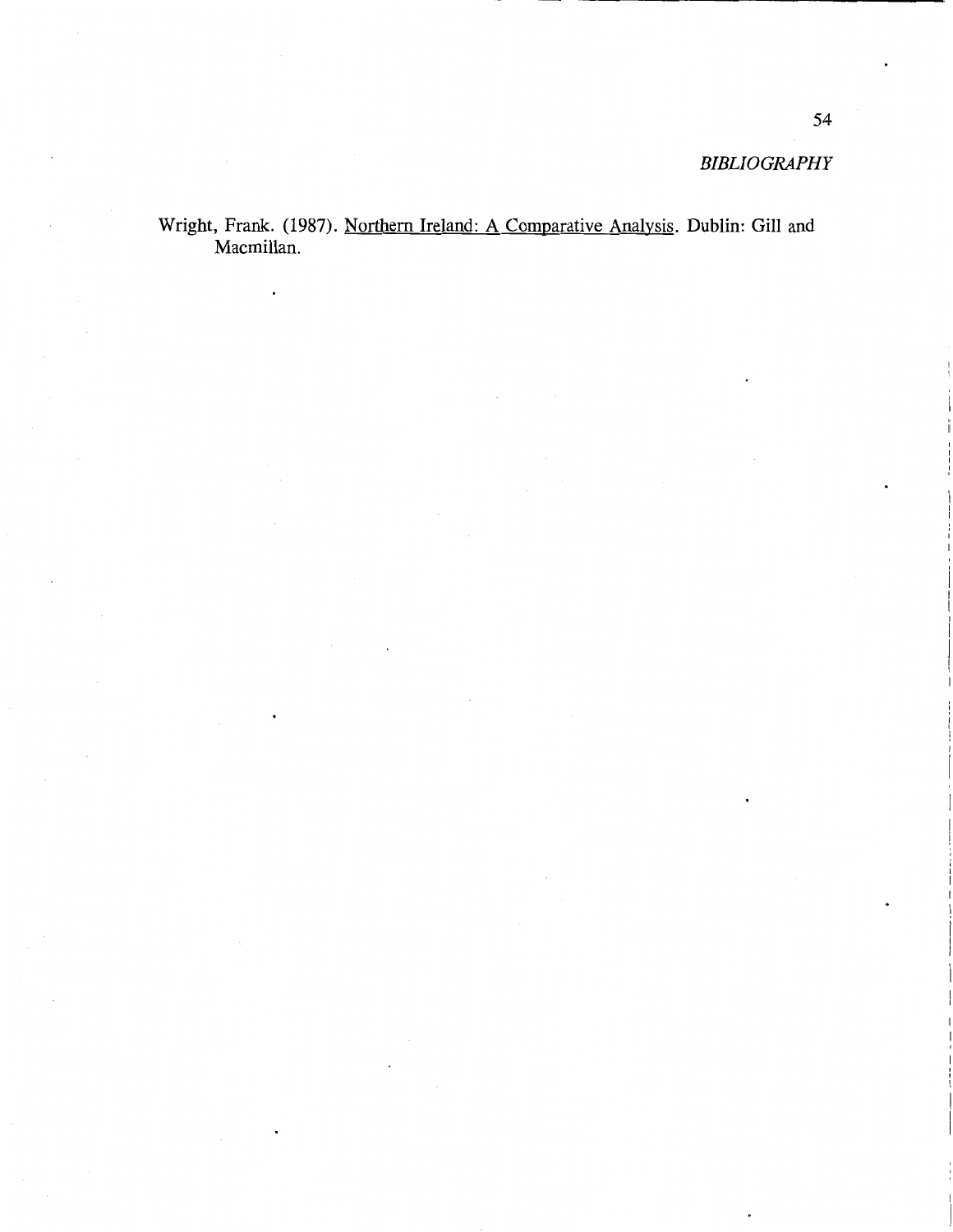*BIBLIOGRAPHY*

Wright, Frank. (1987). Northern Ireland: A Comparative Analysis. Dublin: Gill and Macmillan.